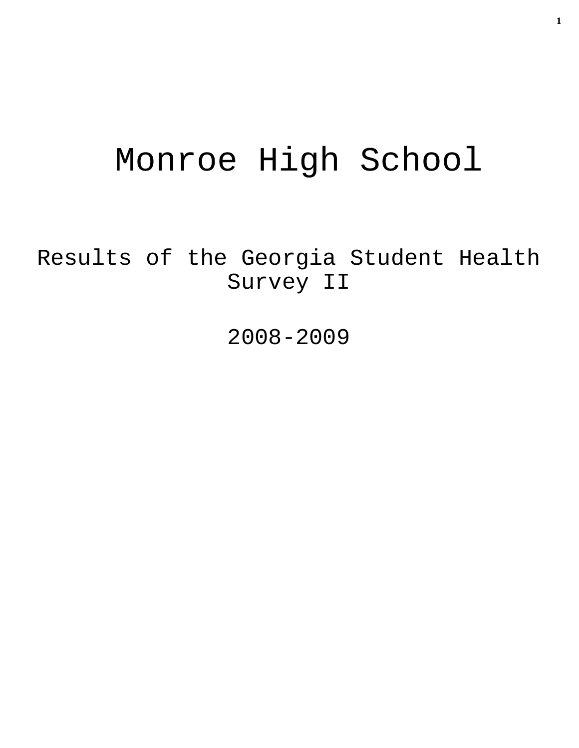# Monroe High School

## Results of the Georgia Student Health Survey II

## 2008-2009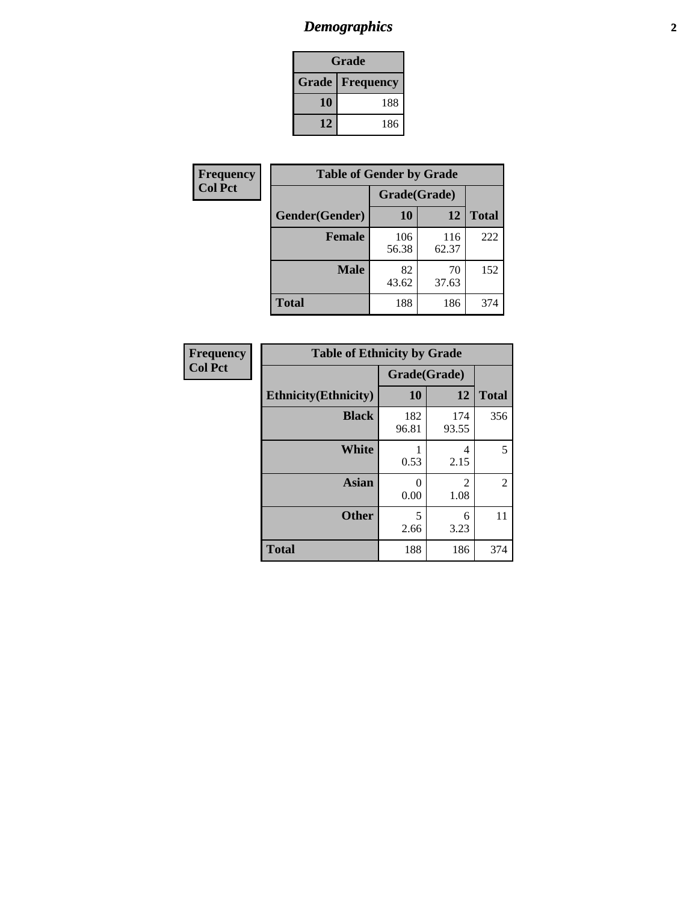## Demographics

| Grade | |
|---|---|
| **Grade** | **Frequency** |
| **10** | 188 |
| **12** | 186 |

**Frequency**
**Col Pct**

| Table of Gender by Grade | | | |
|---|---|---|---|
| | Grade(Grade) | | |
| **Gender(Gender)** | **10** | **12** | **Total** |
| **Female** | 106<br>56.38 | 116<br>62.37 | 222 |
| **Male** | 82<br>43.62 | 70<br>37.63 | 152 |
| **Total** | 188 | 186 | 374 |

**Frequency**
**Col Pct**

| Table of Ethnicity by Grade | | | |
|---|---|---|---|
| | Grade(Grade) | | |
| **Ethnicity(Ethnicity)** | **10** | **12** | **Total** |
| **Black** | 182<br>96.81 | 174<br>93.55 | 356 |
| **White** | 1<br>0.53 | 4<br>2.15 | 5 |
| **Asian** | 0<br>0.00 | 2<br>1.08 | 2 |
| **Other** | 5<br>2.66 | 6<br>3.23 | 11 |
| **Total** | 188 | 186 | 374 |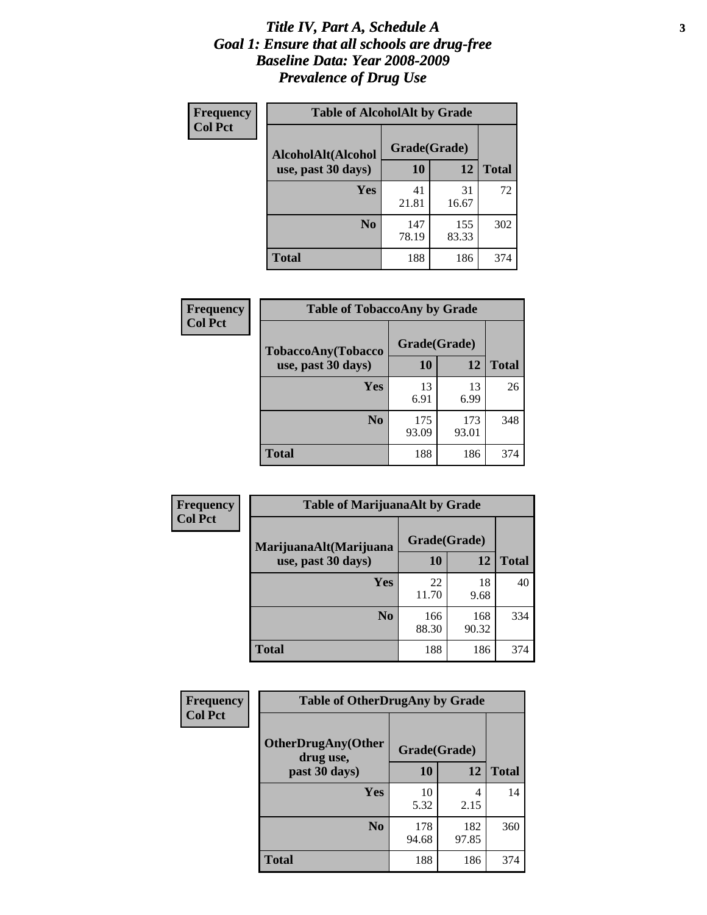# *Title IV, Part A, Schedule A*
# *Goal 1: Ensure that all schools are drug-free*
# *Baseline Data: Year 2008-2009*
# *Prevalence of Drug Use*

**Frequency**
**Col Pct**

**Table of AlcoholAlt by Grade**

| AlcoholAlt(Alcohol use, past 30 days) | Grade(Grade) 10 | 12 | Total |
|---|---|---|---|
| **Yes** | 41<br>21.81 | 31<br>16.67 | 72 |
| **No** | 147<br>78.19 | 155<br>83.33 | 302 |
| **Total** | 188 | 186 | 374 |

**Frequency**
**Col Pct**

**Table of TobaccoAny by Grade**

| TobaccoAny(Tobacco use, past 30 days) | Grade(Grade) 10 | 12 | Total |
|---|---|---|---|
| **Yes** | 13<br>6.91 | 13<br>6.99 | 26 |
| **No** | 175<br>93.09 | 173<br>93.01 | 348 |
| **Total** | 188 | 186 | 374 |

**Frequency**
**Col Pct**

**Table of MarijuanaAlt by Grade**

| MarijuanaAlt(Marijuana use, past 30 days) | Grade(Grade) 10 | 12 | Total |
|---|---|---|---|
| **Yes** | 22<br>11.70 | 18<br>9.68 | 40 |
| **No** | 166<br>88.30 | 168<br>90.32 | 334 |
| **Total** | 188 | 186 | 374 |

**Frequency**
**Col Pct**

**Table of OtherDrugAny by Grade**

| OtherDrugAny(Other drug use, past 30 days) | Grade(Grade) 10 | 12 | Total |
|---|---|---|---|
| **Yes** | 10<br>5.32 | 4<br>2.15 | 14 |
| **No** | 178<br>94.68 | 182<br>97.85 | 360 |
| **Total** | 188 | 186 | 374 |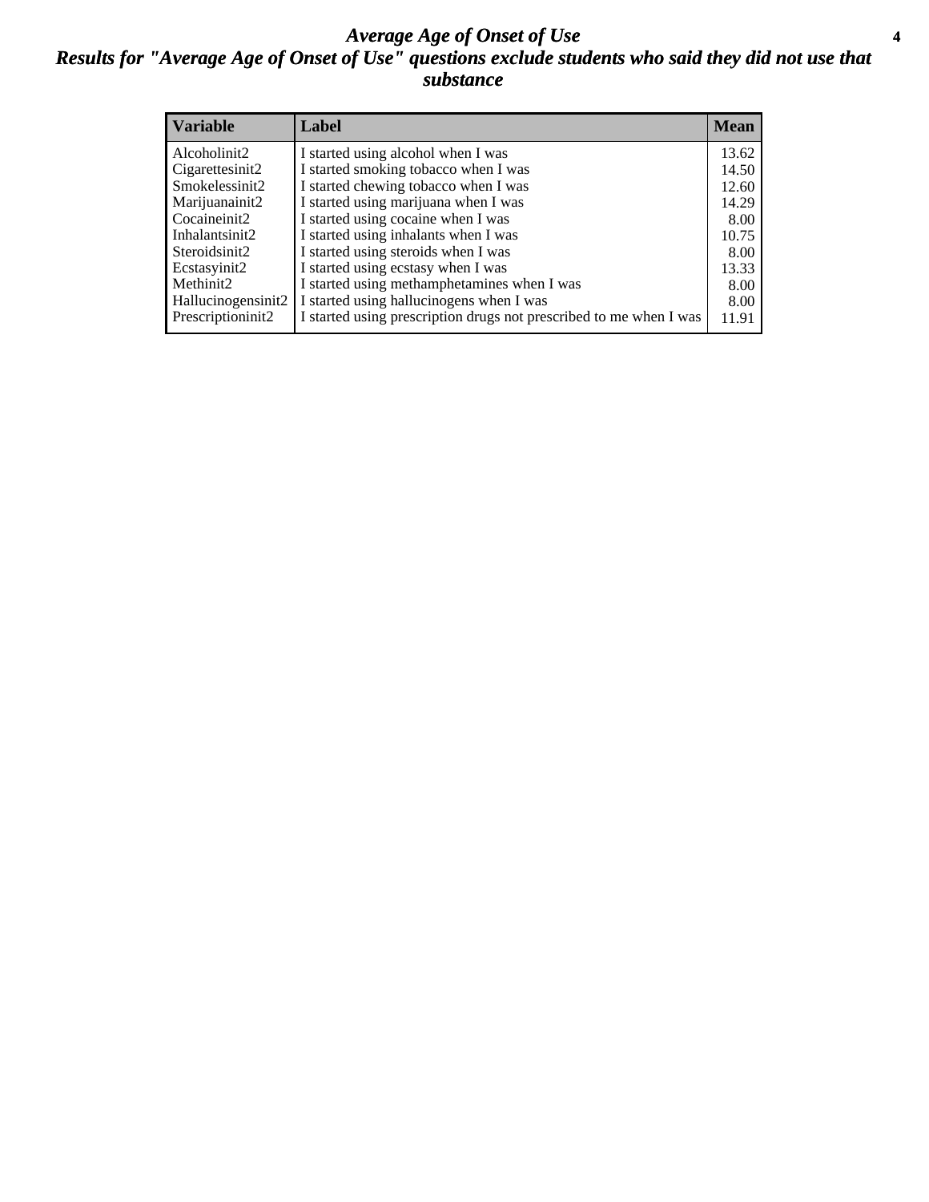# *Average Age of Onset of Use*

## *Results for "Average Age of Onset of Use" questions exclude students who said they did not use that substance*

| Variable | Label | Mean |
|---|---|---|
| Alcoholinit2 | I started using alcohol when I was | 13.62 |
| Cigarettesinit2 | I started smoking tobacco when I was | 14.50 |
| Smokelessinit2 | I started chewing tobacco when I was | 12.60 |
| Marijuanainit2 | I started using marijuana when I was | 14.29 |
| Cocaineinit2 | I started using cocaine when I was | 8.00 |
| Inhalantsinit2 | I started using inhalants when I was | 10.75 |
| Steroidsinit2 | I started using steroids when I was | 8.00 |
| Ecstasyinit2 | I started using ecstasy when I was | 13.33 |
| Methinit2 | I started using methamphetamines when I was | 8.00 |
| Hallucinogensinit2 | I started using hallucinogens when I was | 8.00 |
| Prescriptioninit2 | I started using prescription drugs not prescribed to me when I was | 11.91 |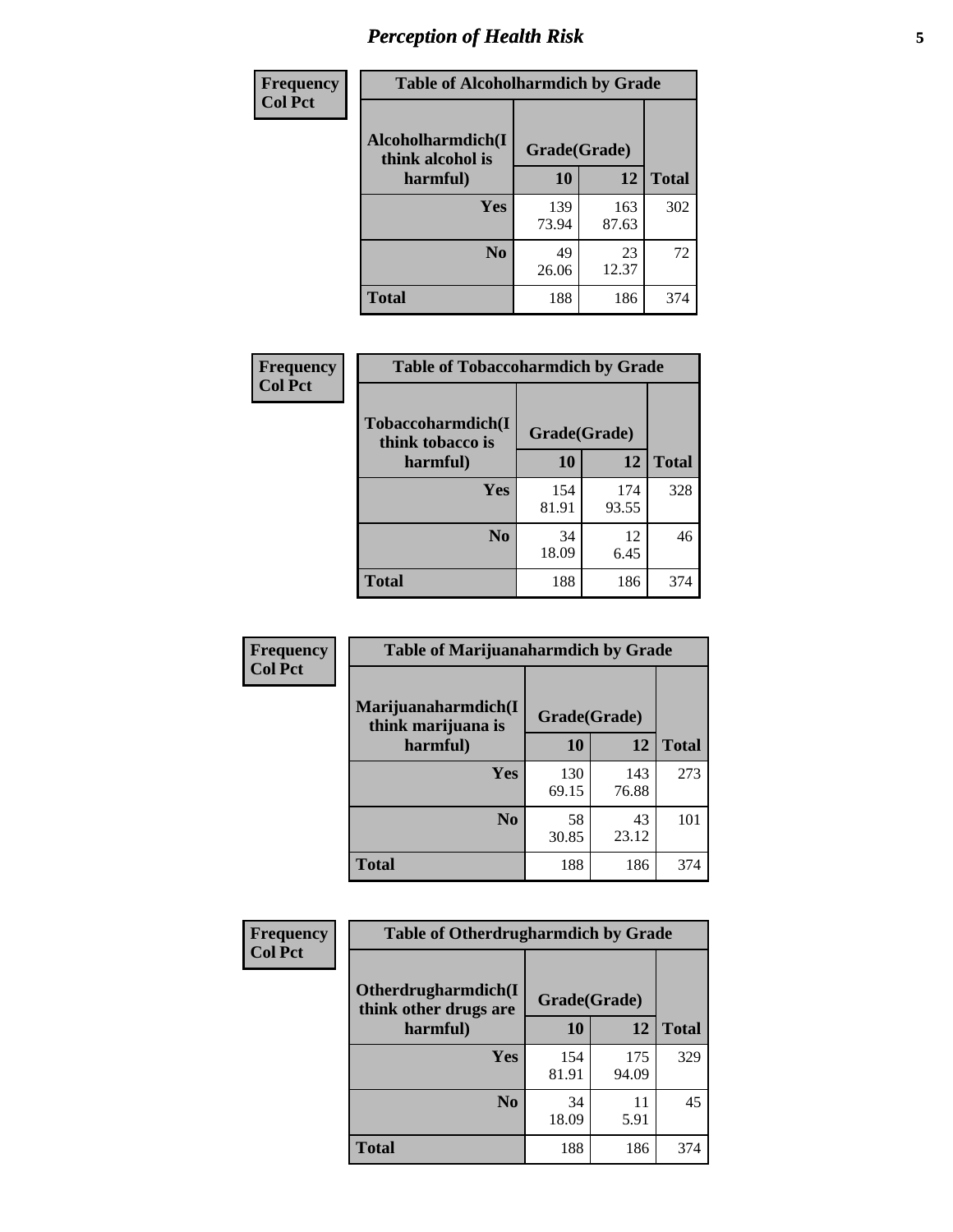| Frequency<br>Col Pct |
|---|

**Table of Alcoholharmdich by Grade**

| Alcoholharmdich(I think alcohol is harmful) | Grade(Grade) | | Total |
|---|---|---|---|
| | 10 | 12 | |
| Yes | 139<br>73.94 | 163<br>87.63 | 302 |
| No | 49<br>26.06 | 23<br>12.37 | 72 |
| Total | 188 | 186 | 374 |

| Frequency<br>Col Pct |
|---|

**Table of Tobaccoharmdich by Grade**

| Tobaccoharmdich(I think tobacco is harmful) | Grade(Grade) | | Total |
|---|---|---|---|
| | 10 | 12 | |
| Yes | 154<br>81.91 | 174<br>93.55 | 328 |
| No | 34<br>18.09 | 12<br>6.45 | 46 |
| Total | 188 | 186 | 374 |

| Frequency<br>Col Pct |
|---|

**Table of Marijuanaharmdich by Grade**

| Marijuanaharmdich(I think marijuana is harmful) | Grade(Grade) | | Total |
|---|---|---|---|
| | 10 | 12 | |
| Yes | 130<br>69.15 | 143<br>76.88 | 273 |
| No | 58<br>30.85 | 43<br>23.12 | 101 |
| Total | 188 | 186 | 374 |

| Frequency<br>Col Pct |
|---|

**Table of Otherdrugharmdich by Grade**

| Otherdrugharmdich(I think other drugs are harmful) | Grade(Grade) | | Total |
|---|---|---|---|
| | 10 | 12 | |
| Yes | 154<br>81.91 | 175<br>94.09 | 329 |
| No | 34<br>18.09 | 11<br>5.91 | 45 |
| Total | 188 | 186 | 374 |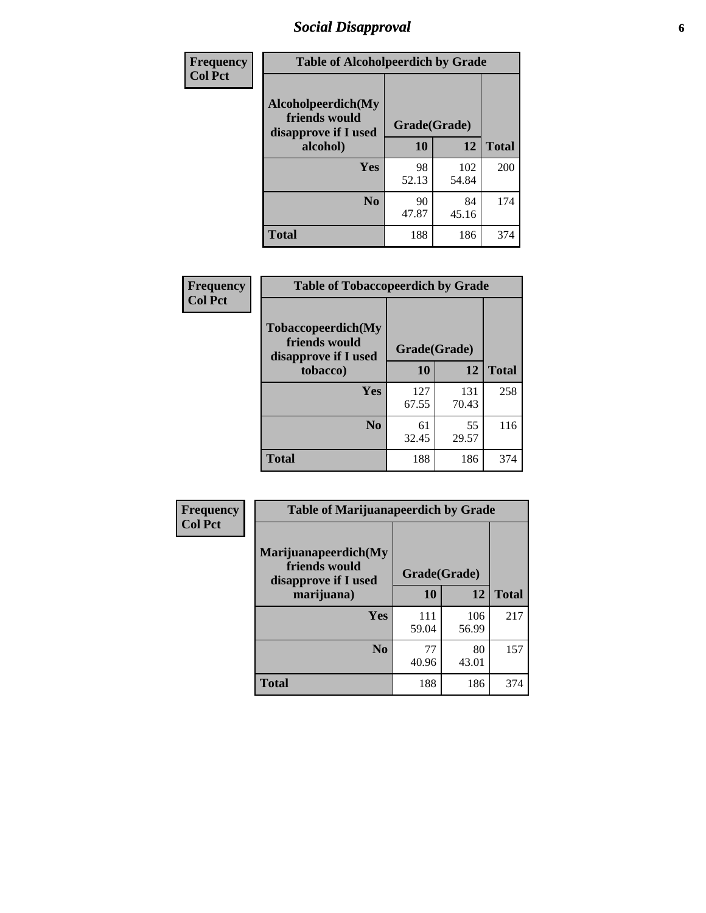## Social Disapproval

| Frequency<br>Col Pct | Table of Alcoholpeerdich by Grade | | |
|---|---|---|---|
| Alcoholpeerdich(My friends would disapprove if I used alcohol) | Grade(Grade) | | |
| | 10 | 12 | Total |
| Yes | 98<br>52.13 | 102<br>54.84 | 200 |
| No | 90<br>47.87 | 84<br>45.16 | 174 |
| Total | 188 | 186 | 374 |

| Frequency<br>Col Pct | Table of Tobaccopeerdich by Grade | | |
|---|---|---|---|
| Tobaccopeerdich(My friends would disapprove if I used tobacco) | Grade(Grade) | | |
| | 10 | 12 | Total |
| Yes | 127<br>67.55 | 131<br>70.43 | 258 |
| No | 61<br>32.45 | 55<br>29.57 | 116 |
| Total | 188 | 186 | 374 |

| Frequency<br>Col Pct | Table of Marijuanapeerdich by Grade | | |
|---|---|---|---|
| Marijuanapeerdich(My friends would disapprove if I used marijuana) | Grade(Grade) | | |
| | 10 | 12 | Total |
| Yes | 111<br>59.04 | 106<br>56.99 | 217 |
| No | 77<br>40.96 | 80<br>43.01 | 157 |
| Total | 188 | 186 | 374 |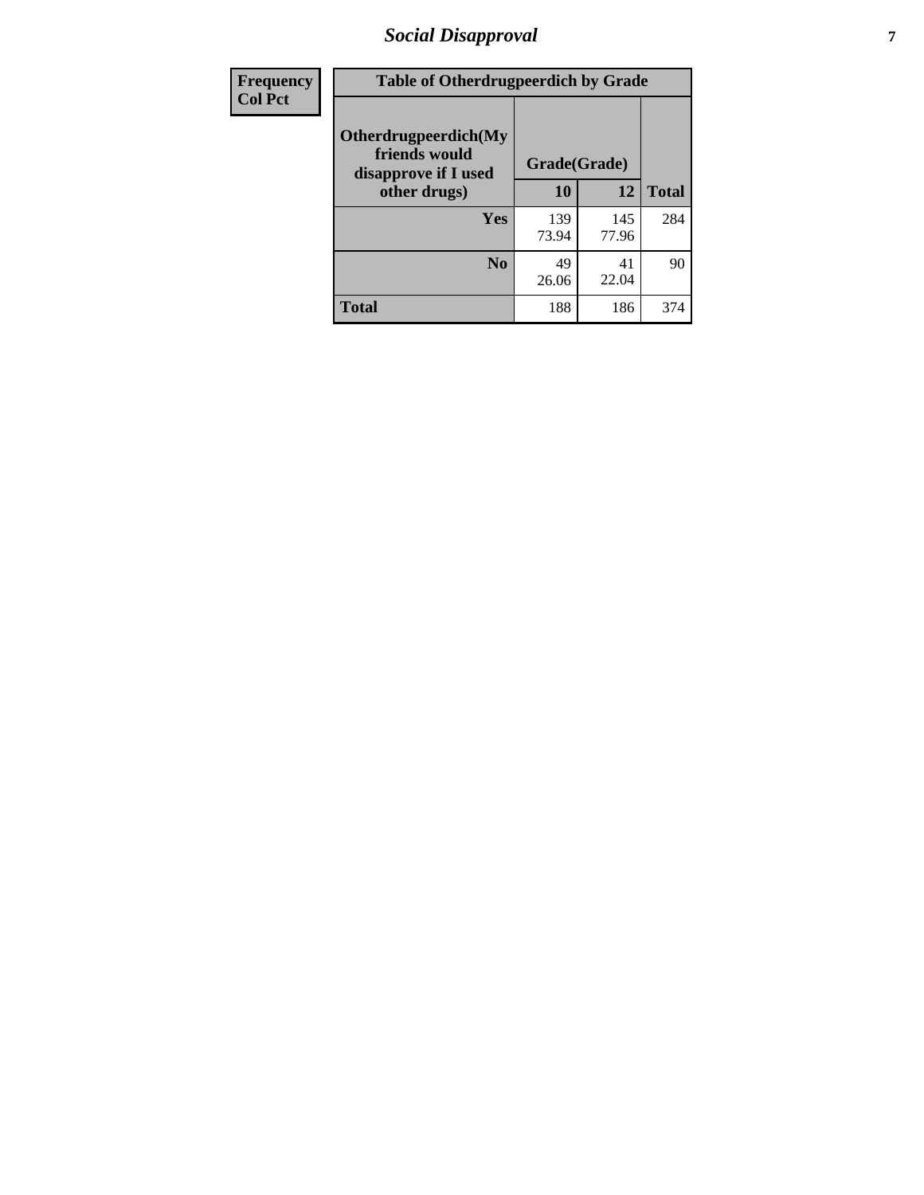# Social Disapproval

| Frequency<br>Col Pct |
|---|

**Table of Otherdrugpeerdich by Grade**

| Otherdrugpeerdich(My friends would disapprove if I used other drugs) | Grade(Grade) | | |
|---|---|---|---|
| | 10 | 12 | Total |
| Yes | 139<br>73.94 | 145<br>77.96 | 284 |
| No | 49<br>26.06 | 41<br>22.04 | 90 |
| Total | 188 | 186 | 374 |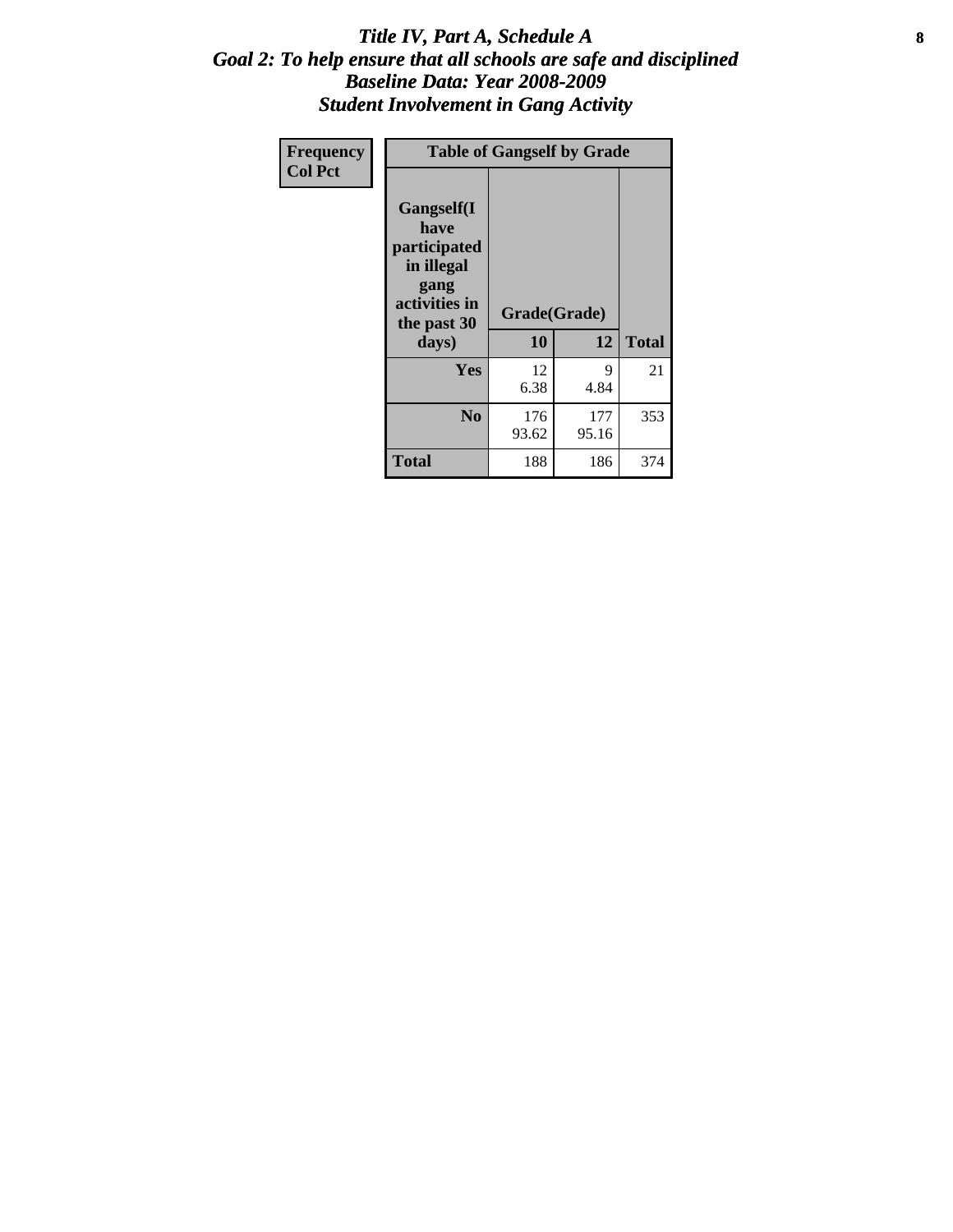# *Title IV, Part A, Schedule A*
## *Goal 2: To help ensure that all schools are safe and disciplined*
## *Baseline Data: Year 2008-2009*
## *Student Involvement in Gang Activity*

| Frequency<br>Col Pct | Table of Gangself by Grade | | |
|---|---|---|---|
| Gangself(I have participated in illegal gang activities in the past 30 days) | Grade(Grade) | | |
| | 10 | 12 | Total |
| Yes | 12<br>6.38 | 9<br>4.84 | 21 |
| No | 176<br>93.62 | 177<br>95.16 | 353 |
| Total | 188 | 186 | 374 |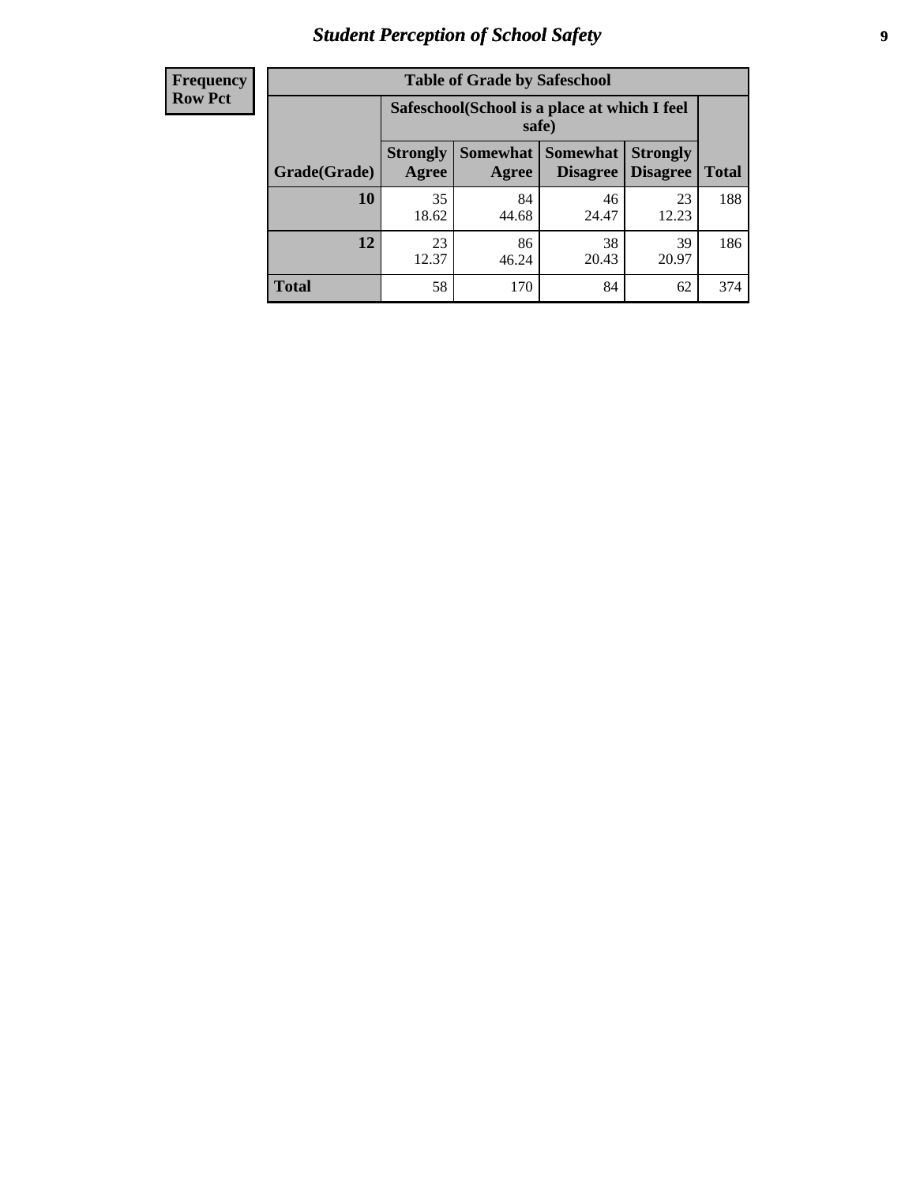| Frequency Row Pct |
|---|

**Table of Grade by Safeschool**

| Grade(Grade) | Safeschool(School is a place at which I feel safe) | | | | Total |
|---|---|---|---|---|---|
| | Strongly Agree | Somewhat Agree | Somewhat Disagree | Strongly Disagree | |
| **10** | 35<br>18.62 | 84<br>44.68 | 46<br>24.47 | 23<br>12.23 | 188 |
| **12** | 23<br>12.37 | 86<br>46.24 | 38<br>20.43 | 39<br>20.97 | 186 |
| **Total** | 58 | 170 | 84 | 62 | 374 |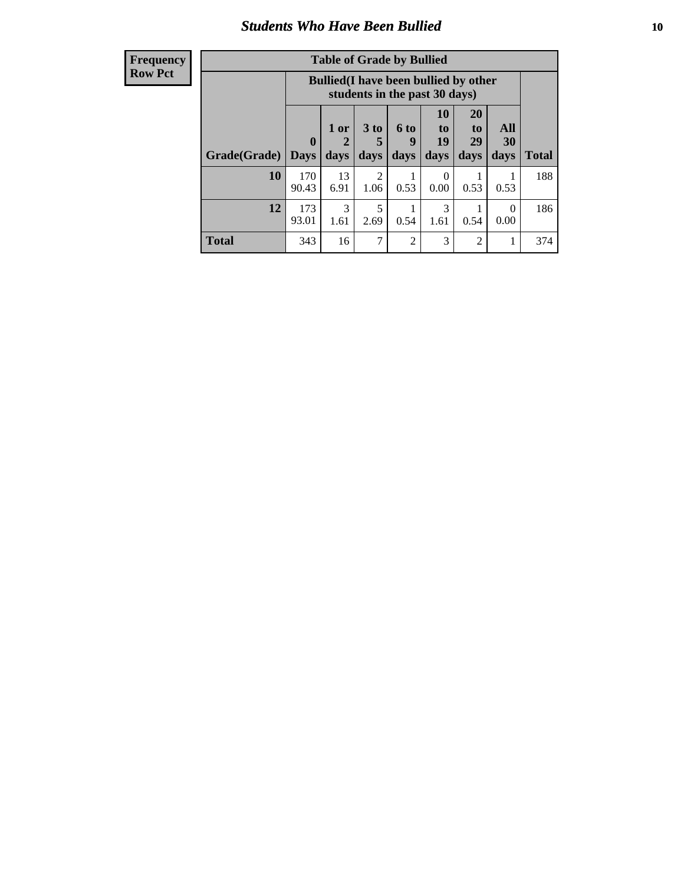# Students Who Have Been Bullied

**Frequency**
**Row Pct**

| Table of Grade by Bullied | | | | | | | | |
|---|---|---|---|---|---|---|---|---|
| | Bullied(I have been bullied by other students in the past 30 days) | | | | | | | |
| Grade(Grade) | 0 Days | 1 or 2 days | 3 to 5 days | 6 to 9 days | 10 to 19 days | 20 to 29 days | All 30 days | Total |
| **10** | 170<br>90.43 | 13<br>6.91 | 2<br>1.06 | 1<br>0.53 | 0<br>0.00 | 1<br>0.53 | 1<br>0.53 | 188 |
| **12** | 173<br>93.01 | 3<br>1.61 | 5<br>2.69 | 1<br>0.54 | 3<br>1.61 | 1<br>0.54 | 0<br>0.00 | 186 |
| **Total** | 343 | 16 | 7 | 2 | 3 | 2 | 1 | 374 |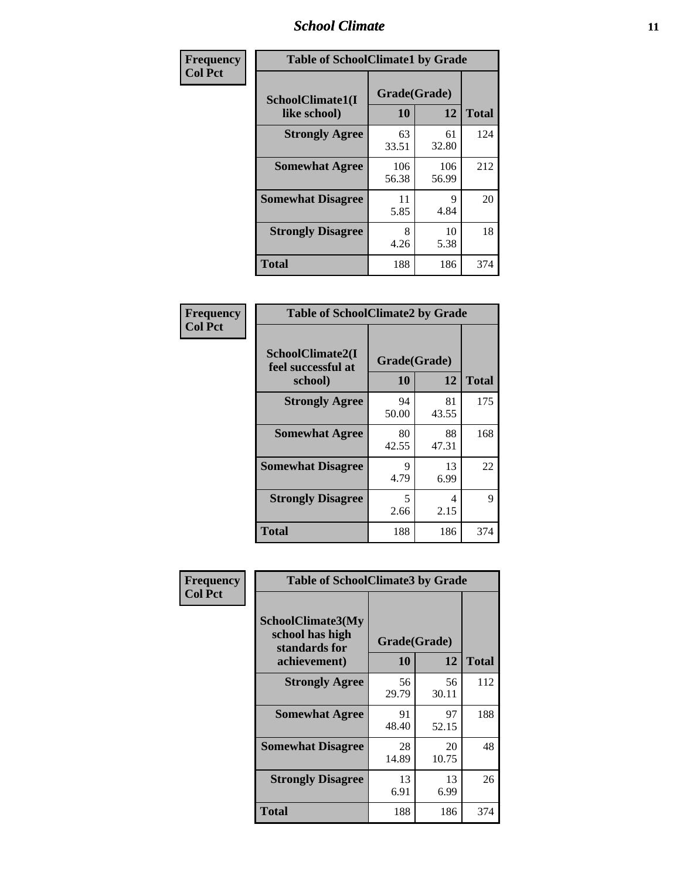| Frequency<br>Col Pct | | | |
|---|---|---|---|

**Table of SchoolClimate1 by Grade**

| SchoolClimate1(I like school) | Grade(Grade) 10 | 12 | Total |
|---|---|---|---|
| **Strongly Agree** | 63<br>33.51 | 61<br>32.80 | 124 |
| **Somewhat Agree** | 106<br>56.38 | 106<br>56.99 | 212 |
| **Somewhat Disagree** | 11<br>5.85 | 9<br>4.84 | 20 |
| **Strongly Disagree** | 8<br>4.26 | 10<br>5.38 | 18 |
| **Total** | 188 | 186 | 374 |

Frequency
Col Pct

**Table of SchoolClimate2 by Grade**

| SchoolClimate2(I feel successful at school) | Grade(Grade) 10 | 12 | Total |
|---|---|---|---|
| **Strongly Agree** | 94<br>50.00 | 81<br>43.55 | 175 |
| **Somewhat Agree** | 80<br>42.55 | 88<br>47.31 | 168 |
| **Somewhat Disagree** | 9<br>4.79 | 13<br>6.99 | 22 |
| **Strongly Disagree** | 5<br>2.66 | 4<br>2.15 | 9 |
| **Total** | 188 | 186 | 374 |

Frequency
Col Pct

**Table of SchoolClimate3 by Grade**

| SchoolClimate3(My school has high standards for achievement) | Grade(Grade) 10 | 12 | Total |
|---|---|---|---|
| **Strongly Agree** | 56<br>29.79 | 56<br>30.11 | 112 |
| **Somewhat Agree** | 91<br>48.40 | 97<br>52.15 | 188 |
| **Somewhat Disagree** | 28<br>14.89 | 20<br>10.75 | 48 |
| **Strongly Disagree** | 13<br>6.91 | 13<br>6.99 | 26 |
| **Total** | 188 | 186 | 374 |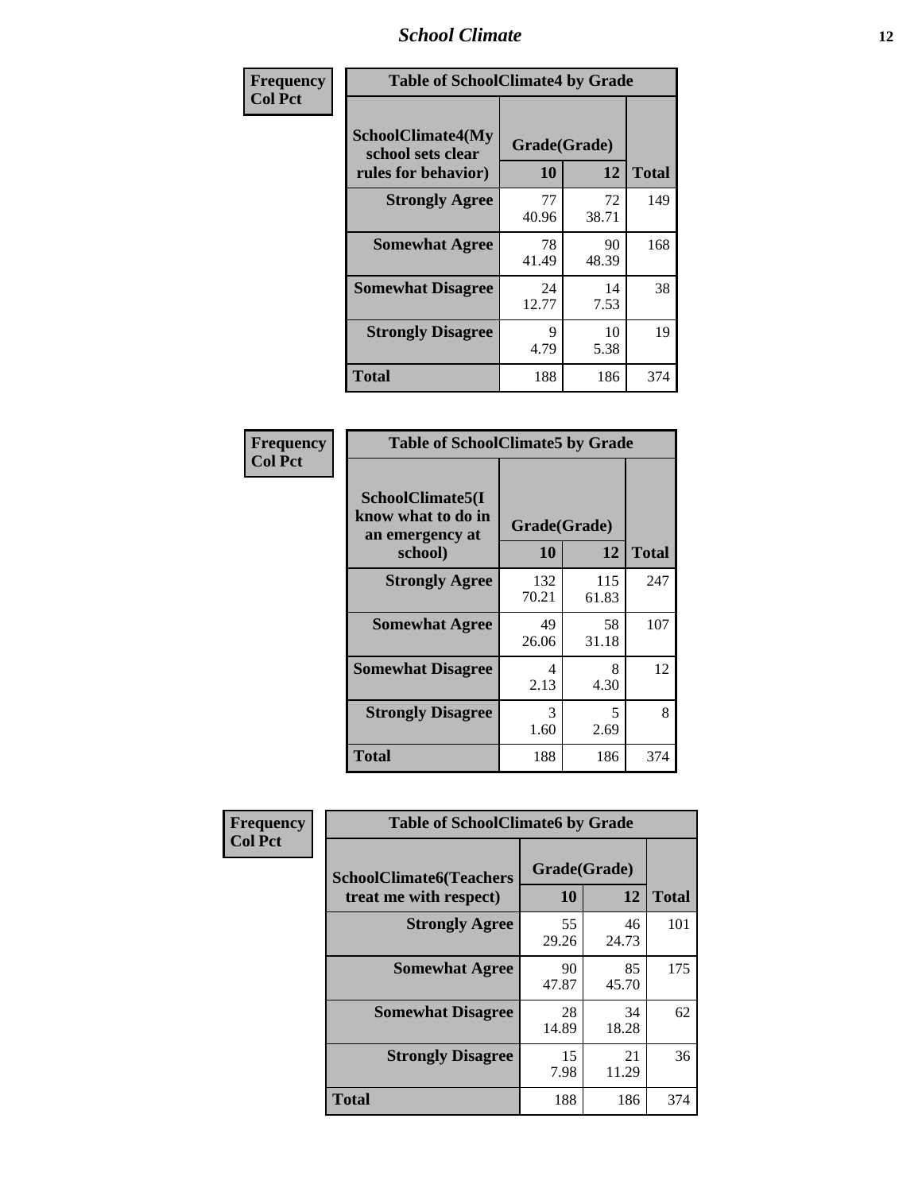# School Climate

**Frequency**
**Col Pct**

| Table of SchoolClimate4 by Grade | | | |
|---|---|---|---|
| SchoolClimate4(My school sets clear rules for behavior) | Grade(Grade) | | |
| | 10 | 12 | Total |
| **Strongly Agree** | 77<br>40.96 | 72<br>38.71 | 149 |
| **Somewhat Agree** | 78<br>41.49 | 90<br>48.39 | 168 |
| **Somewhat Disagree** | 24<br>12.77 | 14<br>7.53 | 38 |
| **Strongly Disagree** | 9<br>4.79 | 10<br>5.38 | 19 |
| **Total** | 188 | 186 | 374 |

**Frequency**
**Col Pct**

| Table of SchoolClimate5 by Grade | | | |
|---|---|---|---|
| SchoolClimate5(I know what to do in an emergency at school) | Grade(Grade) | | |
| | 10 | 12 | Total |
| **Strongly Agree** | 132<br>70.21 | 115<br>61.83 | 247 |
| **Somewhat Agree** | 49<br>26.06 | 58<br>31.18 | 107 |
| **Somewhat Disagree** | 4<br>2.13 | 8<br>4.30 | 12 |
| **Strongly Disagree** | 3<br>1.60 | 5<br>2.69 | 8 |
| **Total** | 188 | 186 | 374 |

**Frequency**
**Col Pct**

| Table of SchoolClimate6 by Grade | | | |
|---|---|---|---|
| SchoolClimate6(Teachers treat me with respect) | Grade(Grade) | | |
| | 10 | 12 | Total |
| **Strongly Agree** | 55<br>29.26 | 46<br>24.73 | 101 |
| **Somewhat Agree** | 90<br>47.87 | 85<br>45.70 | 175 |
| **Somewhat Disagree** | 28<br>14.89 | 34<br>18.28 | 62 |
| **Strongly Disagree** | 15<br>7.98 | 21<br>11.29 | 36 |
| **Total** | 188 | 186 | 374 |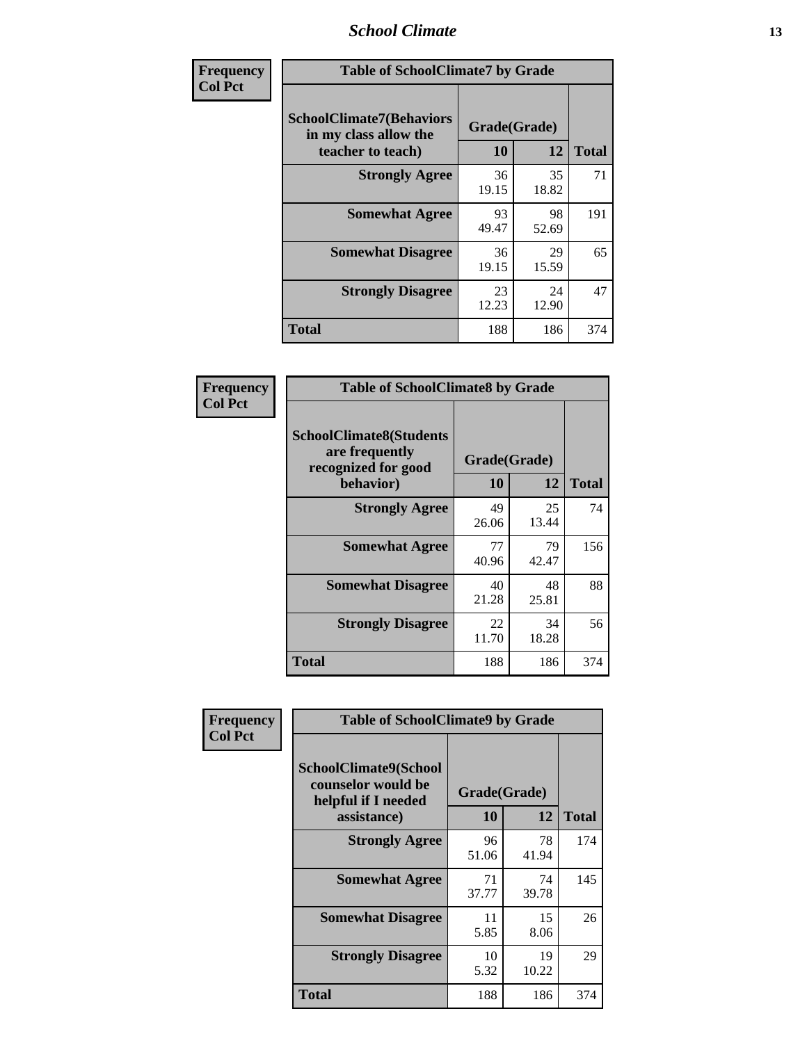| Frequency<br>Col Pct | Table of SchoolClimate7 by Grade | | |
|---|---|---|---|
| SchoolClimate7(Behaviors in my class allow the teacher to teach) | Grade(Grade) | | Total |
| | 10 | 12 | |
| Strongly Agree | 36<br>19.15 | 35<br>18.82 | 71 |
| Somewhat Agree | 93<br>49.47 | 98<br>52.69 | 191 |
| Somewhat Disagree | 36<br>19.15 | 29<br>15.59 | 65 |
| Strongly Disagree | 23<br>12.23 | 24<br>12.90 | 47 |
| Total | 188 | 186 | 374 |

| Frequency<br>Col Pct | Table of SchoolClimate8 by Grade | | |
|---|---|---|---|
| SchoolClimate8(Students are frequently recognized for good behavior) | Grade(Grade) | | Total |
| | 10 | 12 | |
| Strongly Agree | 49<br>26.06 | 25<br>13.44 | 74 |
| Somewhat Agree | 77<br>40.96 | 79<br>42.47 | 156 |
| Somewhat Disagree | 40<br>21.28 | 48<br>25.81 | 88 |
| Strongly Disagree | 22<br>11.70 | 34<br>18.28 | 56 |
| Total | 188 | 186 | 374 |

| Frequency<br>Col Pct | Table of SchoolClimate9 by Grade | | |
|---|---|---|---|
| SchoolClimate9(School counselor would be helpful if I needed assistance) | Grade(Grade) | | Total |
| | 10 | 12 | |
| Strongly Agree | 96<br>51.06 | 78<br>41.94 | 174 |
| Somewhat Agree | 71<br>37.77 | 74<br>39.78 | 145 |
| Somewhat Disagree | 11<br>5.85 | 15<br>8.06 | 26 |
| Strongly Disagree | 10<br>5.32 | 19<br>10.22 | 29 |
| Total | 188 | 186 | 374 |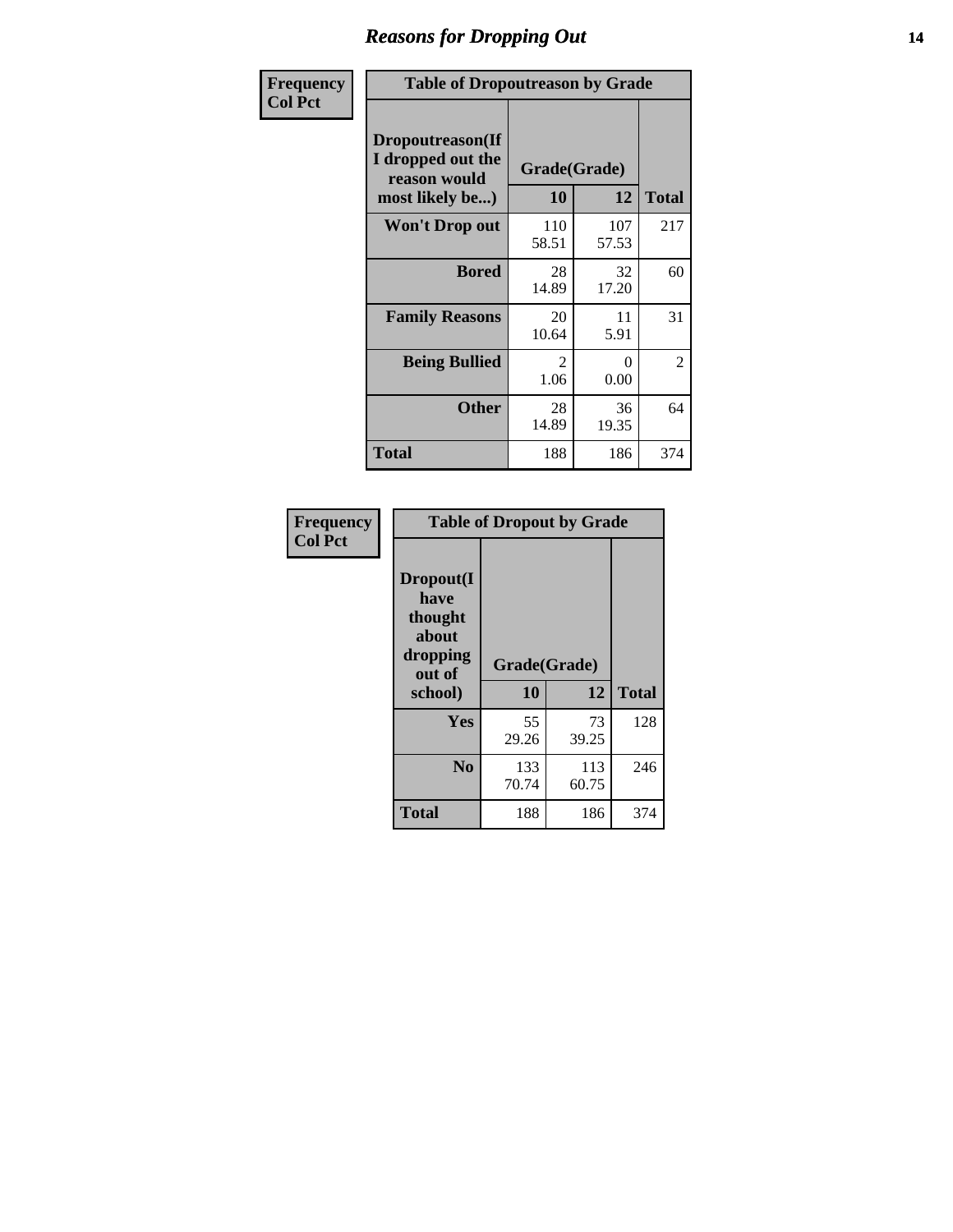## Reasons for Dropping Out

| Frequency<br>Col Pct | | | |
|---|---|---|---|

**Table of Dropoutreason by Grade**

| Dropoutreason(If I dropped out the reason would most likely be...) | Grade(Grade) 10 | 12 | Total |
|---|---|---|---|
| Won't Drop out | 110<br>58.51 | 107<br>57.53 | 217 |
| Bored | 28<br>14.89 | 32<br>17.20 | 60 |
| Family Reasons | 20<br>10.64 | 11<br>5.91 | 31 |
| Being Bullied | 2<br>1.06 | 0<br>0.00 | 2 |
| Other | 28<br>14.89 | 36<br>19.35 | 64 |
| Total | 188 | 186 | 374 |

| Frequency<br>Col Pct | | | |
|---|---|---|---|

**Table of Dropout by Grade**

| Dropout(I have thought about dropping out of school) | Grade(Grade) 10 | 12 | Total |
|---|---|---|---|
| Yes | 55<br>29.26 | 73<br>39.25 | 128 |
| No | 133<br>70.74 | 113<br>60.75 | 246 |
| Total | 188 | 186 | 374 |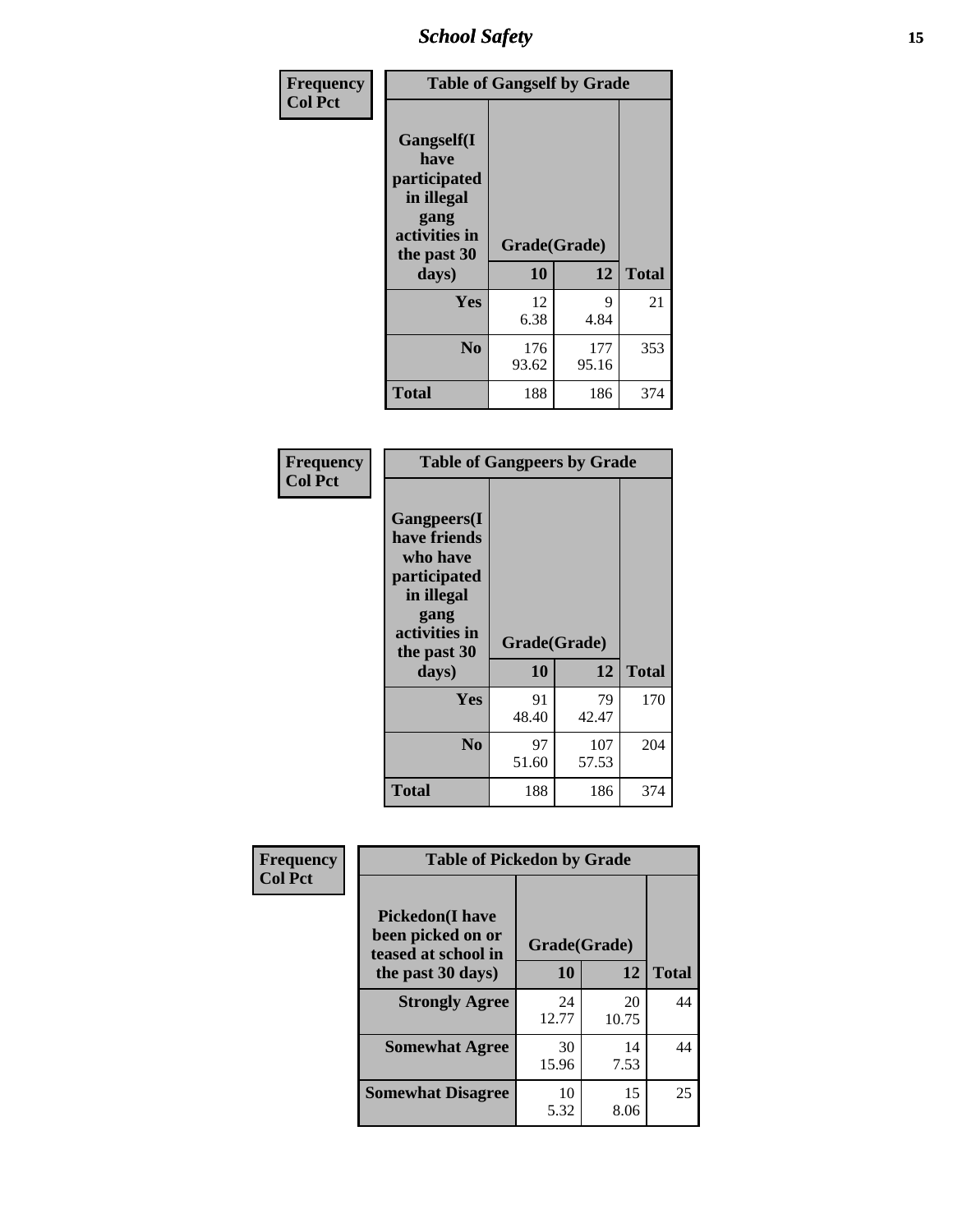| Frequency Col Pct | | | |
|---|---|---|---|

**Table of Gangself by Grade**

| Gangself(I have participated in illegal gang activities in the past 30 days) | Grade(Grade) | | Total |
|---|---|---|---|
| | 10 | 12 | |
| **Yes** | 12<br>6.38 | 9<br>4.84 | 21 |
| **No** | 176<br>93.62 | 177<br>95.16 | 353 |
| **Total** | 188 | 186 | 374 |

| Frequency Col Pct | | | |
|---|---|---|---|

**Table of Gangpeers by Grade**

| Gangpeers(I have friends who have participated in illegal gang activities in the past 30 days) | Grade(Grade) | | Total |
|---|---|---|---|
| | 10 | 12 | |
| **Yes** | 91<br>48.40 | 79<br>42.47 | 170 |
| **No** | 97<br>51.60 | 107<br>57.53 | 204 |
| **Total** | 188 | 186 | 374 |

| Frequency Col Pct | | | |
|---|---|---|---|

**Table of Pickedon by Grade**

| Pickedon(I have been picked on or teased at school in the past 30 days) | Grade(Grade) | | Total |
|---|---|---|---|
| | 10 | 12 | |
| **Strongly Agree** | 24<br>12.77 | 20<br>10.75 | 44 |
| **Somewhat Agree** | 30<br>15.96 | 14<br>7.53 | 44 |
| **Somewhat Disagree** | 10<br>5.32 | 15<br>8.06 | 25 |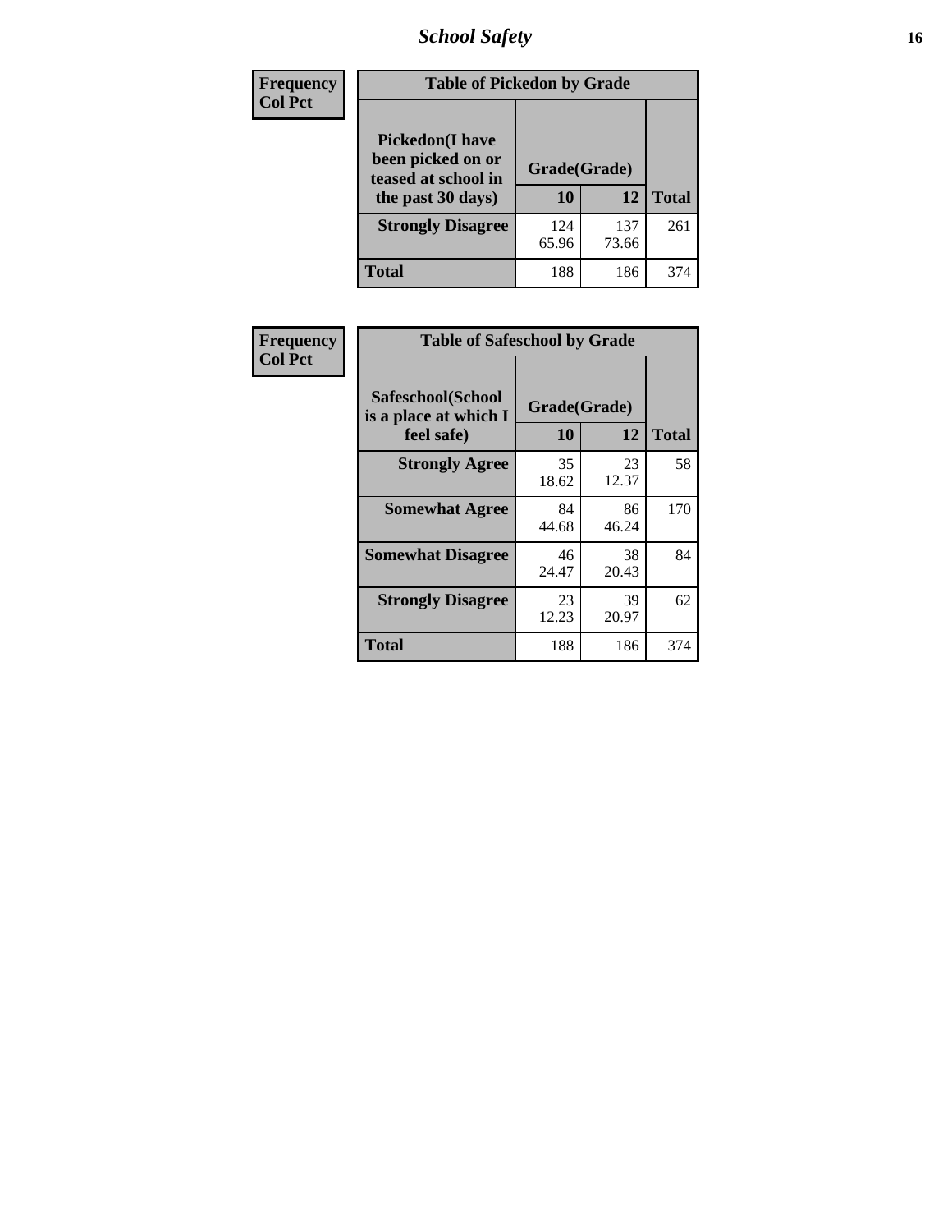| Frequency<br>Col Pct | Table of Pickedon by Grade | | |
|---|---|---|---|
| Pickedon(I have been picked on or teased at school in the past 30 days) | Grade(Grade) | | |
| | 10 | 12 | Total |
| Strongly Disagree | 124<br>65.96 | 137<br>73.66 | 261 |
| Total | 188 | 186 | 374 |

| Frequency<br>Col Pct | Table of Safeschool by Grade | | |
|---|---|---|---|
| Safeschool(School is a place at which I feel safe) | Grade(Grade) | | |
| | 10 | 12 | Total |
| Strongly Agree | 35<br>18.62 | 23<br>12.37 | 58 |
| Somewhat Agree | 84<br>44.68 | 86<br>46.24 | 170 |
| Somewhat Disagree | 46<br>24.47 | 38<br>20.43 | 84 |
| Strongly Disagree | 23<br>12.23 | 39<br>20.97 | 62 |
| Total | 188 | 186 | 374 |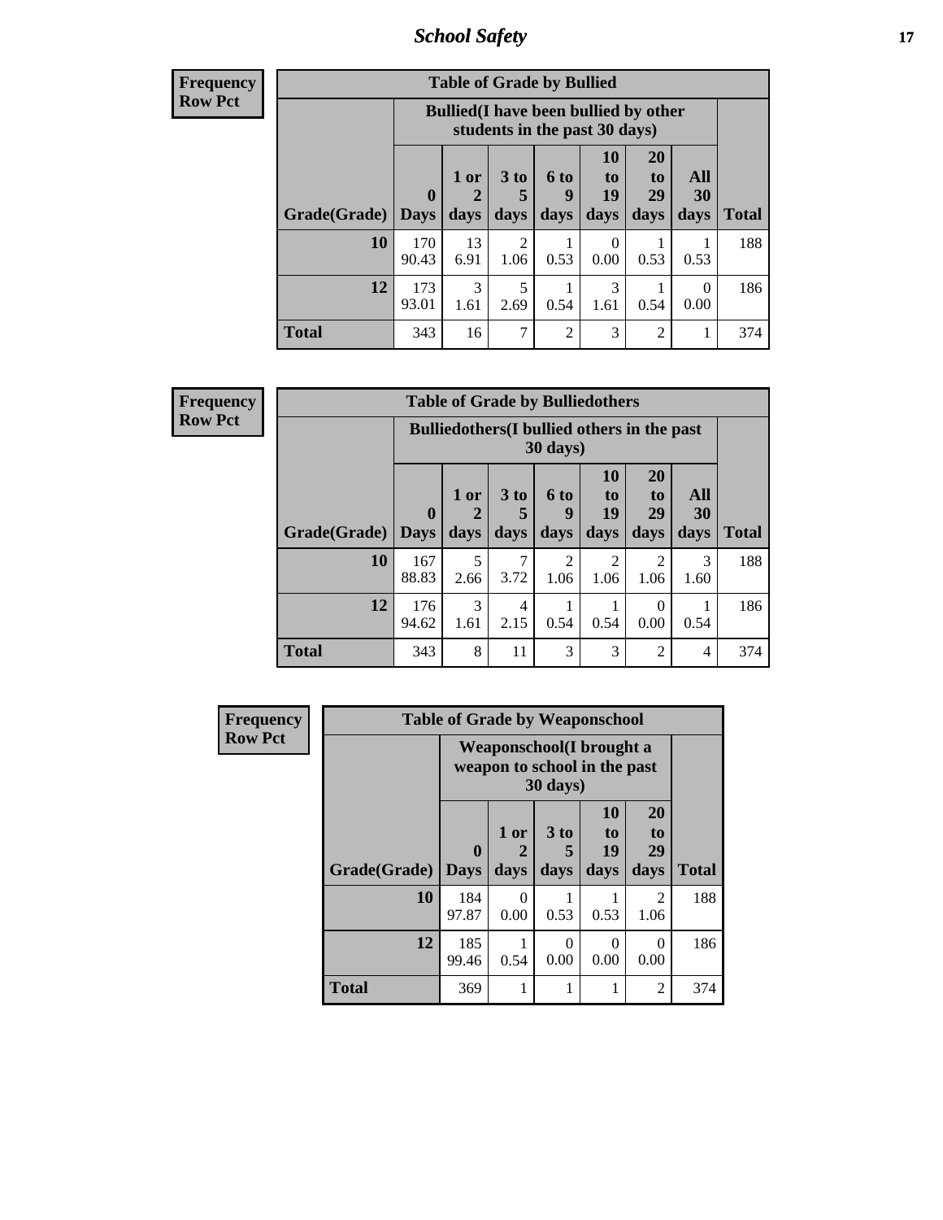**Frequency**
**Row Pct**

| Table of Grade by Bullied | | | | | | | | |
|---|---|---|---|---|---|---|---|---|
| | Bullied(I have been bullied by other students in the past 30 days) | | | | | | | |
| Grade(Grade) | 0 Days | 1 or 2 days | 3 to 5 days | 6 to 9 days | 10 to 19 days | 20 to 29 days | All 30 days | Total |
| 10 | 170<br>90.43 | 13<br>6.91 | 2<br>1.06 | 1<br>0.53 | 0<br>0.00 | 1<br>0.53 | 1<br>0.53 | 188 |
| 12 | 173<br>93.01 | 3<br>1.61 | 5<br>2.69 | 1<br>0.54 | 3<br>1.61 | 1<br>0.54 | 0<br>0.00 | 186 |
| Total | 343 | 16 | 7 | 2 | 3 | 2 | 1 | 374 |

**Frequency**
**Row Pct**

| Table of Grade by Bulliedothers | | | | | | | | |
|---|---|---|---|---|---|---|---|---|
| | Bulliedothers(I bullied others in the past 30 days) | | | | | | | |
| Grade(Grade) | 0 Days | 1 or 2 days | 3 to 5 days | 6 to 9 days | 10 to 19 days | 20 to 29 days | All 30 days | Total |
| 10 | 167<br>88.83 | 5<br>2.66 | 7<br>3.72 | 2<br>1.06 | 2<br>1.06 | 2<br>1.06 | 3<br>1.60 | 188 |
| 12 | 176<br>94.62 | 3<br>1.61 | 4<br>2.15 | 1<br>0.54 | 1<br>0.54 | 0<br>0.00 | 1<br>0.54 | 186 |
| Total | 343 | 8 | 11 | 3 | 3 | 2 | 4 | 374 |

**Frequency**
**Row Pct**

| Table of Grade by Weaponschool | | | | | | |
|---|---|---|---|---|---|---|
| | Weaponschool(I brought a weapon to school in the past 30 days) | | | | | |
| Grade(Grade) | 0 Days | 1 or 2 days | 3 to 5 days | 10 to 19 days | 20 to 29 days | Total |
| 10 | 184<br>97.87 | 0<br>0.00 | 1<br>0.53 | 1<br>0.53 | 2<br>1.06 | 188 |
| 12 | 185<br>99.46 | 1<br>0.54 | 0<br>0.00 | 0<br>0.00 | 0<br>0.00 | 186 |
| Total | 369 | 1 | 1 | 1 | 2 | 374 |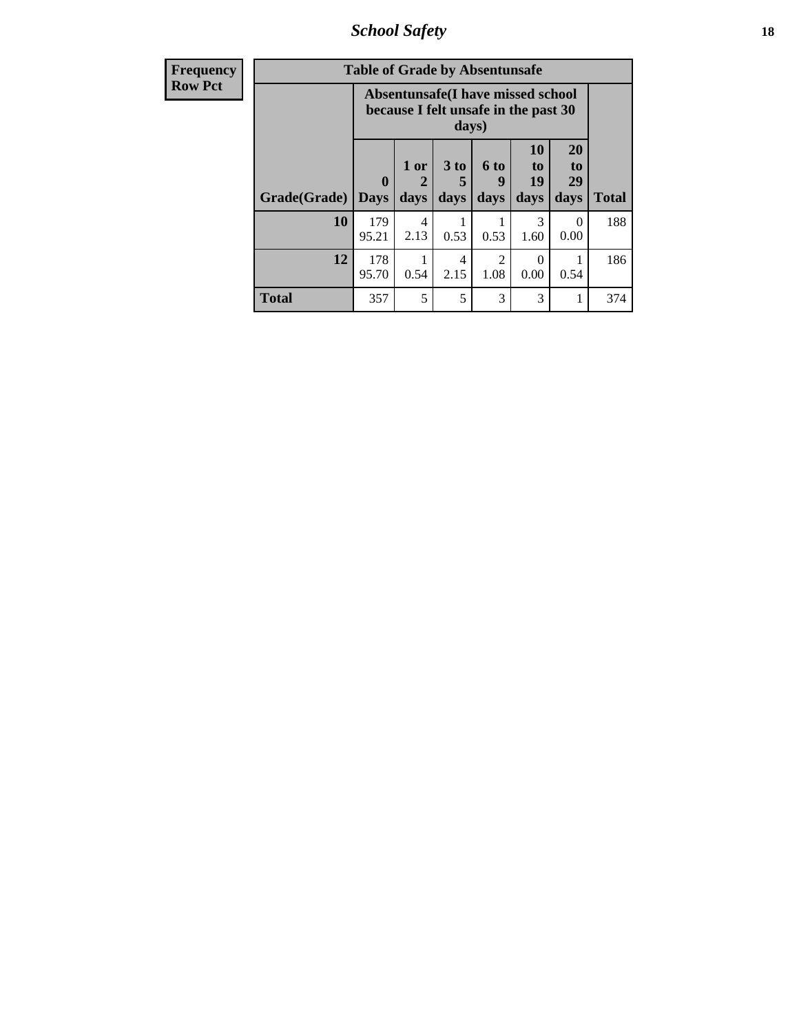| Frequency<br>Row Pct | Table of Grade by Absentunsafe | | | | | | |
|---|---|---|---|---|---|---|---|
| | Absentunsafe(I have missed school because I felt unsafe in the past 30 days) | | | | | | |
| Grade(Grade) | 0 Days | 1 or 2 days | 3 to 5 days | 6 to 9 days | 10 to 19 days | 20 to 29 days | Total |
| 10 | 179<br>95.21 | 4<br>2.13 | 1<br>0.53 | 1<br>0.53 | 3<br>1.60 | 0<br>0.00 | 188 |
| 12 | 178<br>95.70 | 1<br>0.54 | 4<br>2.15 | 2<br>1.08 | 0<br>0.00 | 1<br>0.54 | 186 |
| Total | 357 | 5 | 5 | 3 | 3 | 1 | 374 |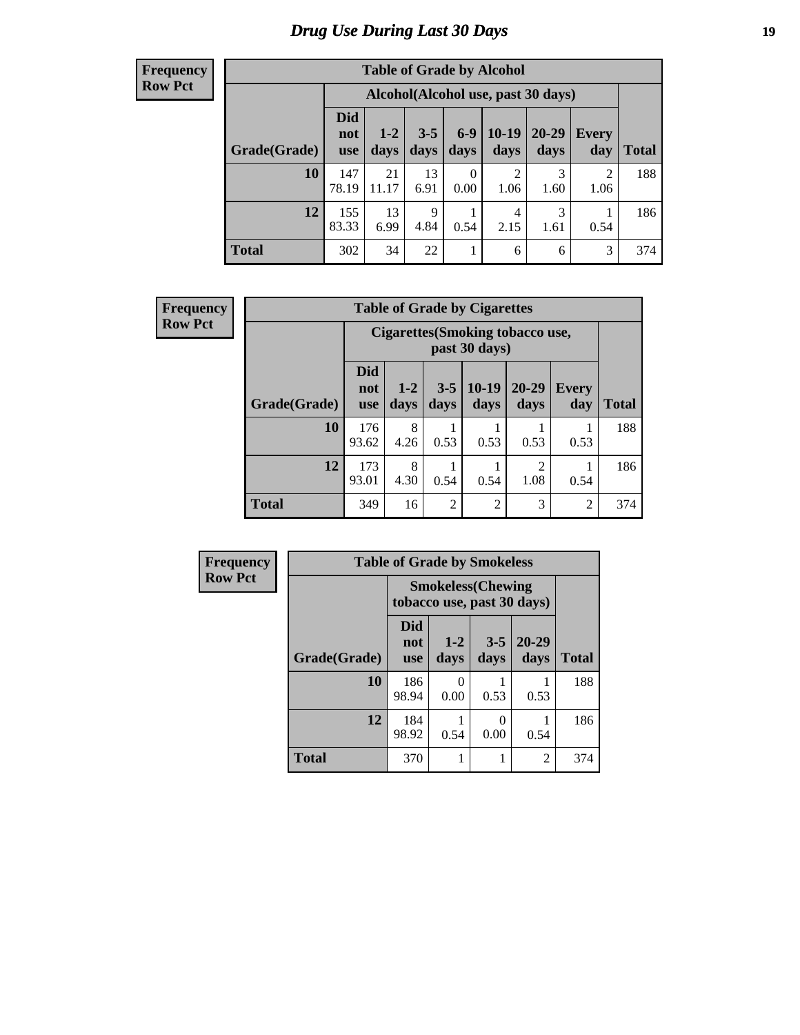# Drug Use During Last 30 Days

**Frequency**
**Row Pct**

**Table of Grade by Alcohol**

| Grade(Grade) | Alcohol(Alcohol use, past 30 days) | | | | | | | Total |
|---|---|---|---|---|---|---|---|---|
| | Did not use | 1-2 days | 3-5 days | 6-9 days | 10-19 days | 20-29 days | Every day | |
| **10** | 147<br>78.19 | 21<br>11.17 | 13<br>6.91 | 0<br>0.00 | 2<br>1.06 | 3<br>1.60 | 2<br>1.06 | 188 |
| **12** | 155<br>83.33 | 13<br>6.99 | 9<br>4.84 | 1<br>0.54 | 4<br>2.15 | 3<br>1.61 | 1<br>0.54 | 186 |
| **Total** | 302 | 34 | 22 | 1 | 6 | 6 | 3 | 374 |

**Frequency**
**Row Pct**

**Table of Grade by Cigarettes**

| Grade(Grade) | Cigarettes(Smoking tobacco use, past 30 days) | | | | | | Total |
|---|---|---|---|---|---|---|---|
| | Did not use | 1-2 days | 3-5 days | 10-19 days | 20-29 days | Every day | |
| **10** | 176<br>93.62 | 8<br>4.26 | 1<br>0.53 | 1<br>0.53 | 1<br>0.53 | 1<br>0.53 | 188 |
| **12** | 173<br>93.01 | 8<br>4.30 | 1<br>0.54 | 1<br>0.54 | 2<br>1.08 | 1<br>0.54 | 186 |
| **Total** | 349 | 16 | 2 | 2 | 3 | 2 | 374 |

**Frequency**
**Row Pct**

**Table of Grade by Smokeless**

| Grade(Grade) | Smokeless(Chewing tobacco use, past 30 days) | | | | Total |
|---|---|---|---|---|---|
| | Did not use | 1-2 days | 3-5 days | 20-29 days | |
| **10** | 186<br>98.94 | 0<br>0.00 | 1<br>0.53 | 1<br>0.53 | 188 |
| **12** | 184<br>98.92 | 1<br>0.54 | 0<br>0.00 | 1<br>0.54 | 186 |
| **Total** | 370 | 1 | 1 | 2 | 374 |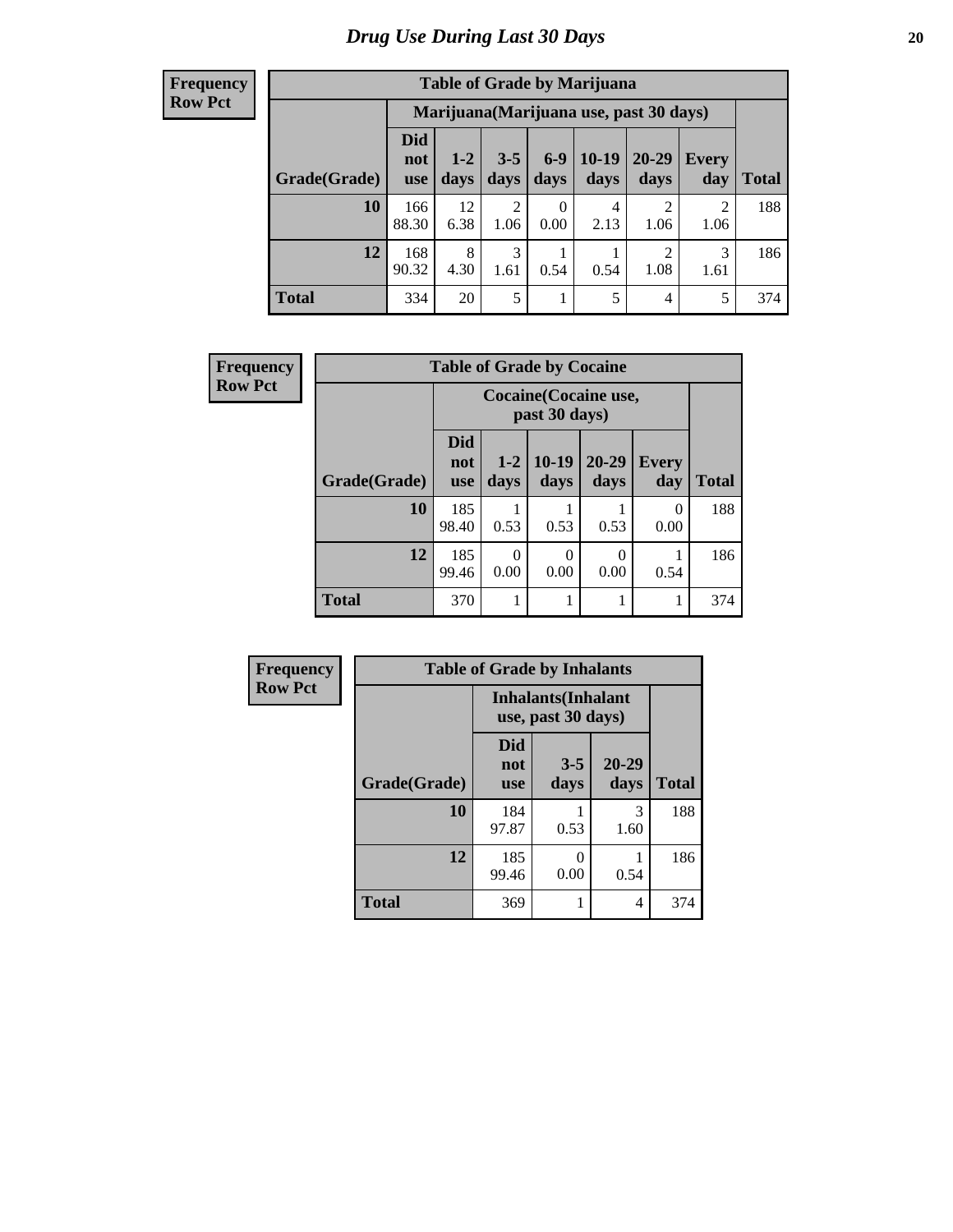# Drug Use During Last 30 Days

**Frequency**
**Row Pct**

| Table of Grade by Marijuana | | | | | | | | |
|---|---|---|---|---|---|---|---|---|
| | Marijuana(Marijuana use, past 30 days) | | | | | | | |
| Grade(Grade) | Did not use | 1-2 days | 3-5 days | 6-9 days | 10-19 days | 20-29 days | Every day | Total |
| 10 | 166<br>88.30 | 12<br>6.38 | 2<br>1.06 | 0<br>0.00 | 4<br>2.13 | 2<br>1.06 | 2<br>1.06 | 188 |
| 12 | 168<br>90.32 | 8<br>4.30 | 3<br>1.61 | 1<br>0.54 | 1<br>0.54 | 2<br>1.08 | 3<br>1.61 | 186 |
| Total | 334 | 20 | 5 | 1 | 5 | 4 | 5 | 374 |

**Frequency**
**Row Pct**

| Table of Grade by Cocaine | | | | | | |
|---|---|---|---|---|---|---|
| | Cocaine(Cocaine use, past 30 days) | | | | | |
| Grade(Grade) | Did not use | 1-2 days | 10-19 days | 20-29 days | Every day | Total |
| 10 | 185<br>98.40 | 1<br>0.53 | 1<br>0.53 | 1<br>0.53 | 0<br>0.00 | 188 |
| 12 | 185<br>99.46 | 0<br>0.00 | 0<br>0.00 | 0<br>0.00 | 1<br>0.54 | 186 |
| Total | 370 | 1 | 1 | 1 | 1 | 374 |

**Frequency**
**Row Pct**

| Table of Grade by Inhalants | | | | |
|---|---|---|---|---|
| | Inhalants(Inhalant use, past 30 days) | | | |
| Grade(Grade) | Did not use | 3-5 days | 20-29 days | Total |
| 10 | 184<br>97.87 | 1<br>0.53 | 3<br>1.60 | 188 |
| 12 | 185<br>99.46 | 0<br>0.00 | 1<br>0.54 | 186 |
| Total | 369 | 1 | 4 | 374 |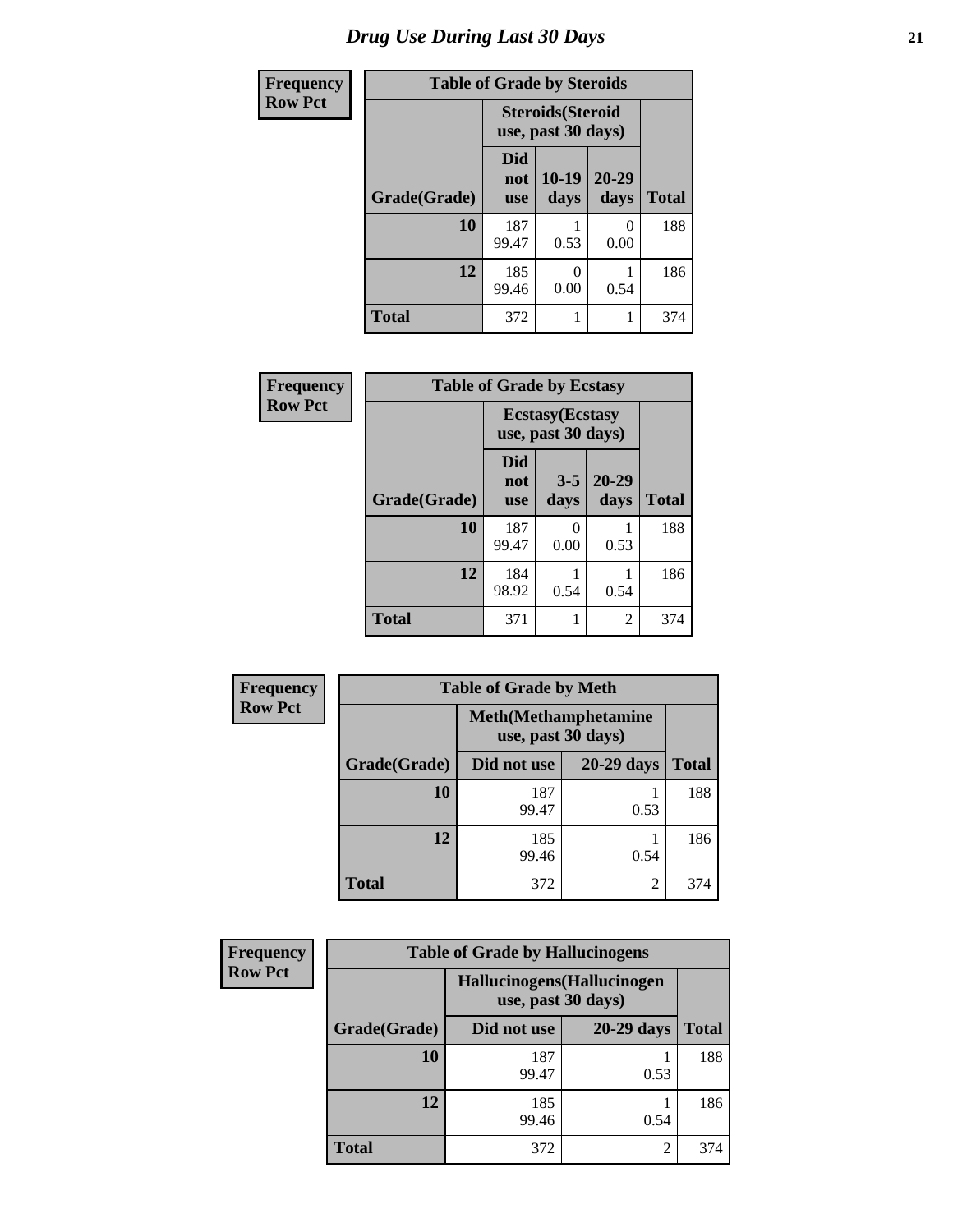# Drug Use During Last 30 Days

**Frequency**
**Row Pct**

| Table of Grade by Steroids | | | | |
|---|---|---|---|---|
| | Steroids(Steroid use, past 30 days) | | | |
| Grade(Grade) | Did not use | 10-19 days | 20-29 days | Total |
| 10 | 187<br>99.47 | 1<br>0.53 | 0<br>0.00 | 188 |
| 12 | 185<br>99.46 | 0<br>0.00 | 1<br>0.54 | 186 |
| Total | 372 | 1 | 1 | 374 |

**Frequency**
**Row Pct**

| Table of Grade by Ecstasy | | | | |
|---|---|---|---|---|
| | Ecstasy(Ecstasy use, past 30 days) | | | |
| Grade(Grade) | Did not use | 3-5 days | 20-29 days | Total |
| 10 | 187<br>99.47 | 0<br>0.00 | 1<br>0.53 | 188 |
| 12 | 184<br>98.92 | 1<br>0.54 | 1<br>0.54 | 186 |
| Total | 371 | 1 | 2 | 374 |

**Frequency**
**Row Pct**

| Table of Grade by Meth | | | |
|---|---|---|---|
| | Meth(Methamphetamine use, past 30 days) | | |
| Grade(Grade) | Did not use | 20-29 days | Total |
| 10 | 187<br>99.47 | 1<br>0.53 | 188 |
| 12 | 185<br>99.46 | 1<br>0.54 | 186 |
| Total | 372 | 2 | 374 |

**Frequency**
**Row Pct**

| Table of Grade by Hallucinogens | | | |
|---|---|---|---|
| | Hallucinogens(Hallucinogen use, past 30 days) | | |
| Grade(Grade) | Did not use | 20-29 days | Total |
| 10 | 187<br>99.47 | 1<br>0.53 | 188 |
| 12 | 185<br>99.46 | 1<br>0.54 | 186 |
| Total | 372 | 2 | 374 |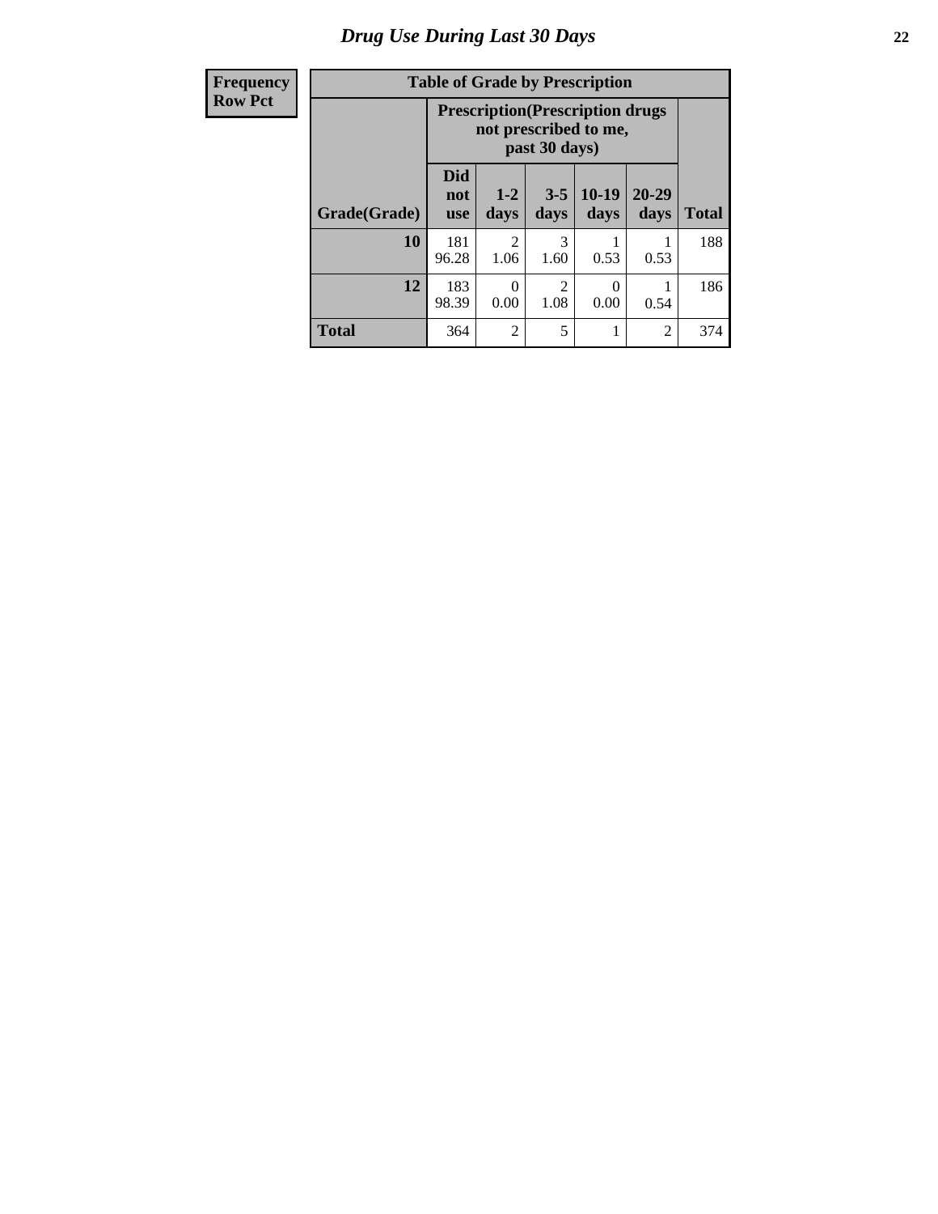# Drug Use During Last 30 Days

| Frequency<br>Row Pct | Table of Grade by Prescription | | | | | |
|---|---|---|---|---|---|---|
| | Prescription(Prescription drugs not prescribed to me, past 30 days) | | | | | |
| Grade(Grade) | Did not use | 1-2 days | 3-5 days | 10-19 days | 20-29 days | Total |
| 10 | 181<br>96.28 | 2<br>1.06 | 3<br>1.60 | 1<br>0.53 | 1<br>0.53 | 188 |
| 12 | 183<br>98.39 | 0<br>0.00 | 2<br>1.08 | 0<br>0.00 | 1<br>0.54 | 186 |
| Total | 364 | 2 | 5 | 1 | 2 | 374 |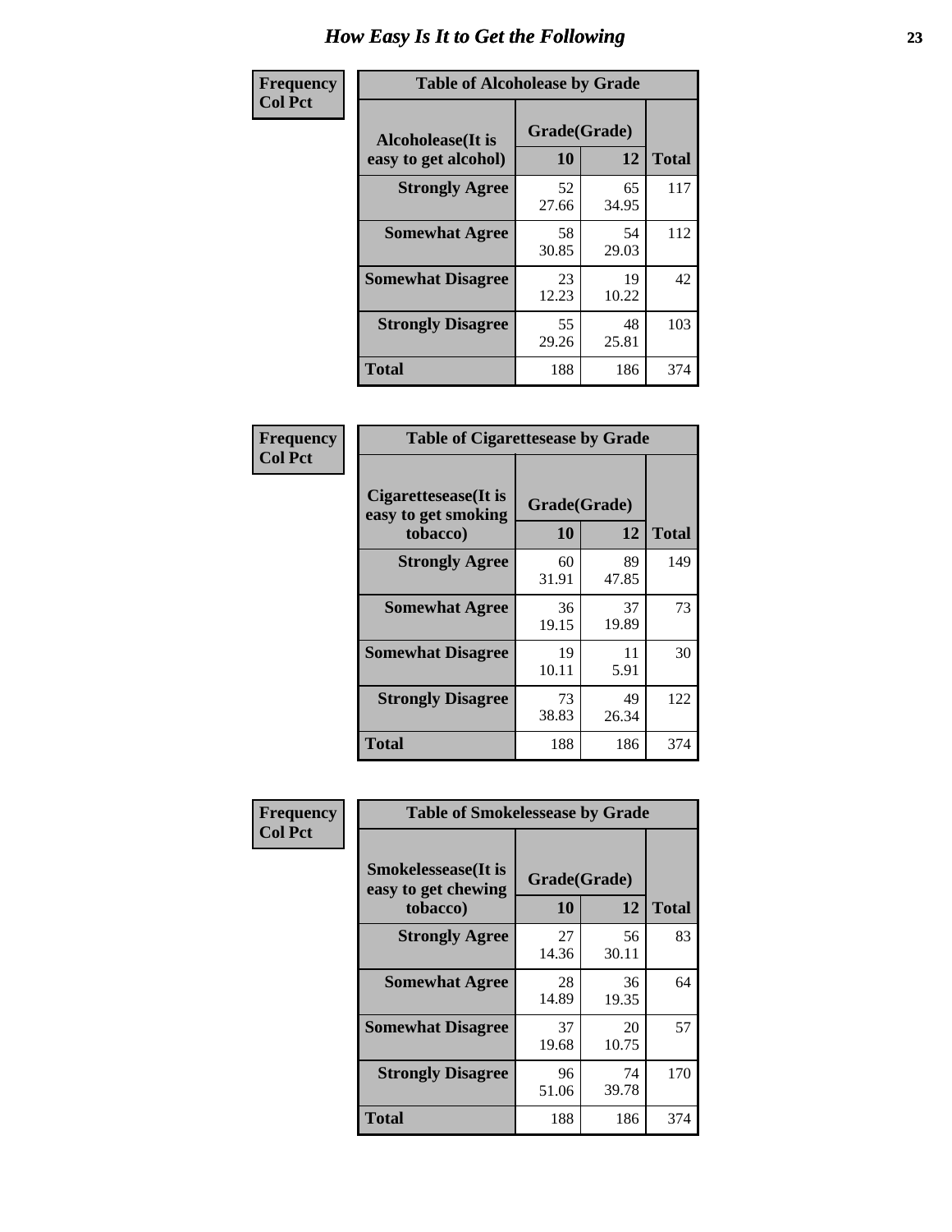# How Easy Is It to Get the Following

**Frequency Col Pct**

| Table of Alcoholease by Grade | | | |
|---|---|---|---|
| **Alcoholease(It is easy to get alcohol)** | **Grade(Grade)** | | **Total** |
| | **10** | **12** | |
| **Strongly Agree** | 52<br>27.66 | 65<br>34.95 | 117 |
| **Somewhat Agree** | 58<br>30.85 | 54<br>29.03 | 112 |
| **Somewhat Disagree** | 23<br>12.23 | 19<br>10.22 | 42 |
| **Strongly Disagree** | 55<br>29.26 | 48<br>25.81 | 103 |
| **Total** | 188 | 186 | 374 |

**Frequency Col Pct**

| Table of Cigarettesease by Grade | | | |
|---|---|---|---|
| **Cigarettesease(It is easy to get smoking tobacco)** | **Grade(Grade)** | | **Total** |
| | **10** | **12** | |
| **Strongly Agree** | 60<br>31.91 | 89<br>47.85 | 149 |
| **Somewhat Agree** | 36<br>19.15 | 37<br>19.89 | 73 |
| **Somewhat Disagree** | 19<br>10.11 | 11<br>5.91 | 30 |
| **Strongly Disagree** | 73<br>38.83 | 49<br>26.34 | 122 |
| **Total** | 188 | 186 | 374 |

**Frequency Col Pct**

| Table of Smokelessease by Grade | | | |
|---|---|---|---|
| **Smokelessease(It is easy to get chewing tobacco)** | **Grade(Grade)** | | **Total** |
| | **10** | **12** | |
| **Strongly Agree** | 27<br>14.36 | 56<br>30.11 | 83 |
| **Somewhat Agree** | 28<br>14.89 | 36<br>19.35 | 64 |
| **Somewhat Disagree** | 37<br>19.68 | 20<br>10.75 | 57 |
| **Strongly Disagree** | 96<br>51.06 | 74<br>39.78 | 170 |
| **Total** | 188 | 186 | 374 |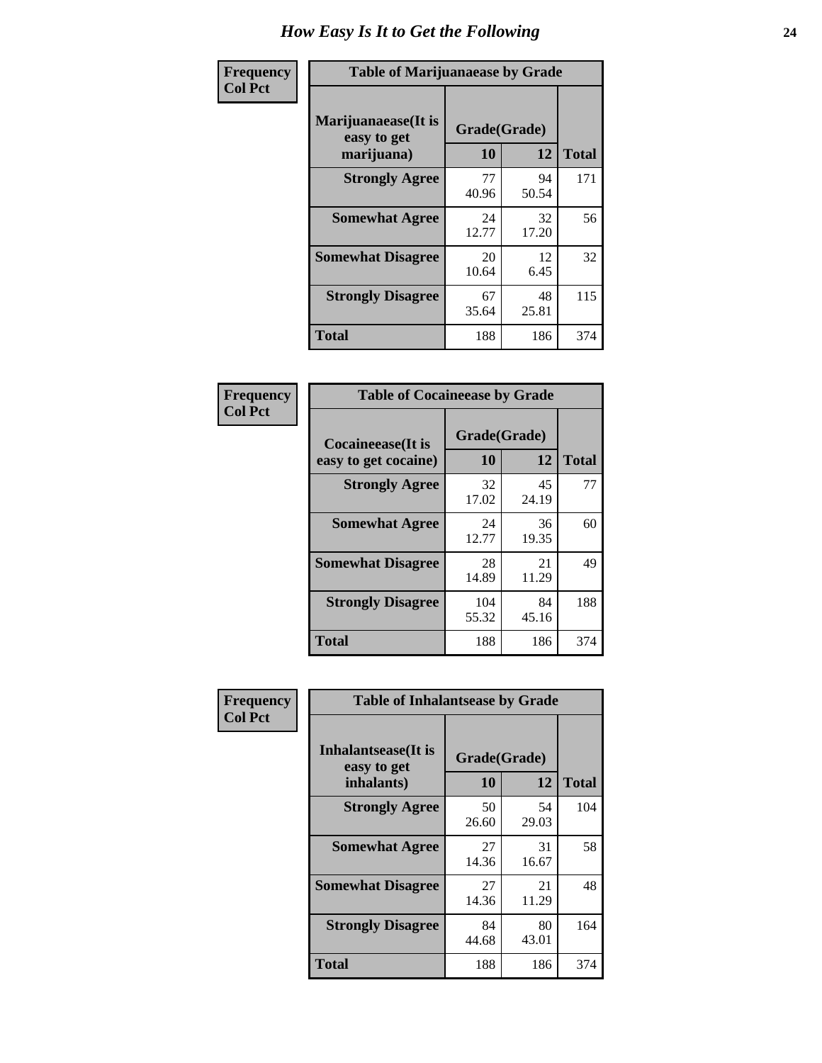# How Easy Is It to Get the Following

**Frequency**
**Col Pct**

**Table of Marijuanaease by Grade**

| Marijuanaease(It is easy to get marijuana) | Grade(Grade) | | Total |
|---|---|---|---|
| | 10 | 12 | |
| **Strongly Agree** | 77<br>40.96 | 94<br>50.54 | 171 |
| **Somewhat Agree** | 24<br>12.77 | 32<br>17.20 | 56 |
| **Somewhat Disagree** | 20<br>10.64 | 12<br>6.45 | 32 |
| **Strongly Disagree** | 67<br>35.64 | 48<br>25.81 | 115 |
| **Total** | 188 | 186 | 374 |

**Frequency**
**Col Pct**

**Table of Cocaineease by Grade**

| Cocaineease(It is easy to get cocaine) | Grade(Grade) | | Total |
|---|---|---|---|
| | 10 | 12 | |
| **Strongly Agree** | 32<br>17.02 | 45<br>24.19 | 77 |
| **Somewhat Agree** | 24<br>12.77 | 36<br>19.35 | 60 |
| **Somewhat Disagree** | 28<br>14.89 | 21<br>11.29 | 49 |
| **Strongly Disagree** | 104<br>55.32 | 84<br>45.16 | 188 |
| **Total** | 188 | 186 | 374 |

**Frequency**
**Col Pct**

**Table of Inhalantsease by Grade**

| Inhalantsease(It is easy to get inhalants) | Grade(Grade) | | Total |
|---|---|---|---|
| | 10 | 12 | |
| **Strongly Agree** | 50<br>26.60 | 54<br>29.03 | 104 |
| **Somewhat Agree** | 27<br>14.36 | 31<br>16.67 | 58 |
| **Somewhat Disagree** | 27<br>14.36 | 21<br>11.29 | 48 |
| **Strongly Disagree** | 84<br>44.68 | 80<br>43.01 | 164 |
| **Total** | 188 | 186 | 374 |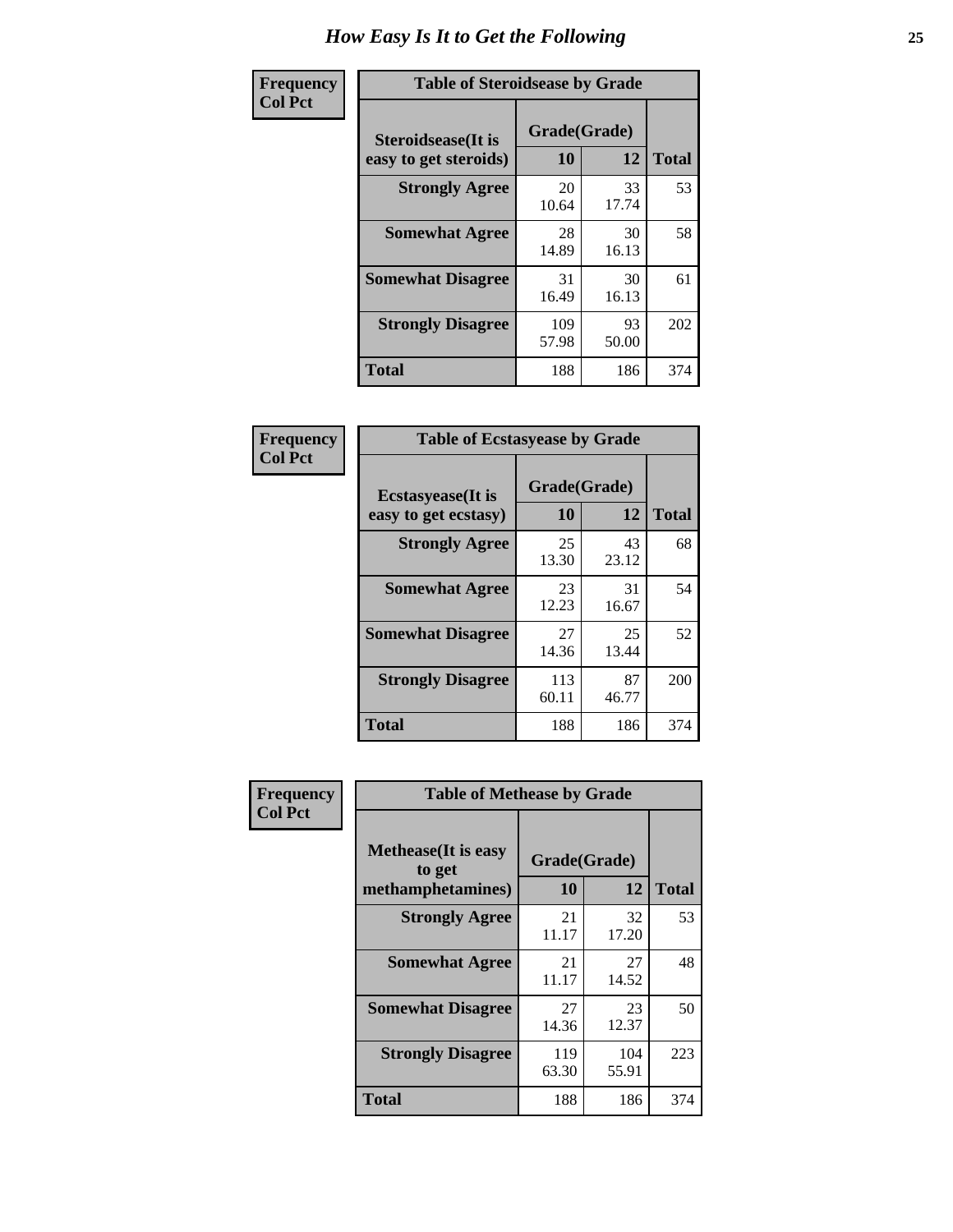# How Easy Is It to Get the Following

**Frequency**
**Col Pct**

**Table of Steroidsease by Grade**

| Steroidsease(It is easy to get steroids) | Grade(Grade) 10 | 12 | Total |
|---|---|---|---|
| **Strongly Agree** | 20<br>10.64 | 33<br>17.74 | 53 |
| **Somewhat Agree** | 28<br>14.89 | 30<br>16.13 | 58 |
| **Somewhat Disagree** | 31<br>16.49 | 30<br>16.13 | 61 |
| **Strongly Disagree** | 109<br>57.98 | 93<br>50.00 | 202 |
| **Total** | 188 | 186 | 374 |

**Frequency**
**Col Pct**

**Table of Ecstasyease by Grade**

| Ecstasyease(It is easy to get ecstasy) | Grade(Grade) 10 | 12 | Total |
|---|---|---|---|
| **Strongly Agree** | 25<br>13.30 | 43<br>23.12 | 68 |
| **Somewhat Agree** | 23<br>12.23 | 31<br>16.67 | 54 |
| **Somewhat Disagree** | 27<br>14.36 | 25<br>13.44 | 52 |
| **Strongly Disagree** | 113<br>60.11 | 87<br>46.77 | 200 |
| **Total** | 188 | 186 | 374 |

**Frequency**
**Col Pct**

**Table of Methease by Grade**

| Methease(It is easy to get methamphetamines) | Grade(Grade) 10 | 12 | Total |
|---|---|---|---|
| **Strongly Agree** | 21<br>11.17 | 32<br>17.20 | 53 |
| **Somewhat Agree** | 21<br>11.17 | 27<br>14.52 | 48 |
| **Somewhat Disagree** | 27<br>14.36 | 23<br>12.37 | 50 |
| **Strongly Disagree** | 119<br>63.30 | 104<br>55.91 | 223 |
| **Total** | 188 | 186 | 374 |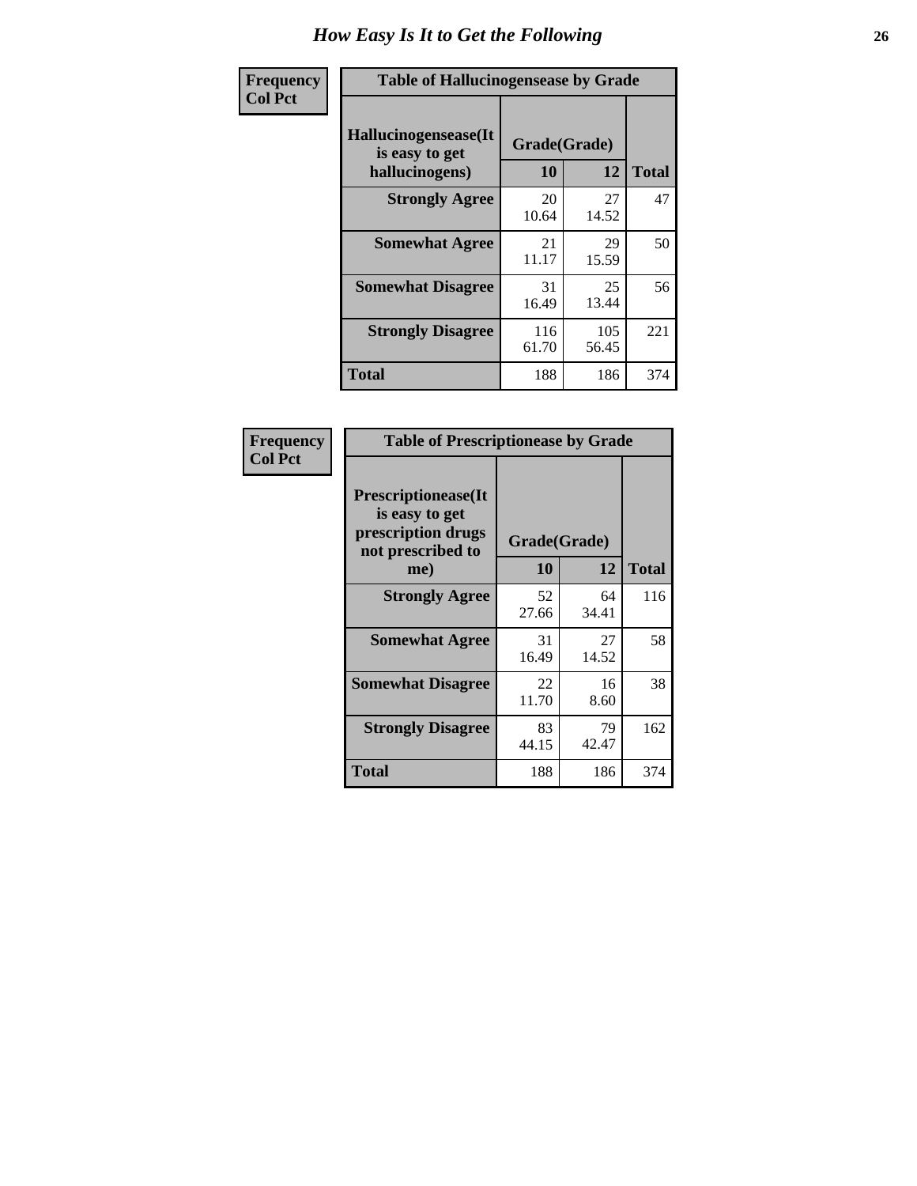# How Easy Is It to Get the Following

**Frequency**
**Col Pct**

**Table of Hallucinogensease by Grade**

| Hallucinogensease(It is easy to get hallucinogens) | Grade(Grade) 10 | 12 | Total |
|---|---|---|---|
| **Strongly Agree** | 20<br>10.64 | 27<br>14.52 | 47 |
| **Somewhat Agree** | 21<br>11.17 | 29<br>15.59 | 50 |
| **Somewhat Disagree** | 31<br>16.49 | 25<br>13.44 | 56 |
| **Strongly Disagree** | 116<br>61.70 | 105<br>56.45 | 221 |
| **Total** | 188 | 186 | 374 |

**Frequency**
**Col Pct**

**Table of Prescriptionease by Grade**

| Prescriptionease(It is easy to get prescription drugs not prescribed to me) | Grade(Grade) 10 | 12 | Total |
|---|---|---|---|
| **Strongly Agree** | 52<br>27.66 | 64<br>34.41 | 116 |
| **Somewhat Agree** | 31<br>16.49 | 27<br>14.52 | 58 |
| **Somewhat Disagree** | 22<br>11.70 | 16<br>8.60 | 38 |
| **Strongly Disagree** | 83<br>44.15 | 79<br>42.47 | 162 |
| **Total** | 188 | 186 | 374 |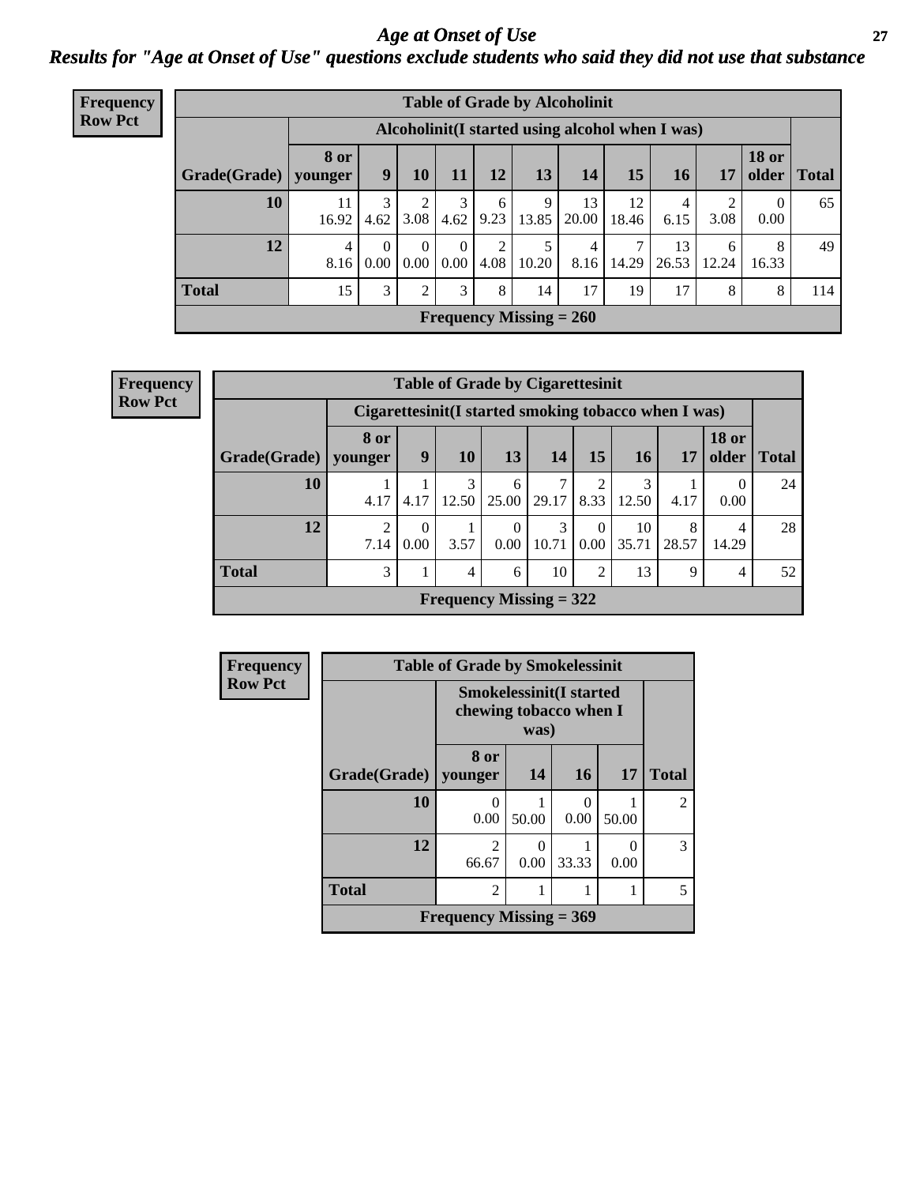## Age at Onset of Use

### *Results for "Age at Onset of Use" questions exclude students who said they did not use that substance*

**Frequency**
**Row Pct**

| Table of Grade by Alcoholinit | | | | | | | | | | | | |
|---|---|---|---|---|---|---|---|---|---|---|---|---|
| | Alcoholinit(I started using alcohol when I was) | | | | | | | | | | | |
| Grade(Grade) | 8 or younger | 9 | 10 | 11 | 12 | 13 | 14 | 15 | 16 | 17 | 18 or older | Total |
| 10 | 11<br>16.92 | 3<br>4.62 | 2<br>3.08 | 3<br>4.62 | 6<br>9.23 | 9<br>13.85 | 13<br>20.00 | 12<br>18.46 | 4<br>6.15 | 2<br>3.08 | 0<br>0.00 | 65 |
| 12 | 4<br>8.16 | 0<br>0.00 | 0<br>0.00 | 0<br>0.00 | 2<br>4.08 | 5<br>10.20 | 4<br>8.16 | 7<br>14.29 | 13<br>26.53 | 6<br>12.24 | 8<br>16.33 | 49 |
| Total | 15 | 3 | 2 | 3 | 8 | 14 | 17 | 19 | 17 | 8 | 8 | 114 |
| Frequency Missing = 260 | | | | | | | | | | | | |

**Frequency**
**Row Pct**

| Table of Grade by Cigarettesinit | | | | | | | | | | |
|---|---|---|---|---|---|---|---|---|---|---|
| | Cigarettesinit(I started smoking tobacco when I was) | | | | | | | | | |
| Grade(Grade) | 8 or younger | 9 | 10 | 13 | 14 | 15 | 16 | 17 | 18 or older | Total |
| 10 | 1<br>4.17 | 1<br>4.17 | 3<br>12.50 | 6<br>25.00 | 7<br>29.17 | 2<br>8.33 | 3<br>12.50 | 1<br>4.17 | 0<br>0.00 | 24 |
| 12 | 2<br>7.14 | 0<br>0.00 | 1<br>3.57 | 0<br>0.00 | 3<br>10.71 | 0<br>0.00 | 10<br>35.71 | 8<br>28.57 | 4<br>14.29 | 28 |
| Total | 3 | 1 | 4 | 6 | 10 | 2 | 13 | 9 | 4 | 52 |
| Frequency Missing = 322 | | | | | | | | | | |

**Frequency**
**Row Pct**

| Table of Grade by Smokelessinit | | | | | |
|---|---|---|---|---|---|
| | Smokelessinit(I started chewing tobacco when I was) | | | | |
| Grade(Grade) | 8 or younger | 14 | 16 | 17 | Total |
| 10 | 0<br>0.00 | 1<br>50.00 | 0<br>0.00 | 1<br>50.00 | 2 |
| 12 | 2<br>66.67 | 0<br>0.00 | 1<br>33.33 | 0<br>0.00 | 3 |
| Total | 2 | 1 | 1 | 1 | 5 |
| Frequency Missing = 369 | | | | | |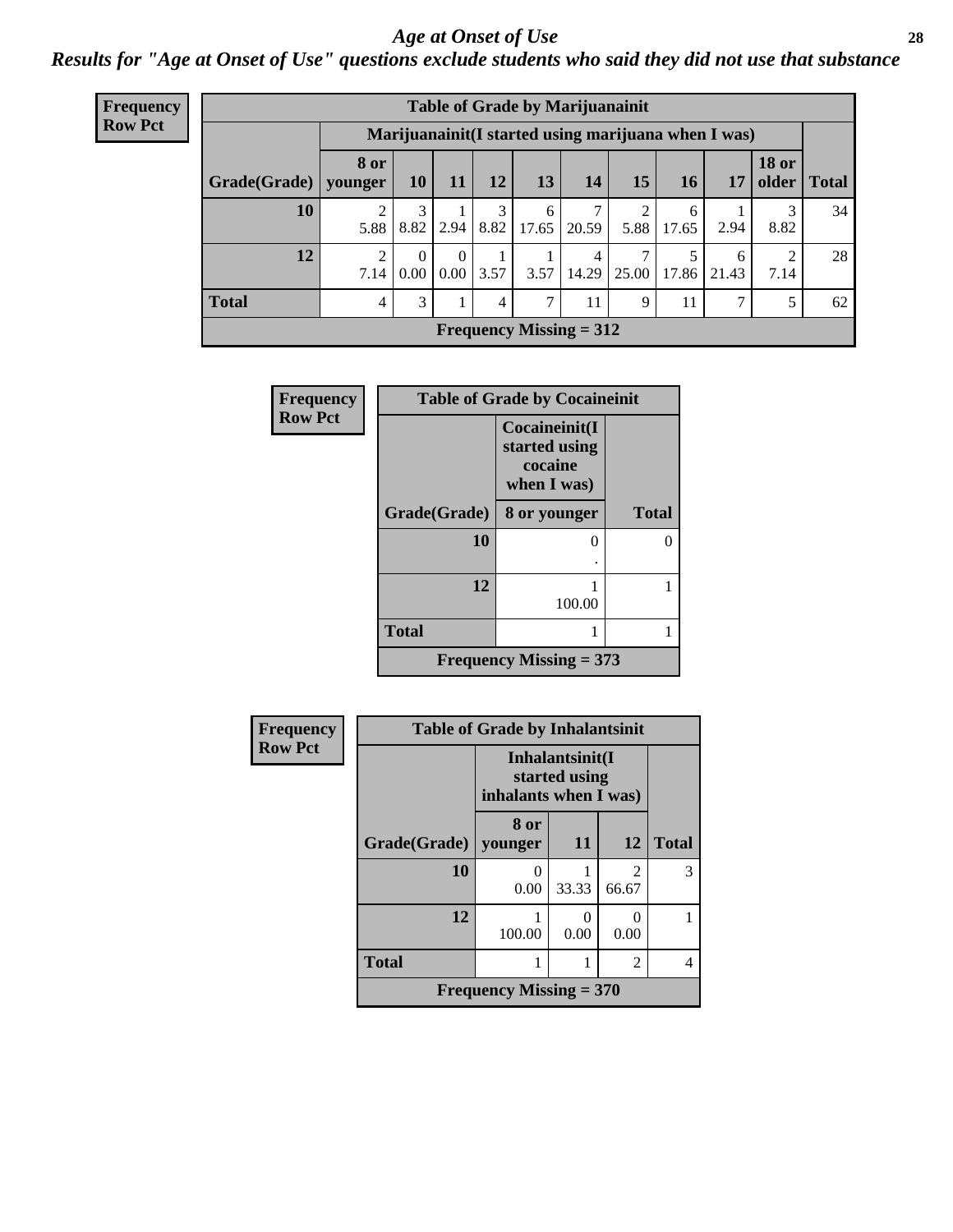# Age at Onset of Use

## Results for "Age at Onset of Use" questions exclude students who said they did not use that substance

**Frequency**
**Row Pct**

**Table of Grade by Marijuanainit**

| Grade(Grade) | Marijuanainit(I started using marijuana when I was) | | | | | | | | | | Total |
|---|---|---|---|---|---|---|---|---|---|---|---|
| | 8 or younger | 10 | 11 | 12 | 13 | 14 | 15 | 16 | 17 | 18 or older | |
| 10 | 2<br>5.88 | 3<br>8.82 | 1<br>2.94 | 3<br>8.82 | 6<br>17.65 | 7<br>20.59 | 2<br>5.88 | 6<br>17.65 | 1<br>2.94 | 3<br>8.82 | 34 |
| 12 | 2<br>7.14 | 0<br>0.00 | 0<br>0.00 | 1<br>3.57 | 1<br>3.57 | 4<br>14.29 | 7<br>25.00 | 5<br>17.86 | 6<br>21.43 | 2<br>7.14 | 28 |
| Total | 4 | 3 | 1 | 4 | 7 | 11 | 9 | 11 | 7 | 5 | 62 |
| Frequency Missing = 312 | | | | | | | | | | | |

**Frequency**
**Row Pct**

**Table of Grade by Cocaineinit**

| Grade(Grade) | Cocaineinit(I started using cocaine when I was) | Total |
|---|---|---|
| | 8 or younger | |
| 10 | 0<br>. | 0 |
| 12 | 1<br>100.00 | 1 |
| Total | 1 | 1 |
| Frequency Missing = 373 | | |

**Frequency**
**Row Pct**

**Table of Grade by Inhalantsinit**

| Grade(Grade) | Inhalantsinit(I started using inhalants when I was) | | | Total |
|---|---|---|---|---|
| | 8 or younger | 11 | 12 | |
| 10 | 0<br>0.00 | 1<br>33.33 | 2<br>66.67 | 3 |
| 12 | 1<br>100.00 | 0<br>0.00 | 0<br>0.00 | 1 |
| Total | 1 | 1 | 2 | 4 |
| Frequency Missing = 370 | | | | |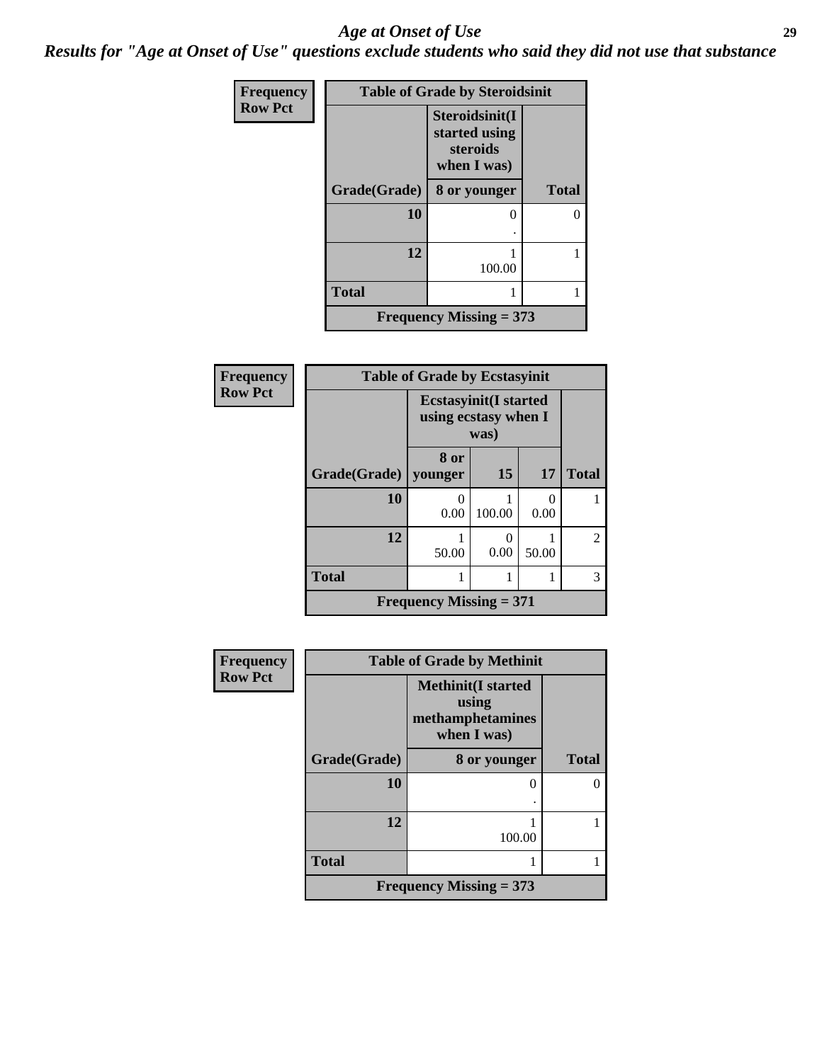# *Age at Onset of Use*

***Results for "Age at Onset of Use" questions exclude students who said they did not use that substance***

**Frequency**
**Row Pct**

| Table of Grade by Steroidsinit | | |
|---|---|---|
| | **Steroidsinit(I started using steroids when I was)** | |
| **Grade(Grade)** | **8 or younger** | **Total** |
| **10** | 0<br>. | 0 |
| **12** | 1<br>100.00 | 1 |
| **Total** | 1 | 1 |
| **Frequency Missing = 373** | | |

**Frequency**
**Row Pct**

| Table of Grade by Ecstasyinit | | | | |
|---|---|---|---|---|
| | **Ecstasyinit(I started using ecstasy when I was)** | | | |
| **Grade(Grade)** | **8 or younger** | **15** | **17** | **Total** |
| **10** | 0<br>0.00 | 1<br>100.00 | 0<br>0.00 | 1 |
| **12** | 1<br>50.00 | 0<br>0.00 | 1<br>50.00 | 2 |
| **Total** | 1 | 1 | 1 | 3 |
| **Frequency Missing = 371** | | | | |

**Frequency**
**Row Pct**

| Table of Grade by Methinit | | |
|---|---|---|
| | **Methinit(I started using methamphetamines when I was)** | |
| **Grade(Grade)** | **8 or younger** | **Total** |
| **10** | 0<br>. | 0 |
| **12** | 1<br>100.00 | 1 |
| **Total** | 1 | 1 |
| **Frequency Missing = 373** | | |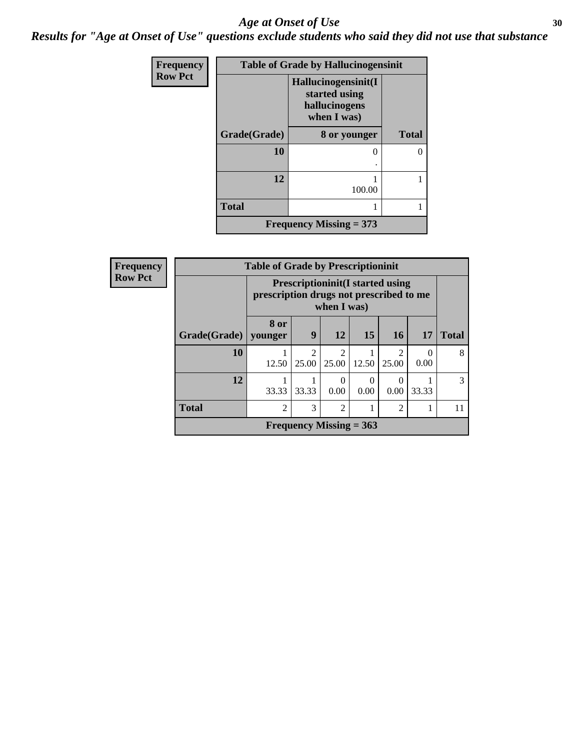# Age at Onset of Use

***Results for "Age at Onset of Use" questions exclude students who said they did not use that substance***

**Frequency**
**Row Pct**

| Table of Grade by Hallucinogensinit | | |
|---|---|---|
| | Hallucinogensinit(I started using hallucinogens when I was) | |
| Grade(Grade) | 8 or younger | Total |
| 10 | 0<br>. | 0 |
| 12 | 1<br>100.00 | 1 |
| Total | 1 | 1 |
| Frequency Missing = 373 | | |

**Frequency**
**Row Pct**

| Table of Grade by Prescriptioninit | | | | | | | |
|---|---|---|---|---|---|---|---|
| | Prescriptioninit(I started using prescription drugs not prescribed to me when I was) | | | | | | |
| Grade(Grade) | 8 or younger | 9 | 12 | 15 | 16 | 17 | Total |
| 10 | 1<br>12.50 | 2<br>25.00 | 2<br>25.00 | 1<br>12.50 | 2<br>25.00 | 0<br>0.00 | 8 |
| 12 | 1<br>33.33 | 1<br>33.33 | 0<br>0.00 | 0<br>0.00 | 0<br>0.00 | 1<br>33.33 | 3 |
| Total | 2 | 3 | 2 | 1 | 2 | 1 | 11 |
| Frequency Missing = 363 | | | | | | | |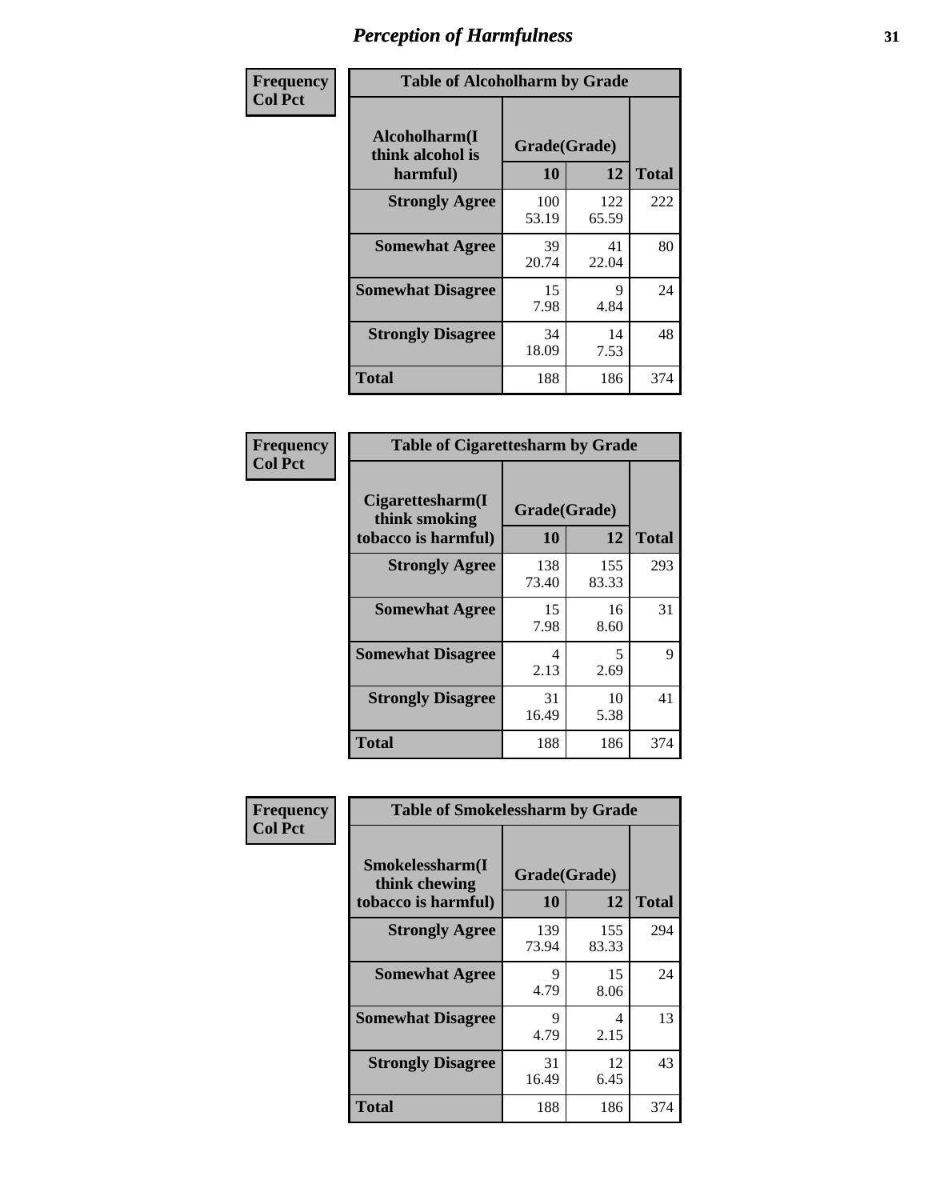## Perception of Harmfulness

| Frequency<br>Col Pct | Table of Alcoholharm by Grade | | |
|---|---|---|---|
| Alcoholharm(I think alcohol is harmful) | Grade(Grade) | | |
| | 10 | 12 | Total |
| Strongly Agree | 100<br>53.19 | 122<br>65.59 | 222 |
| Somewhat Agree | 39<br>20.74 | 41<br>22.04 | 80 |
| Somewhat Disagree | 15<br>7.98 | 9<br>4.84 | 24 |
| Strongly Disagree | 34<br>18.09 | 14<br>7.53 | 48 |
| Total | 188 | 186 | 374 |

| Frequency<br>Col Pct | Table of Cigarettesharm by Grade | | |
|---|---|---|---|
| Cigarettesharm(I think smoking tobacco is harmful) | Grade(Grade) | | |
| | 10 | 12 | Total |
| Strongly Agree | 138<br>73.40 | 155<br>83.33 | 293 |
| Somewhat Agree | 15<br>7.98 | 16<br>8.60 | 31 |
| Somewhat Disagree | 4<br>2.13 | 5<br>2.69 | 9 |
| Strongly Disagree | 31<br>16.49 | 10<br>5.38 | 41 |
| Total | 188 | 186 | 374 |

| Frequency<br>Col Pct | Table of Smokelessharm by Grade | | |
|---|---|---|---|
| Smokelessharm(I think chewing tobacco is harmful) | Grade(Grade) | | |
| | 10 | 12 | Total |
| Strongly Agree | 139<br>73.94 | 155<br>83.33 | 294 |
| Somewhat Agree | 9<br>4.79 | 15<br>8.06 | 24 |
| Somewhat Disagree | 9<br>4.79 | 4<br>2.15 | 13 |
| Strongly Disagree | 31<br>16.49 | 12<br>6.45 | 43 |
| Total | 188 | 186 | 374 |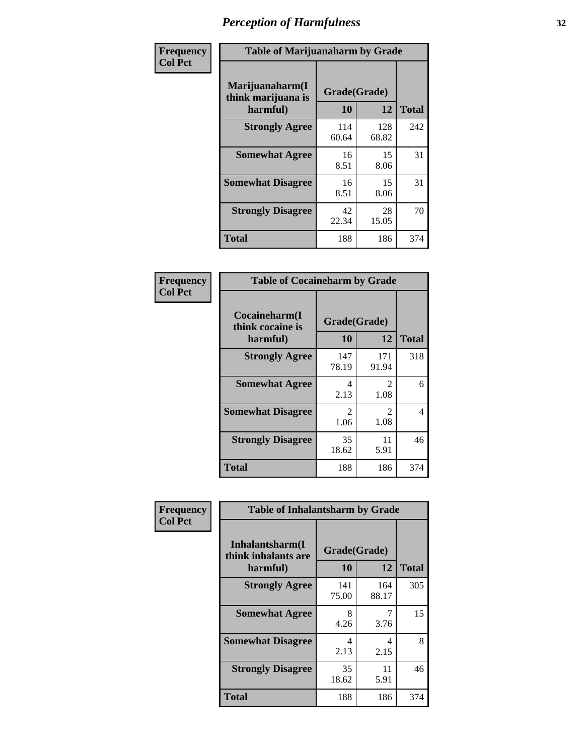# Perception of Harmfulness

**Frequency**
**Col Pct**

**Table of Marijuanaharm by Grade**

| Marijuanaharm(I think marijuana is harmful) | Grade(Grade) | | Total |
|---|---|---|---|
| | 10 | 12 | |
| **Strongly Agree** | 114<br>60.64 | 128<br>68.82 | 242 |
| **Somewhat Agree** | 16<br>8.51 | 15<br>8.06 | 31 |
| **Somewhat Disagree** | 16<br>8.51 | 15<br>8.06 | 31 |
| **Strongly Disagree** | 42<br>22.34 | 28<br>15.05 | 70 |
| **Total** | 188 | 186 | 374 |

**Frequency**
**Col Pct**

**Table of Cocaineharm by Grade**

| Cocaineharm(I think cocaine is harmful) | Grade(Grade) | | Total |
|---|---|---|---|
| | 10 | 12 | |
| **Strongly Agree** | 147<br>78.19 | 171<br>91.94 | 318 |
| **Somewhat Agree** | 4<br>2.13 | 2<br>1.08 | 6 |
| **Somewhat Disagree** | 2<br>1.06 | 2<br>1.08 | 4 |
| **Strongly Disagree** | 35<br>18.62 | 11<br>5.91 | 46 |
| **Total** | 188 | 186 | 374 |

**Frequency**
**Col Pct**

**Table of Inhalantsharm by Grade**

| Inhalantsharm(I think inhalants are harmful) | Grade(Grade) | | Total |
|---|---|---|---|
| | 10 | 12 | |
| **Strongly Agree** | 141<br>75.00 | 164<br>88.17 | 305 |
| **Somewhat Agree** | 8<br>4.26 | 7<br>3.76 | 15 |
| **Somewhat Disagree** | 4<br>2.13 | 4<br>2.15 | 8 |
| **Strongly Disagree** | 35<br>18.62 | 11<br>5.91 | 46 |
| **Total** | 188 | 186 | 374 |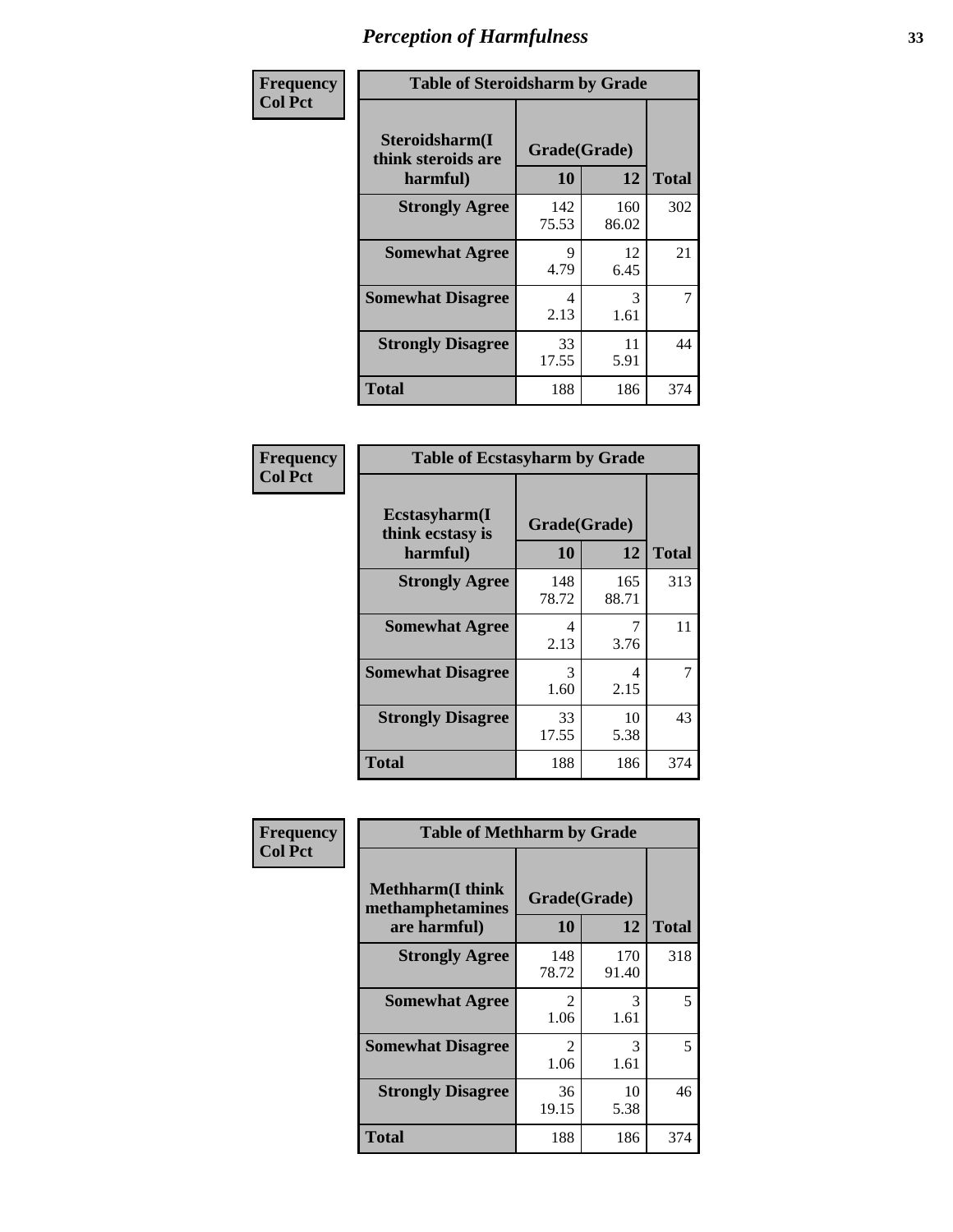# Perception of Harmfulness

**Frequency**
**Col Pct**

**Table of Steroidsharm by Grade**

| Steroidsharm(I think steroids are harmful) | Grade(Grade) 10 | 12 | Total |
|---|---|---|---|
| **Strongly Agree** | 142<br>75.53 | 160<br>86.02 | 302 |
| **Somewhat Agree** | 9<br>4.79 | 12<br>6.45 | 21 |
| **Somewhat Disagree** | 4<br>2.13 | 3<br>1.61 | 7 |
| **Strongly Disagree** | 33<br>17.55 | 11<br>5.91 | 44 |
| **Total** | 188 | 186 | 374 |

**Frequency**
**Col Pct**

**Table of Ecstasyharm by Grade**

| Ecstasyharm(I think ecstasy is harmful) | Grade(Grade) 10 | 12 | Total |
|---|---|---|---|
| **Strongly Agree** | 148<br>78.72 | 165<br>88.71 | 313 |
| **Somewhat Agree** | 4<br>2.13 | 7<br>3.76 | 11 |
| **Somewhat Disagree** | 3<br>1.60 | 4<br>2.15 | 7 |
| **Strongly Disagree** | 33<br>17.55 | 10<br>5.38 | 43 |
| **Total** | 188 | 186 | 374 |

**Frequency**
**Col Pct**

**Table of Methharm by Grade**

| Methharm(I think methamphetamines are harmful) | Grade(Grade) 10 | 12 | Total |
|---|---|---|---|
| **Strongly Agree** | 148<br>78.72 | 170<br>91.40 | 318 |
| **Somewhat Agree** | 2<br>1.06 | 3<br>1.61 | 5 |
| **Somewhat Disagree** | 2<br>1.06 | 3<br>1.61 | 5 |
| **Strongly Disagree** | 36<br>19.15 | 10<br>5.38 | 46 |
| **Total** | 188 | 186 | 374 |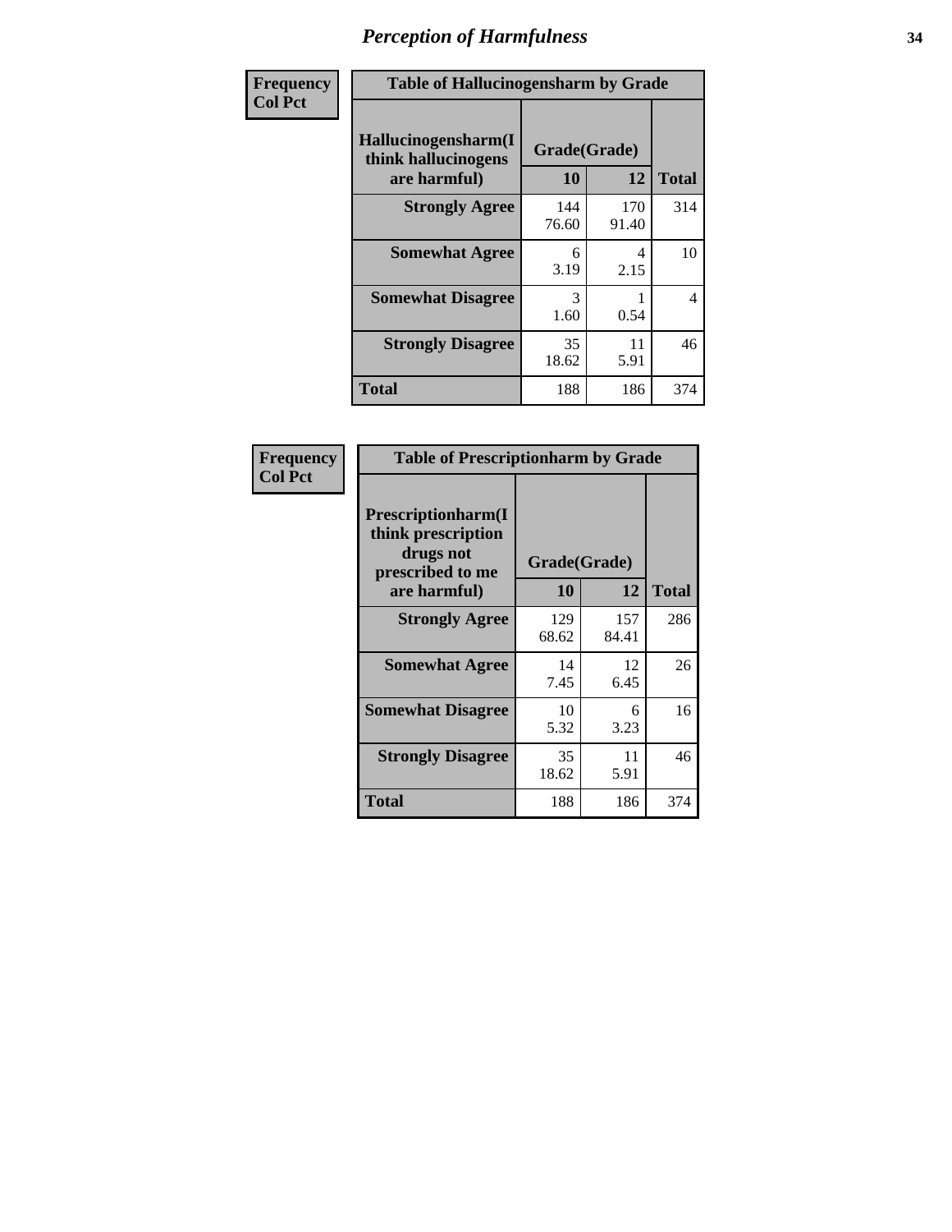# Perception of Harmfulness

**Frequency**
**Col Pct**

| Hallucinogensharm(I think hallucinogens are harmful) | Grade(Grade) | | Total |
|---|---|---|---|
| | 10 | 12 | |
| **Strongly Agree** | 144<br>76.60 | 170<br>91.40 | 314 |
| **Somewhat Agree** | 6<br>3.19 | 4<br>2.15 | 10 |
| **Somewhat Disagree** | 3<br>1.60 | 1<br>0.54 | 4 |
| **Strongly Disagree** | 35<br>18.62 | 11<br>5.91 | 46 |
| **Total** | 188 | 186 | 374 |

Table of Hallucinogensharm by Grade

**Frequency**
**Col Pct**

| Prescriptionharm(I think prescription drugs not prescribed to me are harmful) | Grade(Grade) | | Total |
|---|---|---|---|
| | 10 | 12 | |
| **Strongly Agree** | 129<br>68.62 | 157<br>84.41 | 286 |
| **Somewhat Agree** | 14<br>7.45 | 12<br>6.45 | 26 |
| **Somewhat Disagree** | 10<br>5.32 | 6<br>3.23 | 16 |
| **Strongly Disagree** | 35<br>18.62 | 11<br>5.91 | 46 |
| **Total** | 188 | 186 | 374 |

Table of Prescriptionharm by Grade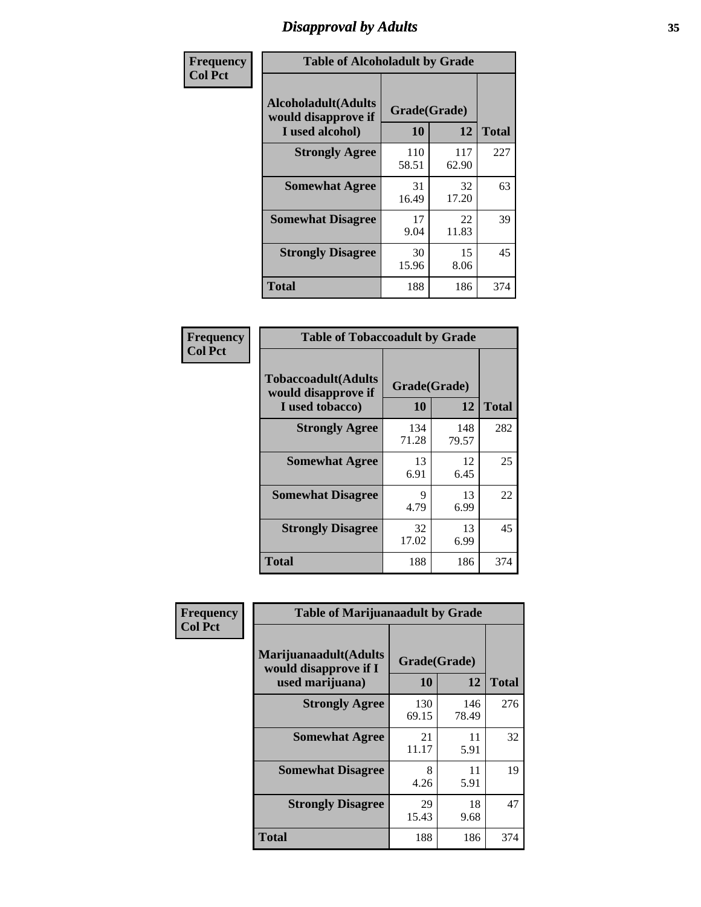# Disapproval by Adults

**Frequency**
**Col Pct**

**Table of Alcoholadult by Grade**

| Alcoholadult(Adults would disapprove if I used alcohol) | Grade(Grade) 10 | 12 | Total |
|---|---|---|---|
| **Strongly Agree** | 110<br>58.51 | 117<br>62.90 | 227 |
| **Somewhat Agree** | 31<br>16.49 | 32<br>17.20 | 63 |
| **Somewhat Disagree** | 17<br>9.04 | 22<br>11.83 | 39 |
| **Strongly Disagree** | 30<br>15.96 | 15<br>8.06 | 45 |
| **Total** | 188 | 186 | 374 |

**Frequency**
**Col Pct**

**Table of Tobaccoadult by Grade**

| Tobaccoadult(Adults would disapprove if I used tobacco) | Grade(Grade) 10 | 12 | Total |
|---|---|---|---|
| **Strongly Agree** | 134<br>71.28 | 148<br>79.57 | 282 |
| **Somewhat Agree** | 13<br>6.91 | 12<br>6.45 | 25 |
| **Somewhat Disagree** | 9<br>4.79 | 13<br>6.99 | 22 |
| **Strongly Disagree** | 32<br>17.02 | 13<br>6.99 | 45 |
| **Total** | 188 | 186 | 374 |

**Frequency**
**Col Pct**

**Table of Marijuanaadult by Grade**

| Marijuanaadult(Adults would disapprove if I used marijuana) | Grade(Grade) 10 | 12 | Total |
|---|---|---|---|
| **Strongly Agree** | 130<br>69.15 | 146<br>78.49 | 276 |
| **Somewhat Agree** | 21<br>11.17 | 11<br>5.91 | 32 |
| **Somewhat Disagree** | 8<br>4.26 | 11<br>5.91 | 19 |
| **Strongly Disagree** | 29<br>15.43 | 18<br>9.68 | 47 |
| **Total** | 188 | 186 | 374 |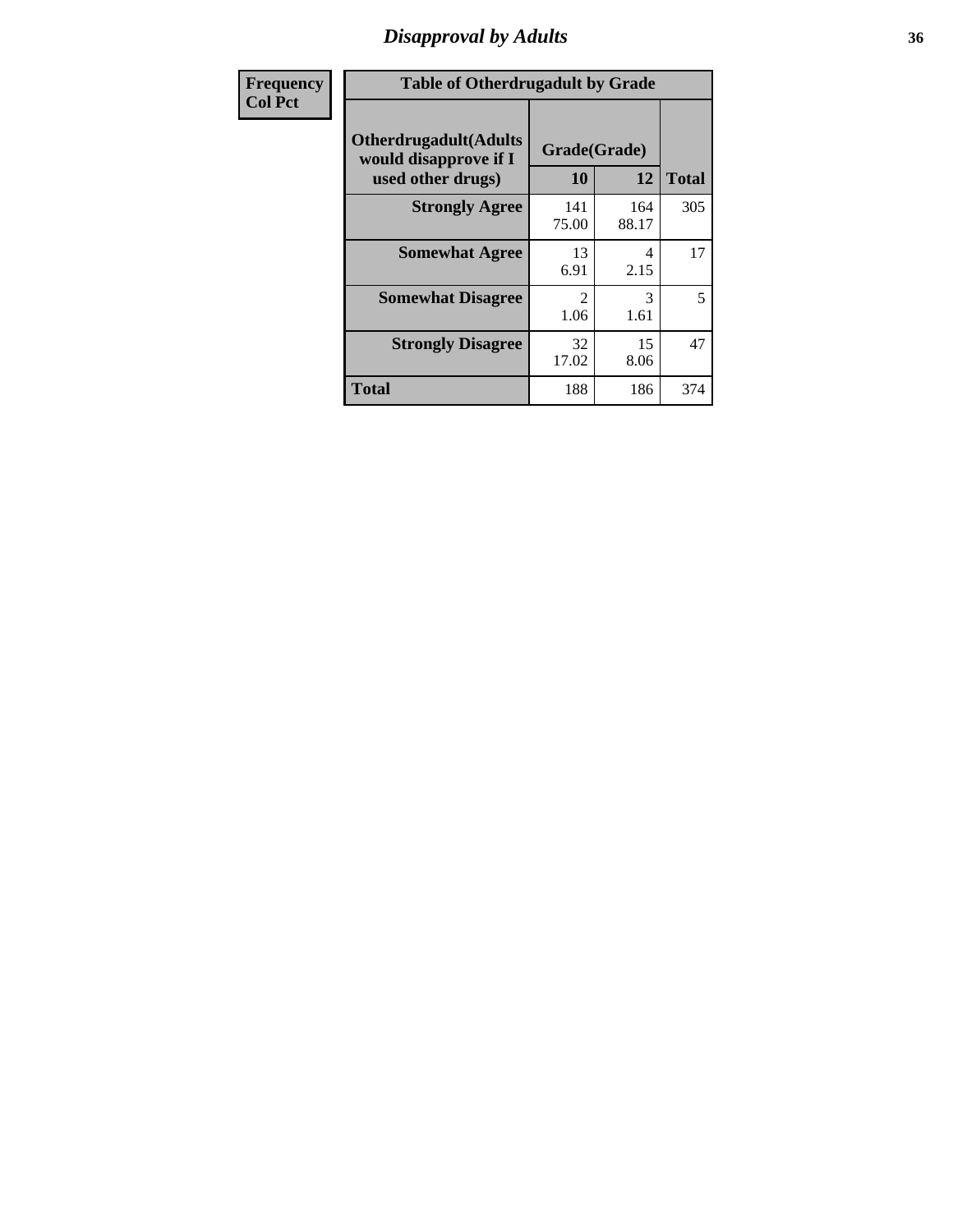# Disapproval by Adults

| Frequency<br>Col Pct | Table of Otherdrugadult by Grade | | |
|---|---|---|---|
| Otherdrugadult(Adults would disapprove if I used other drugs) | Grade(Grade) | | |
| | 10 | 12 | Total |
| Strongly Agree | 141<br>75.00 | 164<br>88.17 | 305 |
| Somewhat Agree | 13<br>6.91 | 4<br>2.15 | 17 |
| Somewhat Disagree | 2<br>1.06 | 3<br>1.61 | 5 |
| Strongly Disagree | 32<br>17.02 | 15<br>8.06 | 47 |
| Total | 188 | 186 | 374 |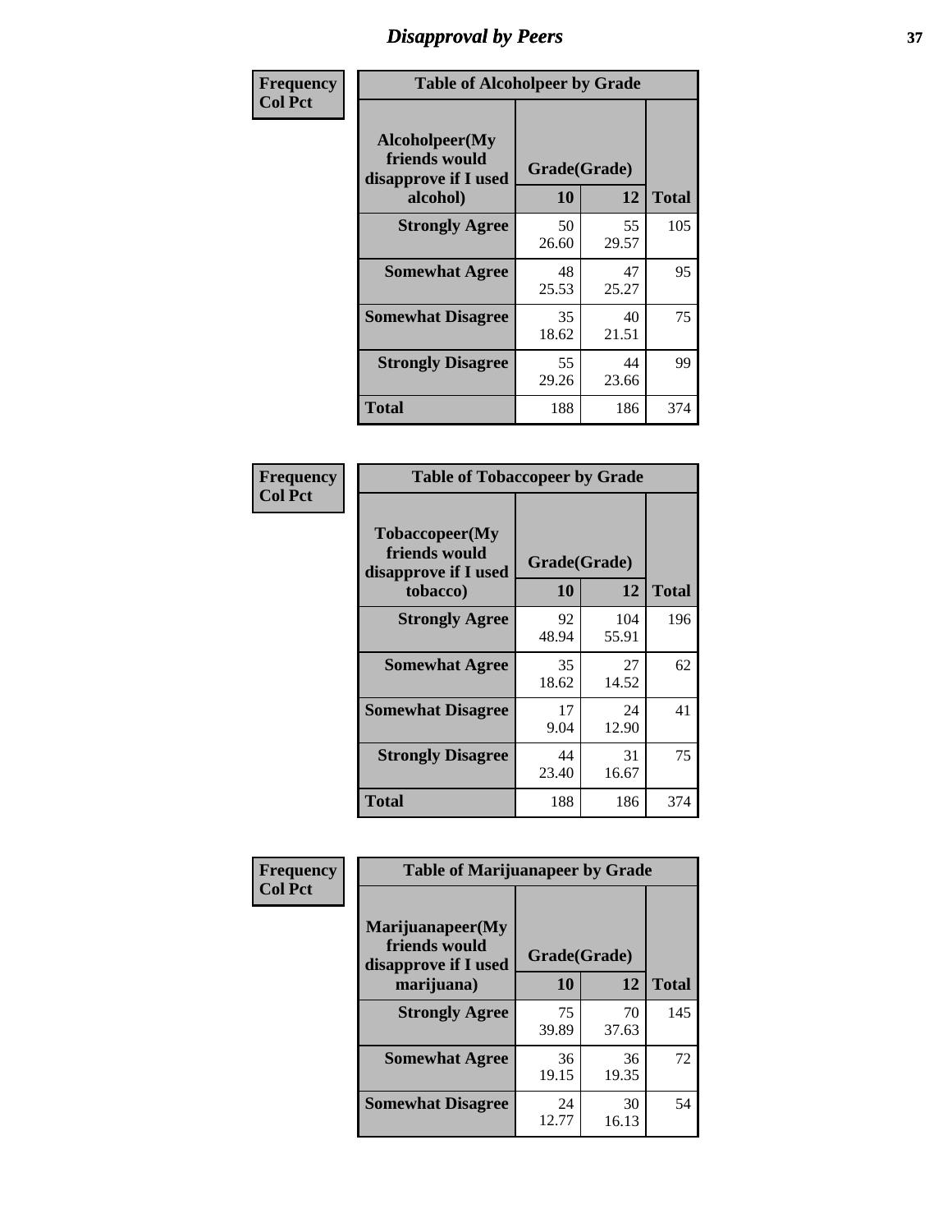# Disapproval by Peers

| Frequency Col Pct | Table of Alcoholpeer by Grade | | |
|---|---|---|---|
| Alcoholpeer(My friends would disapprove if I used alcohol) | Grade(Grade) | | |
| | 10 | 12 | Total |
| Strongly Agree | 50<br>26.60 | 55<br>29.57 | 105 |
| Somewhat Agree | 48<br>25.53 | 47<br>25.27 | 95 |
| Somewhat Disagree | 35<br>18.62 | 40<br>21.51 | 75 |
| Strongly Disagree | 55<br>29.26 | 44<br>23.66 | 99 |
| Total | 188 | 186 | 374 |

| Frequency Col Pct | Table of Tobaccopeer by Grade | | |
|---|---|---|---|
| Tobaccopeer(My friends would disapprove if I used tobacco) | Grade(Grade) | | |
| | 10 | 12 | Total |
| Strongly Agree | 92<br>48.94 | 104<br>55.91 | 196 |
| Somewhat Agree | 35<br>18.62 | 27<br>14.52 | 62 |
| Somewhat Disagree | 17<br>9.04 | 24<br>12.90 | 41 |
| Strongly Disagree | 44<br>23.40 | 31<br>16.67 | 75 |
| Total | 188 | 186 | 374 |

| Frequency Col Pct | Table of Marijuanapeer by Grade | | |
|---|---|---|---|
| Marijuanapeer(My friends would disapprove if I used marijuana) | Grade(Grade) | | |
| | 10 | 12 | Total |
| Strongly Agree | 75<br>39.89 | 70<br>37.63 | 145 |
| Somewhat Agree | 36<br>19.15 | 36<br>19.35 | 72 |
| Somewhat Disagree | 24<br>12.77 | 30<br>16.13 | 54 |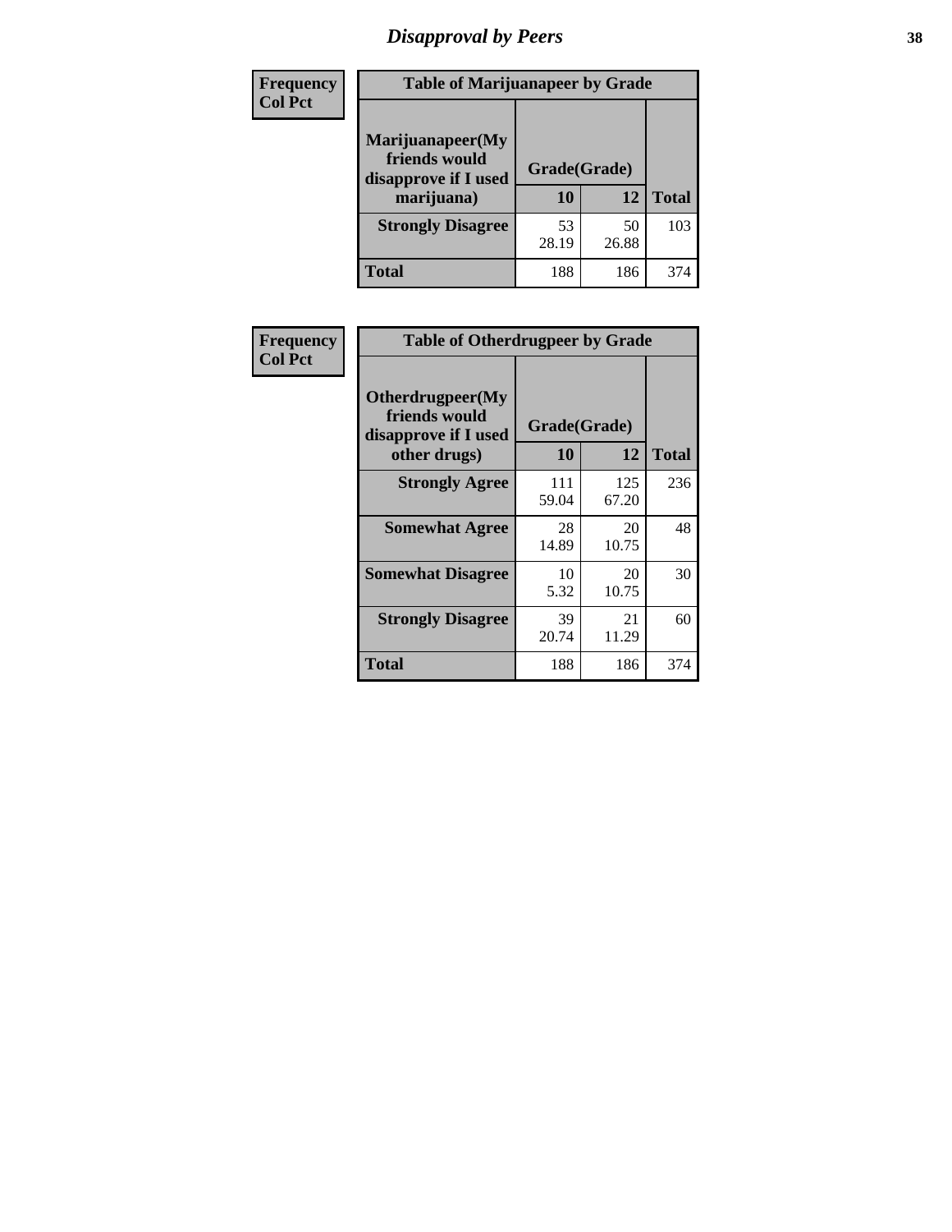# Disapproval by Peers

**Frequency**
**Col Pct**

| Table of Marijuanapeer by Grade | | | |
|---|---|---|---|
| Marijuanapeer(My friends would disapprove if I used marijuana) | Grade(Grade) | | |
| | 10 | 12 | Total |
| Strongly Disagree | 53<br>28.19 | 50<br>26.88 | 103 |
| Total | 188 | 186 | 374 |

**Frequency**
**Col Pct**

| Table of Otherdrugpeer by Grade | | | |
|---|---|---|---|
| Otherdrugpeer(My friends would disapprove if I used other drugs) | Grade(Grade) | | |
| | 10 | 12 | Total |
| Strongly Agree | 111<br>59.04 | 125<br>67.20 | 236 |
| Somewhat Agree | 28<br>14.89 | 20<br>10.75 | 48 |
| Somewhat Disagree | 10<br>5.32 | 20<br>10.75 | 30 |
| Strongly Disagree | 39<br>20.74 | 21<br>11.29 | 60 |
| Total | 188 | 186 | 374 |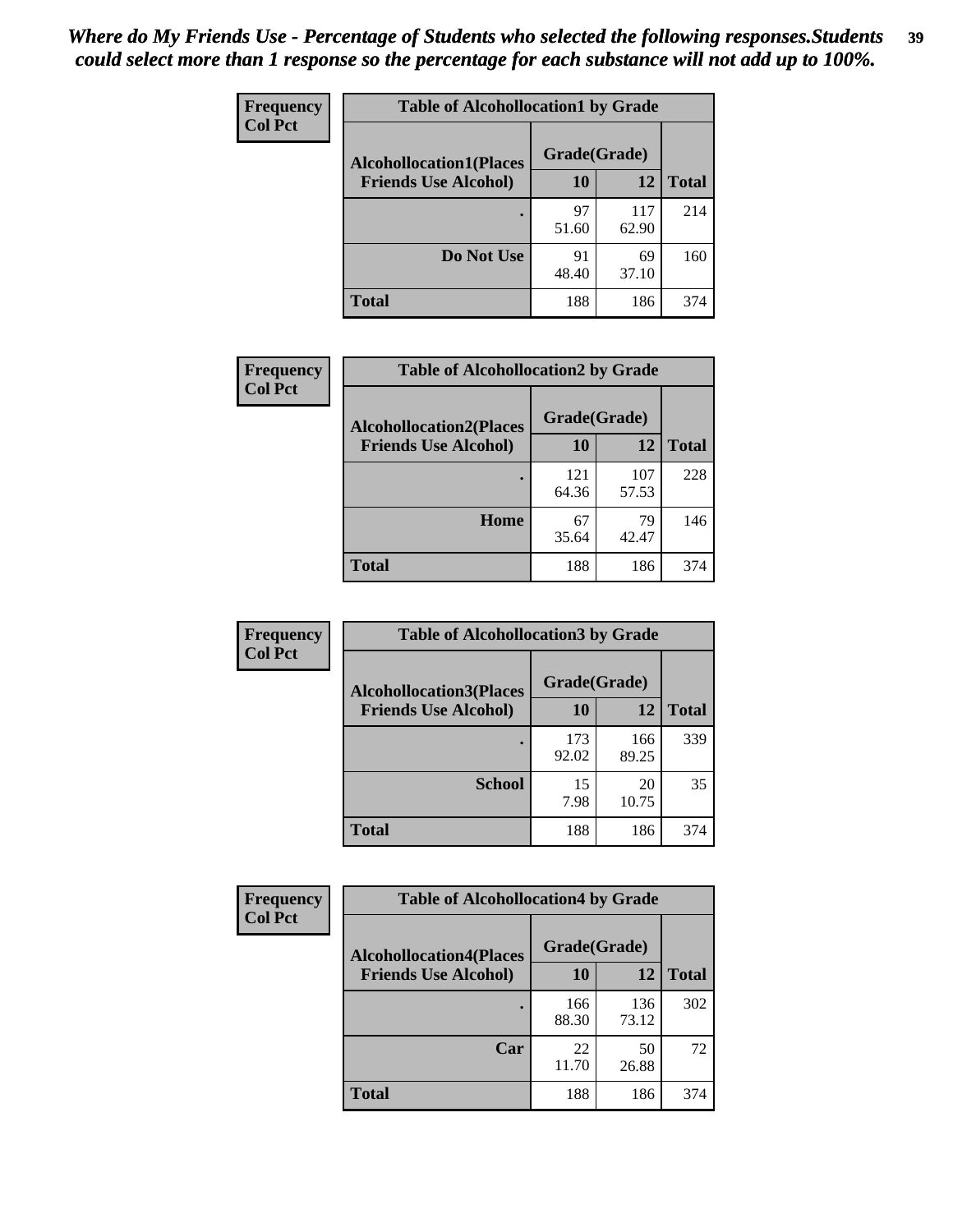*Where do My Friends Use - Percentage of Students who selected the following responses.Students could select more than 1 response so the percentage for each substance will not add up to 100%.*

**Frequency**
**Col Pct**

| Table of Alcohollocation1 by Grade | | | |
|---|---|---|---|
| **Alcohollocation1(Places Friends Use Alcohol)** | **Grade(Grade)** | | **Total** |
| | **10** | **12** | |
| **.** | 97<br>51.60 | 117<br>62.90 | 214 |
| **Do Not Use** | 91<br>48.40 | 69<br>37.10 | 160 |
| **Total** | 188 | 186 | 374 |

**Frequency**
**Col Pct**

| Table of Alcohollocation2 by Grade | | | |
|---|---|---|---|
| **Alcohollocation2(Places Friends Use Alcohol)** | **Grade(Grade)** | | **Total** |
| | **10** | **12** | |
| **.** | 121<br>64.36 | 107<br>57.53 | 228 |
| **Home** | 67<br>35.64 | 79<br>42.47 | 146 |
| **Total** | 188 | 186 | 374 |

**Frequency**
**Col Pct**

| Table of Alcohollocation3 by Grade | | | |
|---|---|---|---|
| **Alcohollocation3(Places Friends Use Alcohol)** | **Grade(Grade)** | | **Total** |
| | **10** | **12** | |
| **.** | 173<br>92.02 | 166<br>89.25 | 339 |
| **School** | 15<br>7.98 | 20<br>10.75 | 35 |
| **Total** | 188 | 186 | 374 |

**Frequency**
**Col Pct**

| Table of Alcohollocation4 by Grade | | | |
|---|---|---|---|
| **Alcohollocation4(Places Friends Use Alcohol)** | **Grade(Grade)** | | **Total** |
| | **10** | **12** | |
| **.** | 166<br>88.30 | 136<br>73.12 | 302 |
| **Car** | 22<br>11.70 | 50<br>26.88 | 72 |
| **Total** | 188 | 186 | 374 |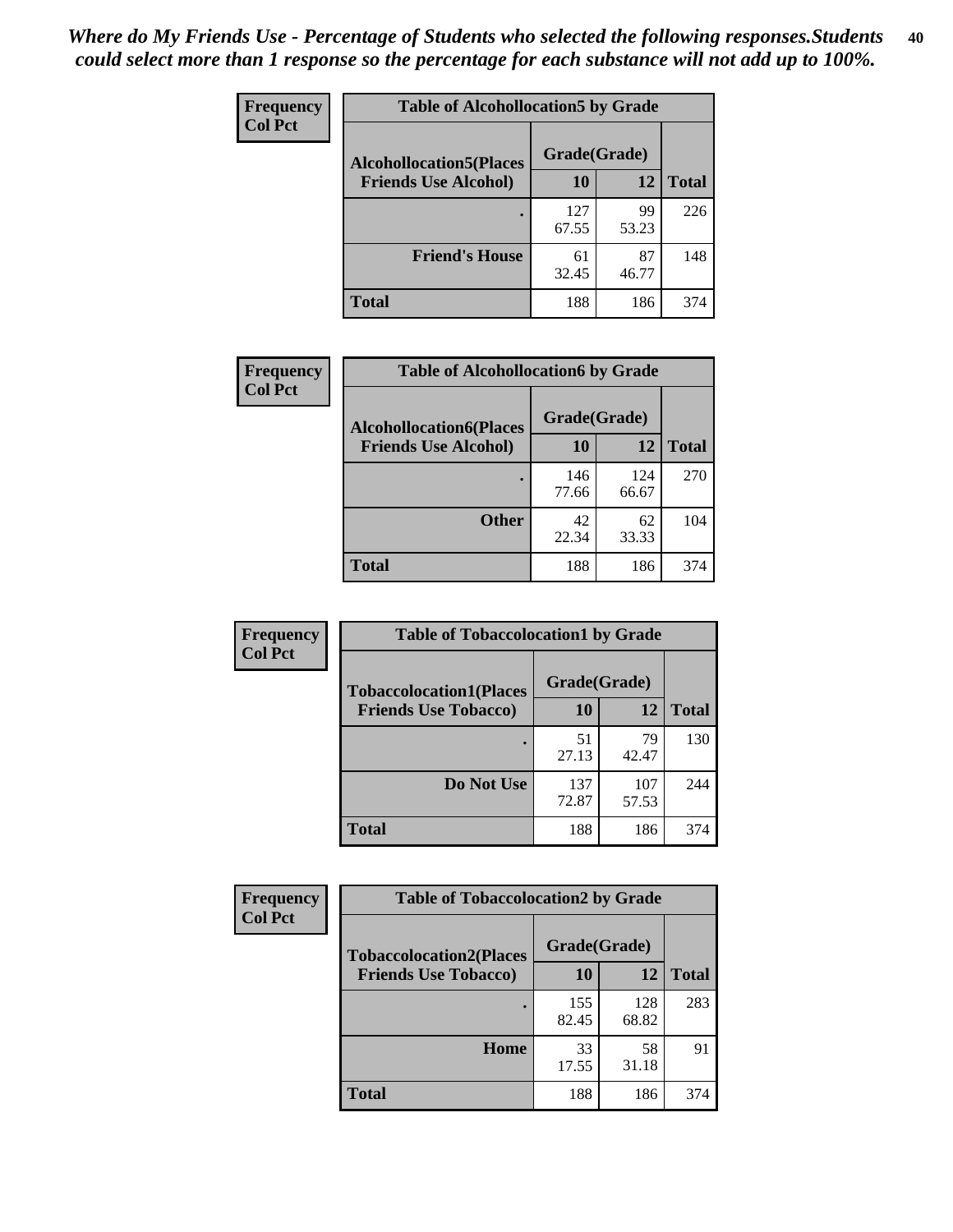*Where do My Friends Use - Percentage of Students who selected the following responses.Students could select more than 1 response so the percentage for each substance will not add up to 100%.*

**Frequency**
**Col Pct**

**Table of Alcohollocation5 by Grade**

| Alcohollocation5(Places Friends Use Alcohol) | Grade(Grade) 10 | 12 | Total |
|---|---|---|---|
| . | 127<br>67.55 | 99<br>53.23 | 226 |
| Friend's House | 61<br>32.45 | 87<br>46.77 | 148 |
| Total | 188 | 186 | 374 |

**Frequency**
**Col Pct**

**Table of Alcohollocation6 by Grade**

| Alcohollocation6(Places Friends Use Alcohol) | Grade(Grade) 10 | 12 | Total |
|---|---|---|---|
| . | 146<br>77.66 | 124<br>66.67 | 270 |
| Other | 42<br>22.34 | 62<br>33.33 | 104 |
| Total | 188 | 186 | 374 |

**Frequency**
**Col Pct**

**Table of Tobaccolocation1 by Grade**

| Tobaccolocation1(Places Friends Use Tobacco) | Grade(Grade) 10 | 12 | Total |
|---|---|---|---|
| . | 51<br>27.13 | 79<br>42.47 | 130 |
| Do Not Use | 137<br>72.87 | 107<br>57.53 | 244 |
| Total | 188 | 186 | 374 |

**Frequency**
**Col Pct**

**Table of Tobaccolocation2 by Grade**

| Tobaccolocation2(Places Friends Use Tobacco) | Grade(Grade) 10 | 12 | Total |
|---|---|---|---|
| . | 155<br>82.45 | 128<br>68.82 | 283 |
| Home | 33<br>17.55 | 58<br>31.18 | 91 |
| Total | 188 | 186 | 374 |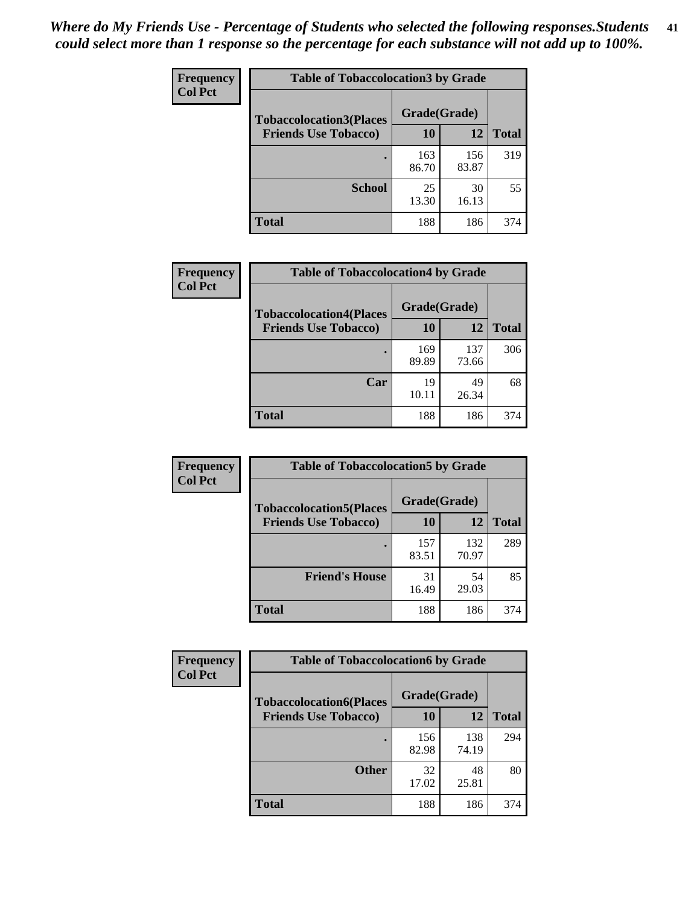*Where do My Friends Use - Percentage of Students who selected the following responses.Students could select more than 1 response so the percentage for each substance will not add up to 100%.*

**Frequency / Col Pct**

| Table of Tobaccolocation3 by Grade | | | |
|---|---|---|---|
| **Tobaccolocation3(Places Friends Use Tobacco)** | **Grade(Grade)** | | **Total** |
| | **10** | **12** | |
| **.** | 163<br>86.70 | 156<br>83.87 | 319 |
| **School** | 25<br>13.30 | 30<br>16.13 | 55 |
| **Total** | 188 | 186 | 374 |

**Frequency / Col Pct**

| Table of Tobaccolocation4 by Grade | | | |
|---|---|---|---|
| **Tobaccolocation4(Places Friends Use Tobacco)** | **Grade(Grade)** | | **Total** |
| | **10** | **12** | |
| **.** | 169<br>89.89 | 137<br>73.66 | 306 |
| **Car** | 19<br>10.11 | 49<br>26.34 | 68 |
| **Total** | 188 | 186 | 374 |

**Frequency / Col Pct**

| Table of Tobaccolocation5 by Grade | | | |
|---|---|---|---|
| **Tobaccolocation5(Places Friends Use Tobacco)** | **Grade(Grade)** | | **Total** |
| | **10** | **12** | |
| **.** | 157<br>83.51 | 132<br>70.97 | 289 |
| **Friend's House** | 31<br>16.49 | 54<br>29.03 | 85 |
| **Total** | 188 | 186 | 374 |

**Frequency / Col Pct**

| Table of Tobaccolocation6 by Grade | | | |
|---|---|---|---|
| **Tobaccolocation6(Places Friends Use Tobacco)** | **Grade(Grade)** | | **Total** |
| | **10** | **12** | |
| **.** | 156<br>82.98 | 138<br>74.19 | 294 |
| **Other** | 32<br>17.02 | 48<br>25.81 | 80 |
| **Total** | 188 | 186 | 374 |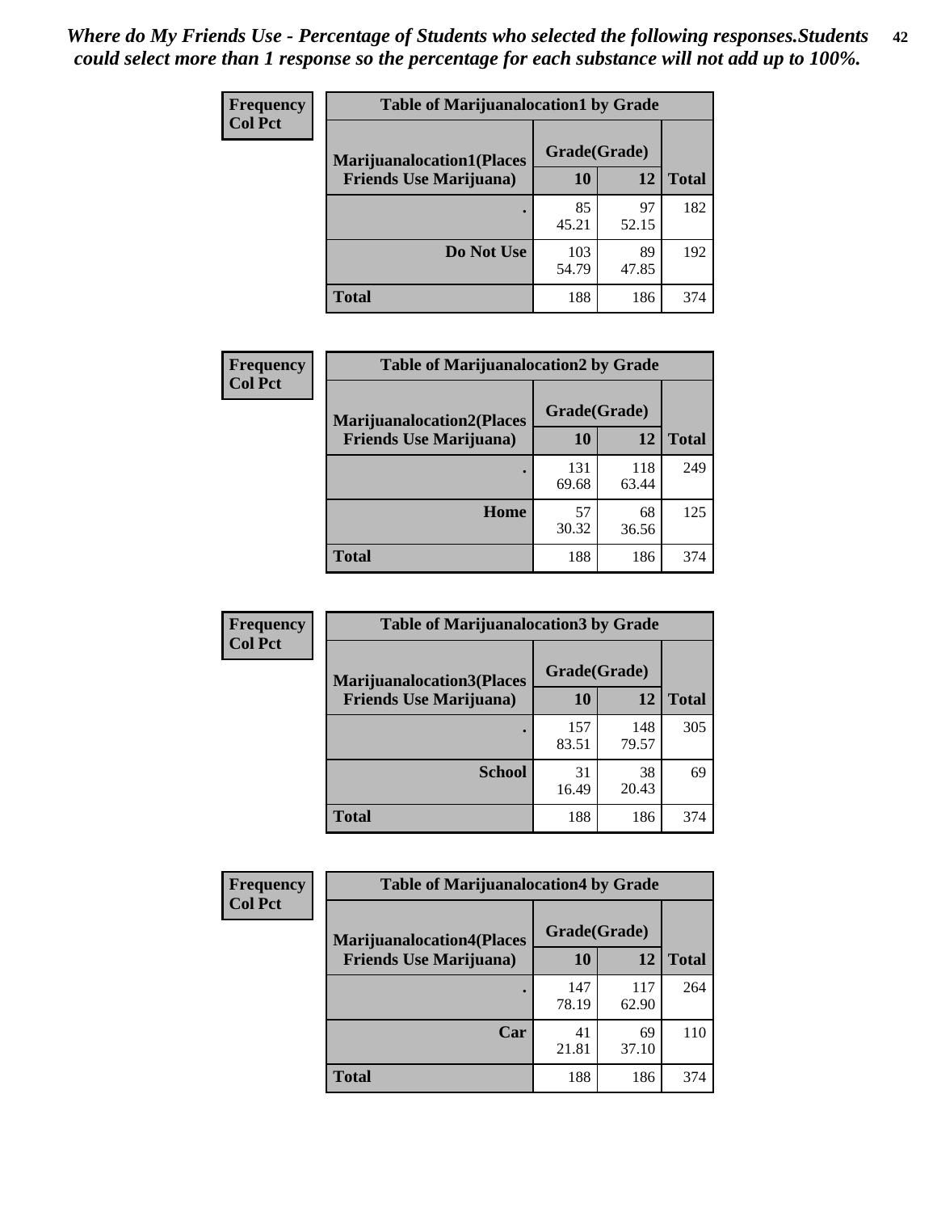*Where do My Friends Use - Percentage of Students who selected the following responses.Students could select more than 1 response so the percentage for each substance will not add up to 100%.*

**Frequency**
**Col Pct**

| Table of Marijuanalocation1 by Grade | | | |
|---|---|---|---|
| **Marijuanalocation1(Places Friends Use Marijuana)** | **Grade(Grade)** | | **Total** |
| | **10** | **12** | |
| **.** | 85<br>45.21 | 97<br>52.15 | 182 |
| **Do Not Use** | 103<br>54.79 | 89<br>47.85 | 192 |
| **Total** | 188 | 186 | 374 |

**Frequency**
**Col Pct**

| Table of Marijuanalocation2 by Grade | | | |
|---|---|---|---|
| **Marijuanalocation2(Places Friends Use Marijuana)** | **Grade(Grade)** | | **Total** |
| | **10** | **12** | |
| **.** | 131<br>69.68 | 118<br>63.44 | 249 |
| **Home** | 57<br>30.32 | 68<br>36.56 | 125 |
| **Total** | 188 | 186 | 374 |

**Frequency**
**Col Pct**

| Table of Marijuanalocation3 by Grade | | | |
|---|---|---|---|
| **Marijuanalocation3(Places Friends Use Marijuana)** | **Grade(Grade)** | | **Total** |
| | **10** | **12** | |
| **.** | 157<br>83.51 | 148<br>79.57 | 305 |
| **School** | 31<br>16.49 | 38<br>20.43 | 69 |
| **Total** | 188 | 186 | 374 |

**Frequency**
**Col Pct**

| Table of Marijuanalocation4 by Grade | | | |
|---|---|---|---|
| **Marijuanalocation4(Places Friends Use Marijuana)** | **Grade(Grade)** | | **Total** |
| | **10** | **12** | |
| **.** | 147<br>78.19 | 117<br>62.90 | 264 |
| **Car** | 41<br>21.81 | 69<br>37.10 | 110 |
| **Total** | 188 | 186 | 374 |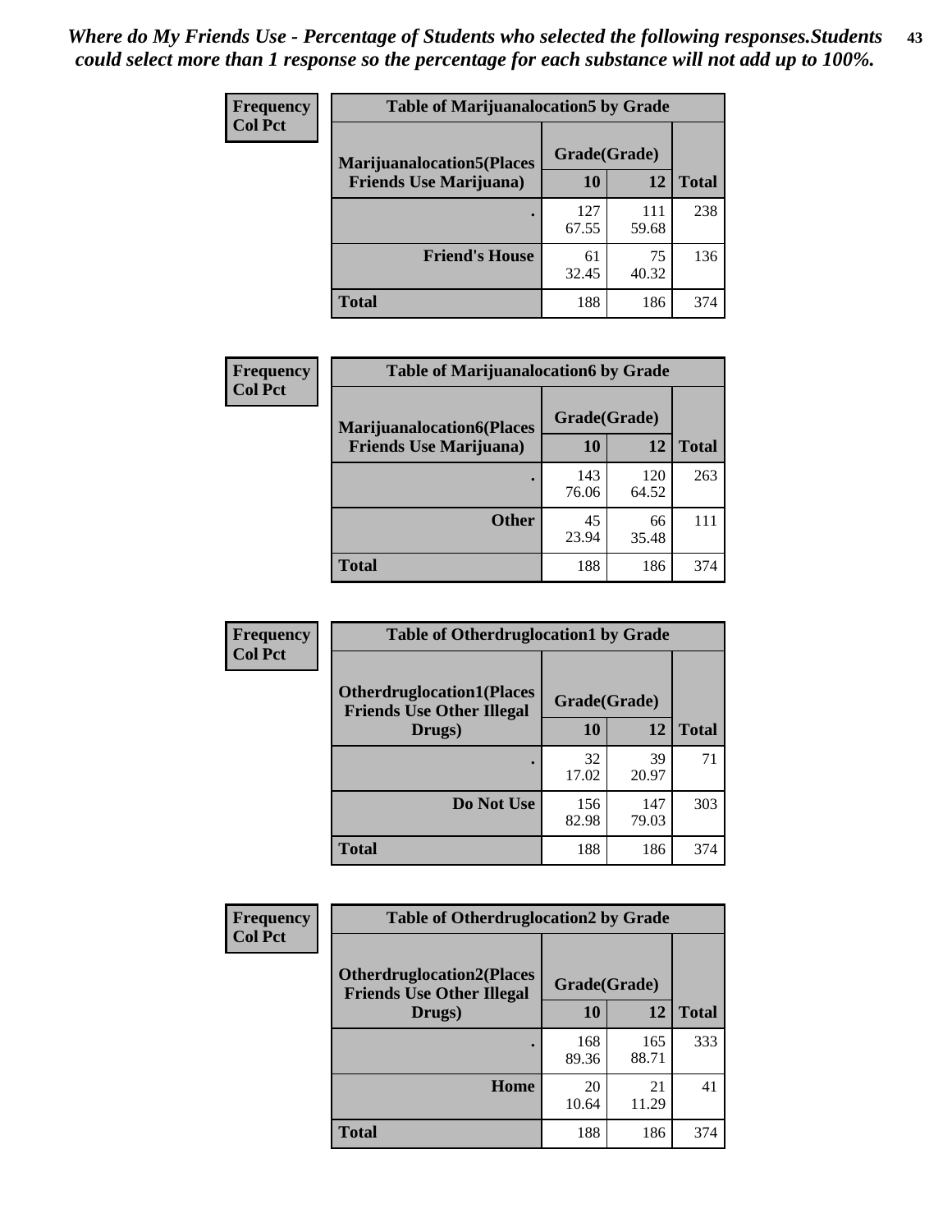*Where do My Friends Use - Percentage of Students who selected the following responses.Students could select more than 1 response so the percentage for each substance will not add up to 100%.*

**Frequency**
**Col Pct**

| Table of Marijuanalocation5 by Grade | | | |
|---|---|---|---|
| **Marijuanalocation5(Places Friends Use Marijuana)** | **Grade(Grade)** | | **Total** |
| | **10** | **12** | |
| . | 127<br>67.55 | 111<br>59.68 | 238 |
| **Friend's House** | 61<br>32.45 | 75<br>40.32 | 136 |
| **Total** | 188 | 186 | 374 |

**Frequency**
**Col Pct**

| Table of Marijuanalocation6 by Grade | | | |
|---|---|---|---|
| **Marijuanalocation6(Places Friends Use Marijuana)** | **Grade(Grade)** | | **Total** |
| | **10** | **12** | |
| . | 143<br>76.06 | 120<br>64.52 | 263 |
| **Other** | 45<br>23.94 | 66<br>35.48 | 111 |
| **Total** | 188 | 186 | 374 |

**Frequency**
**Col Pct**

| Table of Otherdruglocation1 by Grade | | | |
|---|---|---|---|
| **Otherdruglocation1(Places Friends Use Other Illegal Drugs)** | **Grade(Grade)** | | **Total** |
| | **10** | **12** | |
| . | 32<br>17.02 | 39<br>20.97 | 71 |
| **Do Not Use** | 156<br>82.98 | 147<br>79.03 | 303 |
| **Total** | 188 | 186 | 374 |

**Frequency**
**Col Pct**

| Table of Otherdruglocation2 by Grade | | | |
|---|---|---|---|
| **Otherdruglocation2(Places Friends Use Other Illegal Drugs)** | **Grade(Grade)** | | **Total** |
| | **10** | **12** | |
| . | 168<br>89.36 | 165<br>88.71 | 333 |
| **Home** | 20<br>10.64 | 21<br>11.29 | 41 |
| **Total** | 188 | 186 | 374 |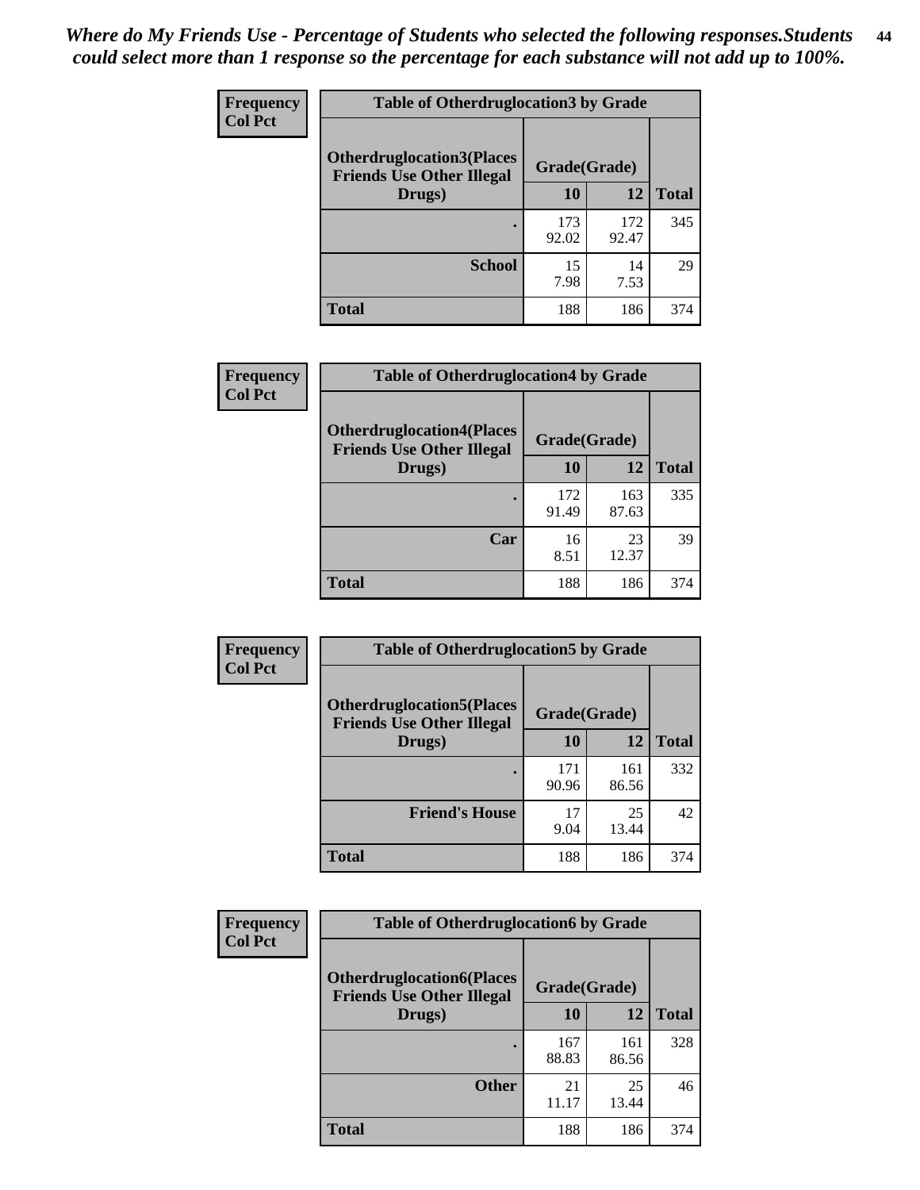*Where do My Friends Use - Percentage of Students who selected the following responses.Students could select more than 1 response so the percentage for each substance will not add up to 100%.*

| Frequency<br>Col Pct | Table of Otherdruglocation3 by Grade | | |
|---|---|---|---|
| Otherdruglocation3(Places Friends Use Other Illegal Drugs) | Grade(Grade) | | |
| | 10 | 12 | Total |
| . | 173<br>92.02 | 172<br>92.47 | 345 |
| School | 15<br>7.98 | 14<br>7.53 | 29 |
| Total | 188 | 186 | 374 |

| Frequency<br>Col Pct | Table of Otherdruglocation4 by Grade | | |
|---|---|---|---|
| Otherdruglocation4(Places Friends Use Other Illegal Drugs) | Grade(Grade) | | |
| | 10 | 12 | Total |
| . | 172<br>91.49 | 163<br>87.63 | 335 |
| Car | 16<br>8.51 | 23<br>12.37 | 39 |
| Total | 188 | 186 | 374 |

| Frequency<br>Col Pct | Table of Otherdruglocation5 by Grade | | |
|---|---|---|---|
| Otherdruglocation5(Places Friends Use Other Illegal Drugs) | Grade(Grade) | | |
| | 10 | 12 | Total |
| . | 171<br>90.96 | 161<br>86.56 | 332 |
| Friend's House | 17<br>9.04 | 25<br>13.44 | 42 |
| Total | 188 | 186 | 374 |

| Frequency<br>Col Pct | Table of Otherdruglocation6 by Grade | | |
|---|---|---|---|
| Otherdruglocation6(Places Friends Use Other Illegal Drugs) | Grade(Grade) | | |
| | 10 | 12 | Total |
| . | 167<br>88.83 | 161<br>86.56 | 328 |
| Other | 21<br>11.17 | 25<br>13.44 | 46 |
| Total | 188 | 186 | 374 |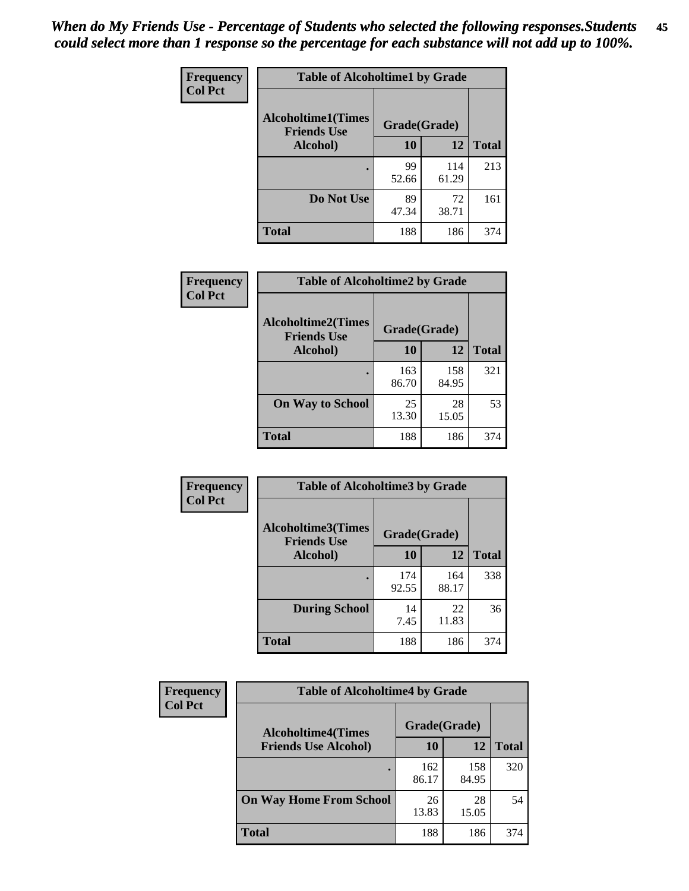*When do My Friends Use - Percentage of Students who selected the following responses.Students could select more than 1 response so the percentage for each substance will not add up to 100%.*

**Table of Alcoholtime1 by Grade**

| Frequency / Col Pct — Alcoholtime1(Times Friends Use Alcohol) | Grade(Grade) 10 | 12 | Total |
|---|---|---|---|
| . | 99<br>52.66 | 114<br>61.29 | 213 |
| Do Not Use | 89<br>47.34 | 72<br>38.71 | 161 |
| Total | 188 | 186 | 374 |

**Table of Alcoholtime2 by Grade**

| Frequency / Col Pct — Alcoholtime2(Times Friends Use Alcohol) | Grade(Grade) 10 | 12 | Total |
|---|---|---|---|
| . | 163<br>86.70 | 158<br>84.95 | 321 |
| On Way to School | 25<br>13.30 | 28<br>15.05 | 53 |
| Total | 188 | 186 | 374 |

**Table of Alcoholtime3 by Grade**

| Frequency / Col Pct — Alcoholtime3(Times Friends Use Alcohol) | Grade(Grade) 10 | 12 | Total |
|---|---|---|---|
| . | 174<br>92.55 | 164<br>88.17 | 338 |
| During School | 14<br>7.45 | 22<br>11.83 | 36 |
| Total | 188 | 186 | 374 |

**Table of Alcoholtime4 by Grade**

| Frequency / Col Pct — Alcoholtime4(Times Friends Use Alcohol) | Grade(Grade) 10 | 12 | Total |
|---|---|---|---|
| . | 162<br>86.17 | 158<br>84.95 | 320 |
| On Way Home From School | 26<br>13.83 | 28<br>15.05 | 54 |
| Total | 188 | 186 | 374 |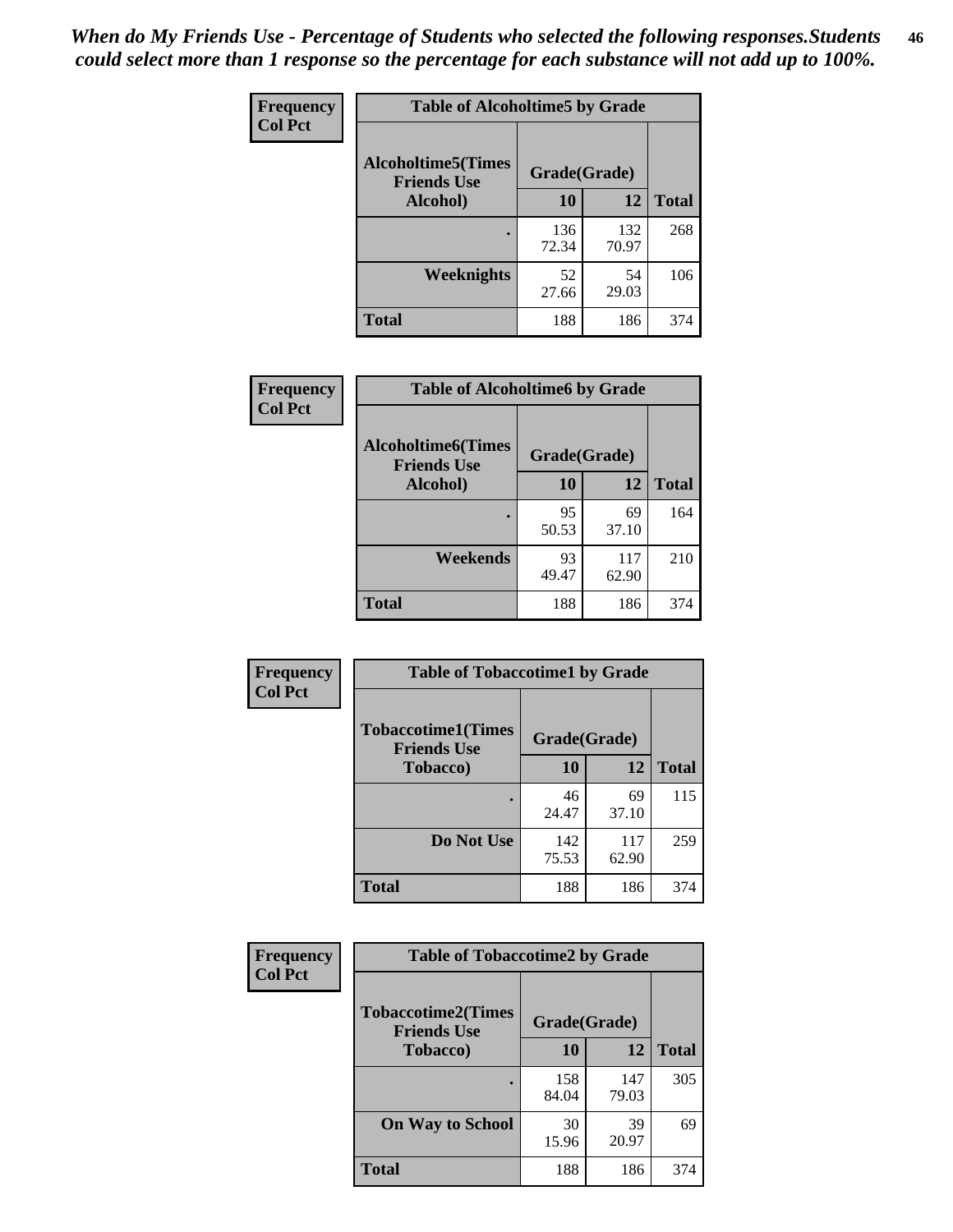*When do My Friends Use - Percentage of Students who selected the following responses.Students could select more than 1 response so the percentage for each substance will not add up to 100%.*

**Frequency**
**Col Pct**

| Table of Alcoholtime5 by Grade | | | |
|---|---|---|---|
| **Alcoholtime5(Times Friends Use Alcohol)** | **Grade(Grade)** | | **Total** |
| | **10** | **12** | |
| **.** | 136<br>72.34 | 132<br>70.97 | 268 |
| **Weeknights** | 52<br>27.66 | 54<br>29.03 | 106 |
| **Total** | 188 | 186 | 374 |

**Frequency**
**Col Pct**

| Table of Alcoholtime6 by Grade | | | |
|---|---|---|---|
| **Alcoholtime6(Times Friends Use Alcohol)** | **Grade(Grade)** | | **Total** |
| | **10** | **12** | |
| **.** | 95<br>50.53 | 69<br>37.10 | 164 |
| **Weekends** | 93<br>49.47 | 117<br>62.90 | 210 |
| **Total** | 188 | 186 | 374 |

**Frequency**
**Col Pct**

| Table of Tobaccotime1 by Grade | | | |
|---|---|---|---|
| **Tobaccotime1(Times Friends Use Tobacco)** | **Grade(Grade)** | | **Total** |
| | **10** | **12** | |
| **.** | 46<br>24.47 | 69<br>37.10 | 115 |
| **Do Not Use** | 142<br>75.53 | 117<br>62.90 | 259 |
| **Total** | 188 | 186 | 374 |

**Frequency**
**Col Pct**

| Table of Tobaccotime2 by Grade | | | |
|---|---|---|---|
| **Tobaccotime2(Times Friends Use Tobacco)** | **Grade(Grade)** | | **Total** |
| | **10** | **12** | |
| **.** | 158<br>84.04 | 147<br>79.03 | 305 |
| **On Way to School** | 30<br>15.96 | 39<br>20.97 | 69 |
| **Total** | 188 | 186 | 374 |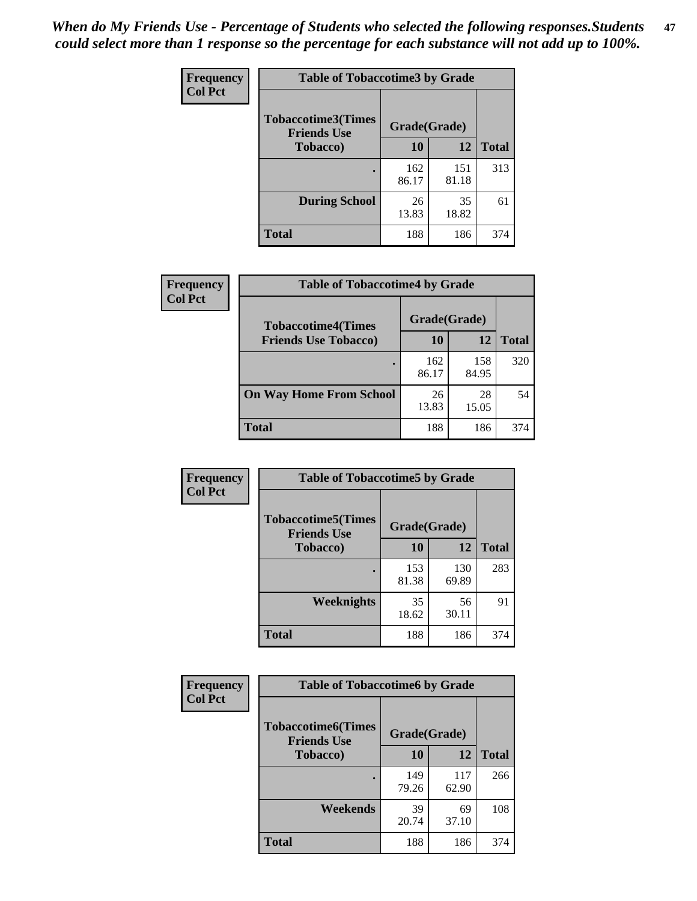*When do My Friends Use - Percentage of Students who selected the following responses.Students could select more than 1 response so the percentage for each substance will not add up to 100%.*

**Frequency**
**Col Pct**

| Table of Tobaccotime3 by Grade | | | |
|---|---|---|---|
| **Tobaccotime3(Times Friends Use Tobacco)** | **Grade(Grade)** | | **Total** |
| | **10** | **12** | |
| . | 162<br>86.17 | 151<br>81.18 | 313 |
| **During School** | 26<br>13.83 | 35<br>18.82 | 61 |
| **Total** | 188 | 186 | 374 |

**Frequency**
**Col Pct**

| Table of Tobaccotime4 by Grade | | | |
|---|---|---|---|
| **Tobaccotime4(Times Friends Use Tobacco)** | **Grade(Grade)** | | **Total** |
| | **10** | **12** | |
| . | 162<br>86.17 | 158<br>84.95 | 320 |
| **On Way Home From School** | 26<br>13.83 | 28<br>15.05 | 54 |
| **Total** | 188 | 186 | 374 |

**Frequency**
**Col Pct**

| Table of Tobaccotime5 by Grade | | | |
|---|---|---|---|
| **Tobaccotime5(Times Friends Use Tobacco)** | **Grade(Grade)** | | **Total** |
| | **10** | **12** | |
| . | 153<br>81.38 | 130<br>69.89 | 283 |
| **Weeknights** | 35<br>18.62 | 56<br>30.11 | 91 |
| **Total** | 188 | 186 | 374 |

**Frequency**
**Col Pct**

| Table of Tobaccotime6 by Grade | | | |
|---|---|---|---|
| **Tobaccotime6(Times Friends Use Tobacco)** | **Grade(Grade)** | | **Total** |
| | **10** | **12** | |
| . | 149<br>79.26 | 117<br>62.90 | 266 |
| **Weekends** | 39<br>20.74 | 69<br>37.10 | 108 |
| **Total** | 188 | 186 | 374 |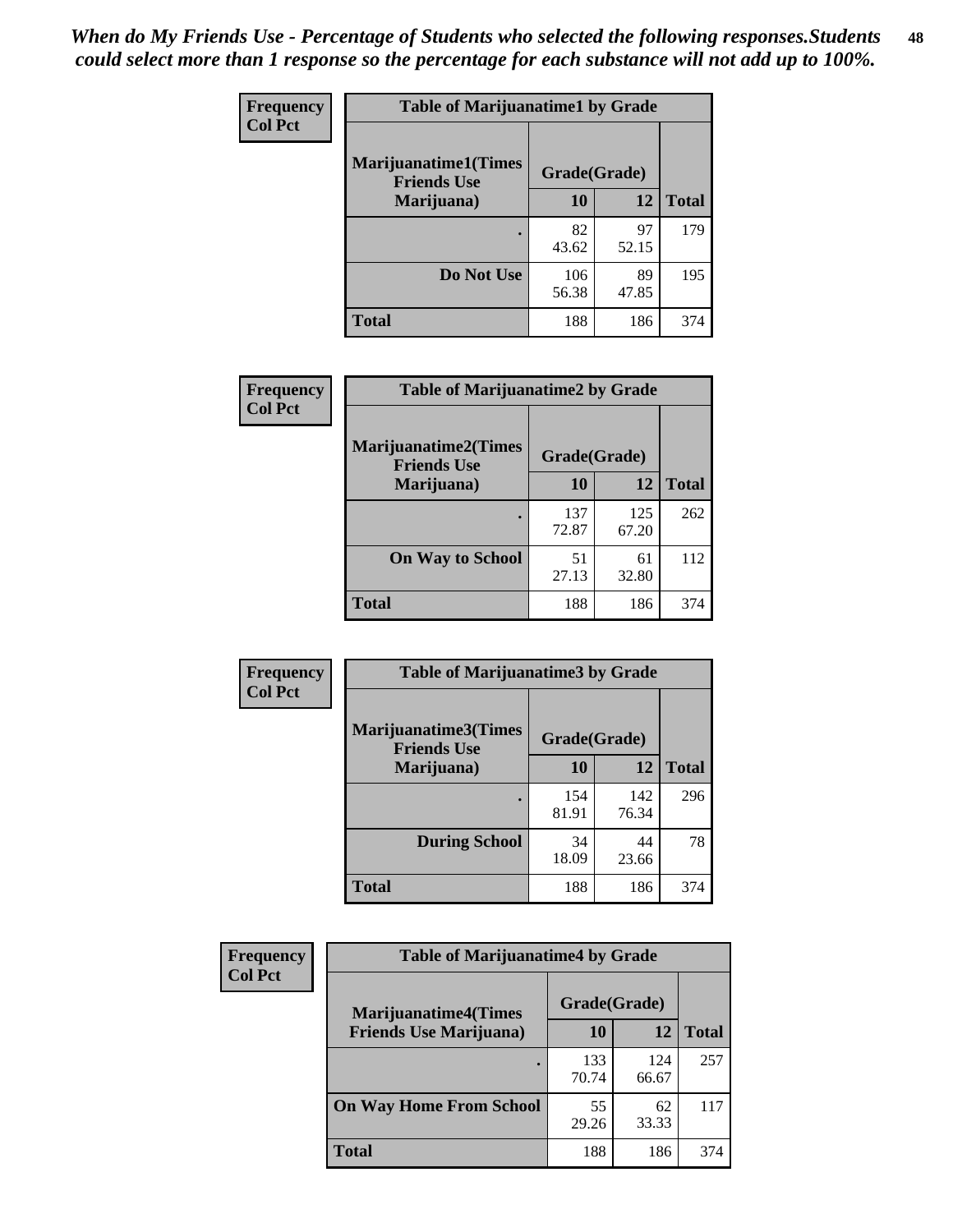*When do My Friends Use - Percentage of Students who selected the following responses.Students could select more than 1 response so the percentage for each substance will not add up to 100%.*

**Frequency**
**Col Pct**

| Table of Marijuanatime1 by Grade | | | |
|---|---|---|---|
| **Marijuanatime1(Times Friends Use Marijuana)** | **Grade(Grade)** | | |
| | **10** | **12** | **Total** |
| **.** | 82<br>43.62 | 97<br>52.15 | 179 |
| **Do Not Use** | 106<br>56.38 | 89<br>47.85 | 195 |
| **Total** | 188 | 186 | 374 |

**Frequency**
**Col Pct**

| Table of Marijuanatime2 by Grade | | | |
|---|---|---|---|
| **Marijuanatime2(Times Friends Use Marijuana)** | **Grade(Grade)** | | |
| | **10** | **12** | **Total** |
| **.** | 137<br>72.87 | 125<br>67.20 | 262 |
| **On Way to School** | 51<br>27.13 | 61<br>32.80 | 112 |
| **Total** | 188 | 186 | 374 |

**Frequency**
**Col Pct**

| Table of Marijuanatime3 by Grade | | | |
|---|---|---|---|
| **Marijuanatime3(Times Friends Use Marijuana)** | **Grade(Grade)** | | |
| | **10** | **12** | **Total** |
| **.** | 154<br>81.91 | 142<br>76.34 | 296 |
| **During School** | 34<br>18.09 | 44<br>23.66 | 78 |
| **Total** | 188 | 186 | 374 |

**Frequency**
**Col Pct**

| Table of Marijuanatime4 by Grade | | | |
|---|---|---|---|
| **Marijuanatime4(Times Friends Use Marijuana)** | **Grade(Grade)** | | |
| | **10** | **12** | **Total** |
| **.** | 133<br>70.74 | 124<br>66.67 | 257 |
| **On Way Home From School** | 55<br>29.26 | 62<br>33.33 | 117 |
| **Total** | 188 | 186 | 374 |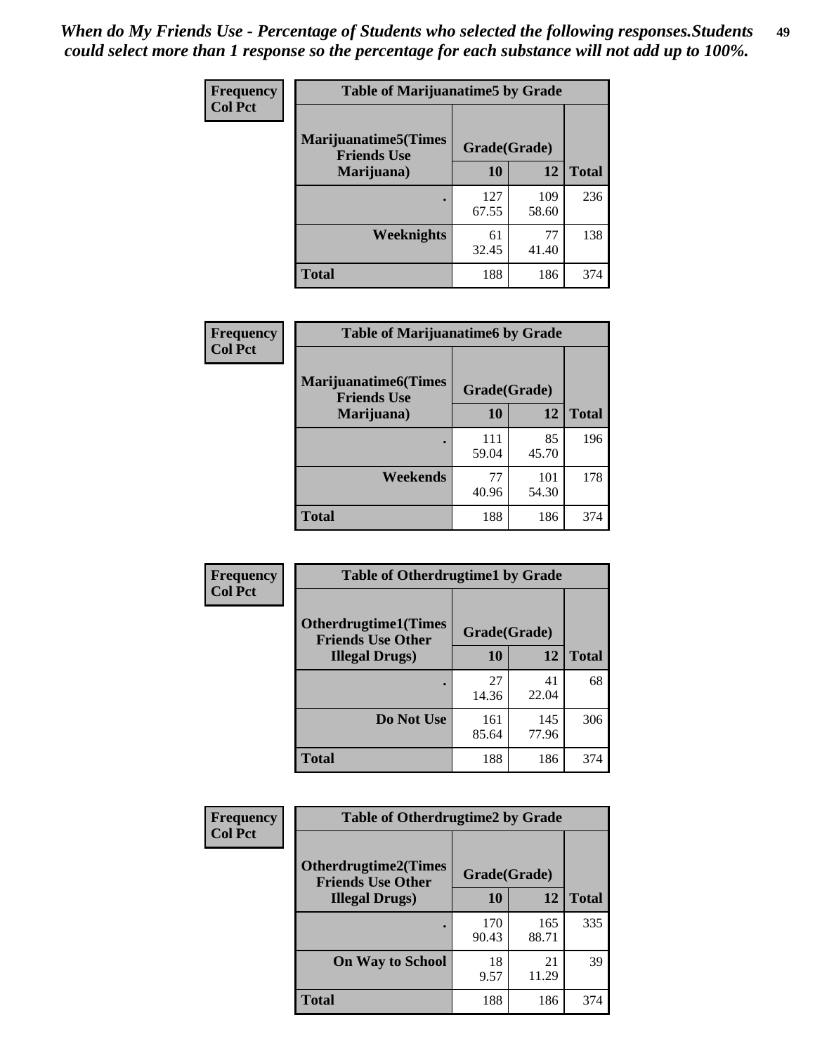*When do My Friends Use - Percentage of Students who selected the following responses.Students could select more than 1 response so the percentage for each substance will not add up to 100%.*

**Frequency / Col Pct**

| Table of Marijuanatime5 by Grade | | | |
|---|---|---|---|
| Marijuanatime5(Times Friends Use Marijuana) | Grade(Grade) | | Total |
| | 10 | 12 | |
| . | 127<br>67.55 | 109<br>58.60 | 236 |
| Weeknights | 61<br>32.45 | 77<br>41.40 | 138 |
| Total | 188 | 186 | 374 |

**Frequency / Col Pct**

| Table of Marijuanatime6 by Grade | | | |
|---|---|---|---|
| Marijuanatime6(Times Friends Use Marijuana) | Grade(Grade) | | Total |
| | 10 | 12 | |
| . | 111<br>59.04 | 85<br>45.70 | 196 |
| Weekends | 77<br>40.96 | 101<br>54.30 | 178 |
| Total | 188 | 186 | 374 |

**Frequency / Col Pct**

| Table of Otherdrugtime1 by Grade | | | |
|---|---|---|---|
| Otherdrugtime1(Times Friends Use Other Illegal Drugs) | Grade(Grade) | | Total |
| | 10 | 12 | |
| . | 27<br>14.36 | 41<br>22.04 | 68 |
| Do Not Use | 161<br>85.64 | 145<br>77.96 | 306 |
| Total | 188 | 186 | 374 |

**Frequency / Col Pct**

| Table of Otherdrugtime2 by Grade | | | |
|---|---|---|---|
| Otherdrugtime2(Times Friends Use Other Illegal Drugs) | Grade(Grade) | | Total |
| | 10 | 12 | |
| . | 170<br>90.43 | 165<br>88.71 | 335 |
| On Way to School | 18<br>9.57 | 21<br>11.29 | 39 |
| Total | 188 | 186 | 374 |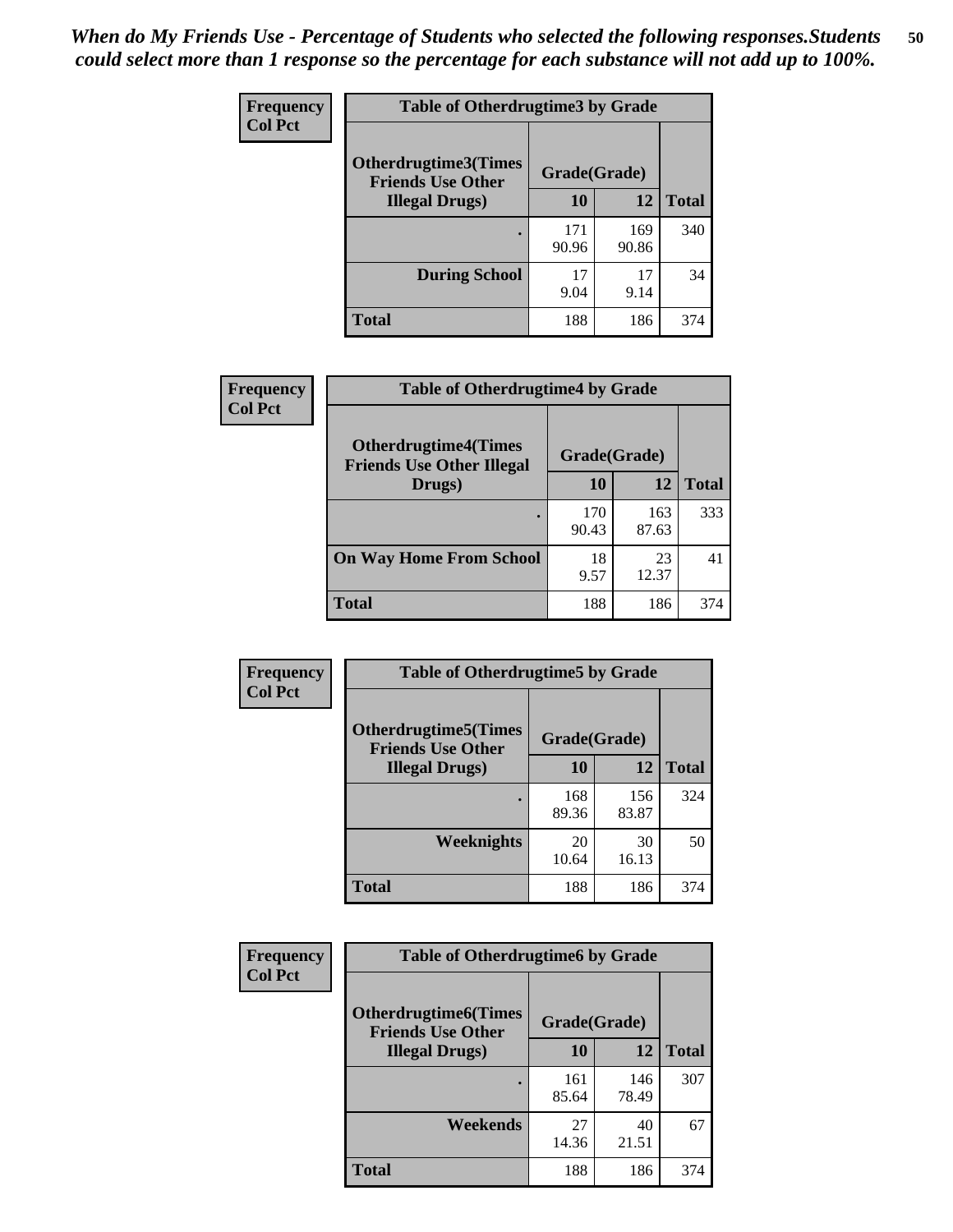*When do My Friends Use - Percentage of Students who selected the following responses.Students could select more than 1 response so the percentage for each substance will not add up to 100%.*

**Frequency**
**Col Pct**

| Table of Otherdrugtime3 by Grade | | | |
|---|---|---|---|
| Otherdrugtime3(Times Friends Use Other Illegal Drugs) | Grade(Grade) | | |
| | 10 | 12 | Total |
| . | 171<br>90.96 | 169<br>90.86 | 340 |
| During School | 17<br>9.04 | 17<br>9.14 | 34 |
| Total | 188 | 186 | 374 |

**Frequency**
**Col Pct**

| Table of Otherdrugtime4 by Grade | | | |
|---|---|---|---|
| Otherdrugtime4(Times Friends Use Other Illegal Drugs) | Grade(Grade) | | |
| | 10 | 12 | Total |
| . | 170<br>90.43 | 163<br>87.63 | 333 |
| On Way Home From School | 18<br>9.57 | 23<br>12.37 | 41 |
| Total | 188 | 186 | 374 |

**Frequency**
**Col Pct**

| Table of Otherdrugtime5 by Grade | | | |
|---|---|---|---|
| Otherdrugtime5(Times Friends Use Other Illegal Drugs) | Grade(Grade) | | |
| | 10 | 12 | Total |
| . | 168<br>89.36 | 156<br>83.87 | 324 |
| Weeknights | 20<br>10.64 | 30<br>16.13 | 50 |
| Total | 188 | 186 | 374 |

**Frequency**
**Col Pct**

| Table of Otherdrugtime6 by Grade | | | |
|---|---|---|---|
| Otherdrugtime6(Times Friends Use Other Illegal Drugs) | Grade(Grade) | | |
| | 10 | 12 | Total |
| . | 161<br>85.64 | 146<br>78.49 | 307 |
| Weekends | 27<br>14.36 | 40<br>21.51 | 67 |
| Total | 188 | 186 | 374 |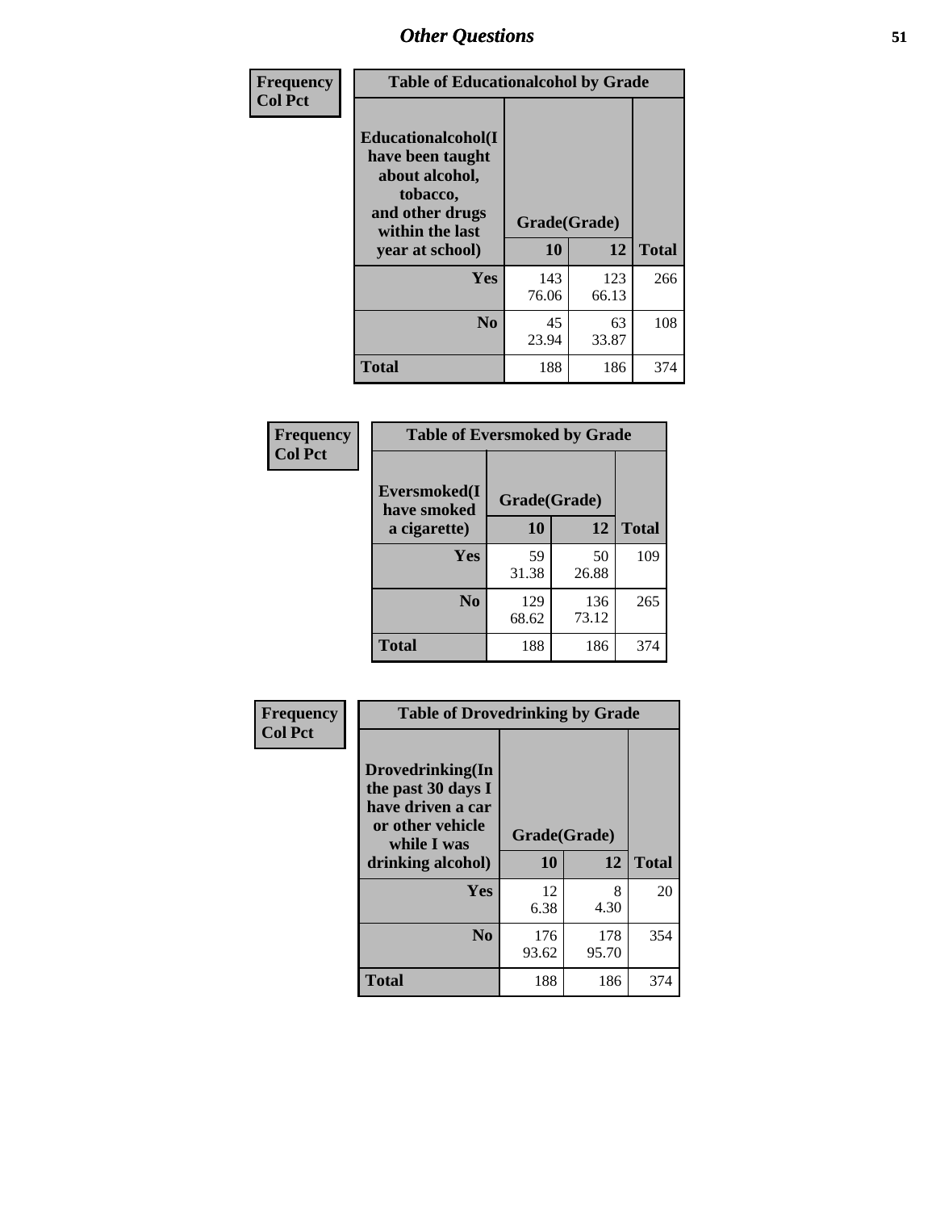| Frequency<br>Col Pct | Table of Educationalcohol by Grade | | |
|---|---|---|---|
| Educationalcohol(I have been taught about alcohol, tobacco, and other drugs within the last year at school) | Grade(Grade) | | |
| | 10 | 12 | Total |
| Yes | 143<br>76.06 | 123<br>66.13 | 266 |
| No | 45<br>23.94 | 63<br>33.87 | 108 |
| Total | 188 | 186 | 374 |

| Frequency<br>Col Pct | Table of Eversmoked by Grade | | |
|---|---|---|---|
| Eversmoked(I have smoked a cigarette) | Grade(Grade) | | |
| | 10 | 12 | Total |
| Yes | 59<br>31.38 | 50<br>26.88 | 109 |
| No | 129<br>68.62 | 136<br>73.12 | 265 |
| Total | 188 | 186 | 374 |

| Frequency<br>Col Pct | Table of Drovedrinking by Grade | | |
|---|---|---|---|
| Drovedrinking(In the past 30 days I have driven a car or other vehicle while I was drinking alcohol) | Grade(Grade) | | |
| | 10 | 12 | Total |
| Yes | 12<br>6.38 | 8<br>4.30 | 20 |
| No | 176<br>93.62 | 178<br>95.70 | 354 |
| Total | 188 | 186 | 374 |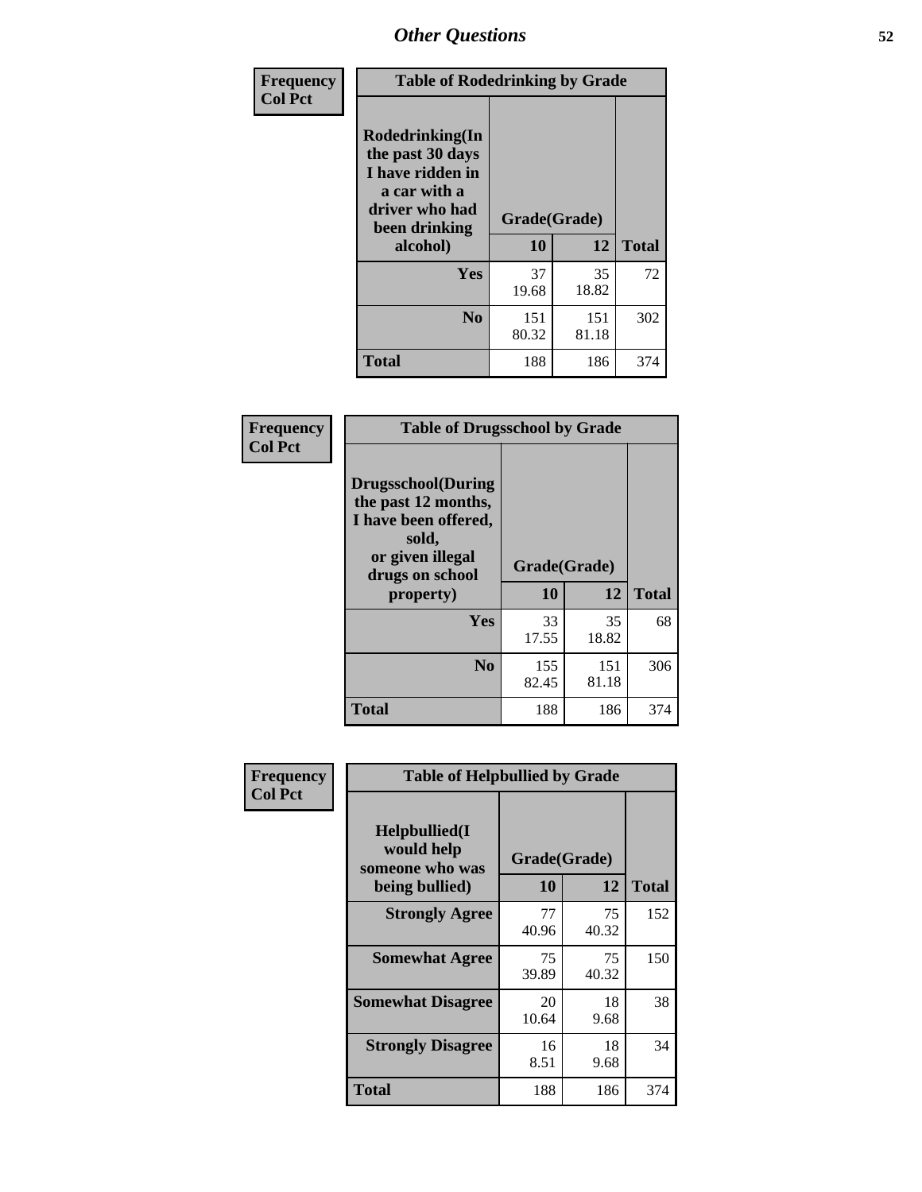## Other Questions

**Frequency**
**Col Pct**

| Table of Rodedrinking by Grade | | | |
|---|---|---|---|
| Rodedrinking(In the past 30 days I have ridden in a car with a driver who had been drinking alcohol) | Grade(Grade) | | |
| | 10 | 12 | Total |
| Yes | 37<br>19.68 | 35<br>18.82 | 72 |
| No | 151<br>80.32 | 151<br>81.18 | 302 |
| Total | 188 | 186 | 374 |

**Frequency**
**Col Pct**

| Table of Drugsschool by Grade | | | |
|---|---|---|---|
| Drugsschool(During the past 12 months, I have been offered, sold, or given illegal drugs on school property) | Grade(Grade) | | |
| | 10 | 12 | Total |
| Yes | 33<br>17.55 | 35<br>18.82 | 68 |
| No | 155<br>82.45 | 151<br>81.18 | 306 |
| Total | 188 | 186 | 374 |

**Frequency**
**Col Pct**

| Table of Helpbullied by Grade | | | |
|---|---|---|---|
| Helpbullied(I would help someone who was being bullied) | Grade(Grade) | | |
| | 10 | 12 | Total |
| Strongly Agree | 77<br>40.96 | 75<br>40.32 | 152 |
| Somewhat Agree | 75<br>39.89 | 75<br>40.32 | 150 |
| Somewhat Disagree | 20<br>10.64 | 18<br>9.68 | 38 |
| Strongly Disagree | 16<br>8.51 | 18<br>9.68 | 34 |
| Total | 188 | 186 | 374 |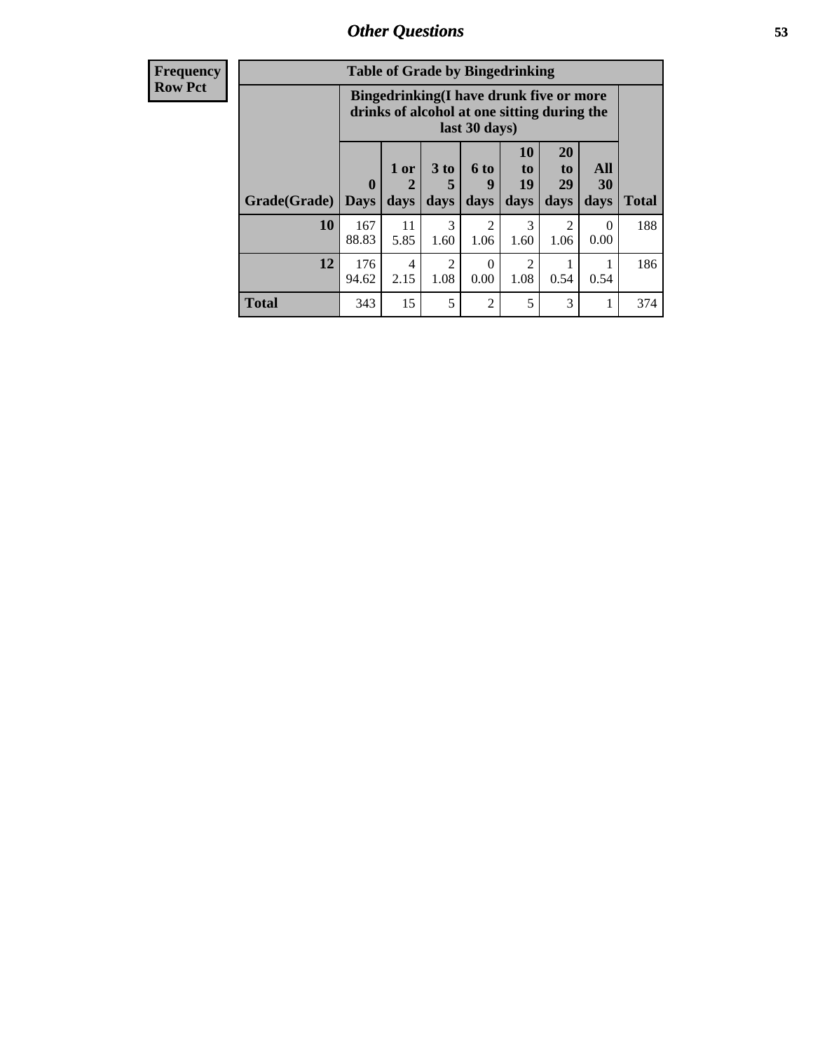Frequency
Row Pct

| Table of Grade by Bingedrinking | | | | | | | | |
|---|---|---|---|---|---|---|---|---|
| | Bingedrinking(I have drunk five or more drinks of alcohol at one sitting during the last 30 days) | | | | | | | |
| Grade(Grade) | 0 Days | 1 or 2 days | 3 to 5 days | 6 to 9 days | 10 to 19 days | 20 to 29 days | All 30 days | Total |
| 10 | 167<br>88.83 | 11<br>5.85 | 3<br>1.60 | 2<br>1.06 | 3<br>1.60 | 2<br>1.06 | 0<br>0.00 | 188 |
| 12 | 176<br>94.62 | 4<br>2.15 | 2<br>1.08 | 0<br>0.00 | 2<br>1.08 | 1<br>0.54 | 1<br>0.54 | 186 |
| Total | 343 | 15 | 5 | 2 | 5 | 3 | 1 | 374 |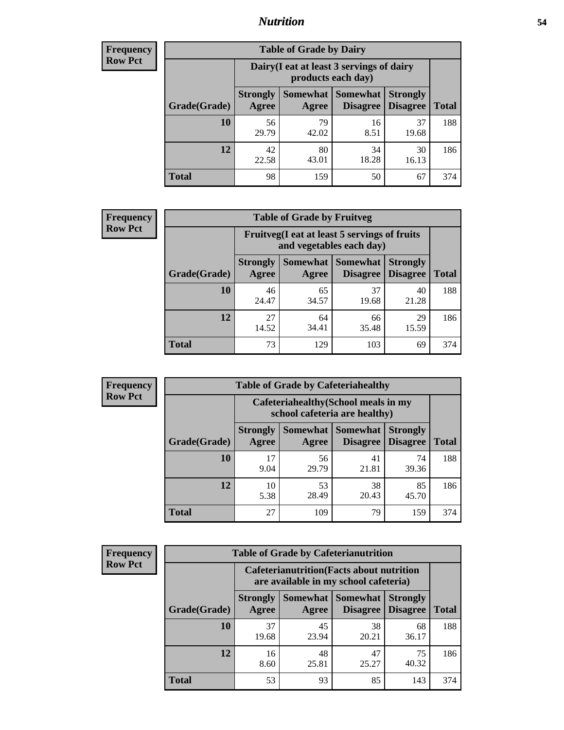**Frequency Row Pct**

| Table of Grade by Dairy | | | | | |
|---|---|---|---|---|---|
| | Dairy(I eat at least 3 servings of dairy products each day) | | | | |
| Grade(Grade) | Strongly Agree | Somewhat Agree | Somewhat Disagree | Strongly Disagree | Total |
| 10 | 56<br>29.79 | 79<br>42.02 | 16<br>8.51 | 37<br>19.68 | 188 |
| 12 | 42<br>22.58 | 80<br>43.01 | 34<br>18.28 | 30<br>16.13 | 186 |
| Total | 98 | 159 | 50 | 67 | 374 |

**Frequency Row Pct**

| Table of Grade by Fruitveg | | | | | |
|---|---|---|---|---|---|
| | Fruitveg(I eat at least 5 servings of fruits and vegetables each day) | | | | |
| Grade(Grade) | Strongly Agree | Somewhat Agree | Somewhat Disagree | Strongly Disagree | Total |
| 10 | 46<br>24.47 | 65<br>34.57 | 37<br>19.68 | 40<br>21.28 | 188 |
| 12 | 27<br>14.52 | 64<br>34.41 | 66<br>35.48 | 29<br>15.59 | 186 |
| Total | 73 | 129 | 103 | 69 | 374 |

**Frequency Row Pct**

| Table of Grade by Cafeteriahealthy | | | | | |
|---|---|---|---|---|---|
| | Cafeteriahealthy(School meals in my school cafeteria are healthy) | | | | |
| Grade(Grade) | Strongly Agree | Somewhat Agree | Somewhat Disagree | Strongly Disagree | Total |
| 10 | 17<br>9.04 | 56<br>29.79 | 41<br>21.81 | 74<br>39.36 | 188 |
| 12 | 10<br>5.38 | 53<br>28.49 | 38<br>20.43 | 85<br>45.70 | 186 |
| Total | 27 | 109 | 79 | 159 | 374 |

**Frequency Row Pct**

| Table of Grade by Cafeterianutrition | | | | | |
|---|---|---|---|---|---|
| | Cafeterianutrition(Facts about nutrition are available in my school cafeteria) | | | | |
| Grade(Grade) | Strongly Agree | Somewhat Agree | Somewhat Disagree | Strongly Disagree | Total |
| 10 | 37<br>19.68 | 45<br>23.94 | 38<br>20.21 | 68<br>36.17 | 188 |
| 12 | 16<br>8.60 | 48<br>25.81 | 47<br>25.27 | 75<br>40.32 | 186 |
| Total | 53 | 93 | 85 | 143 | 374 |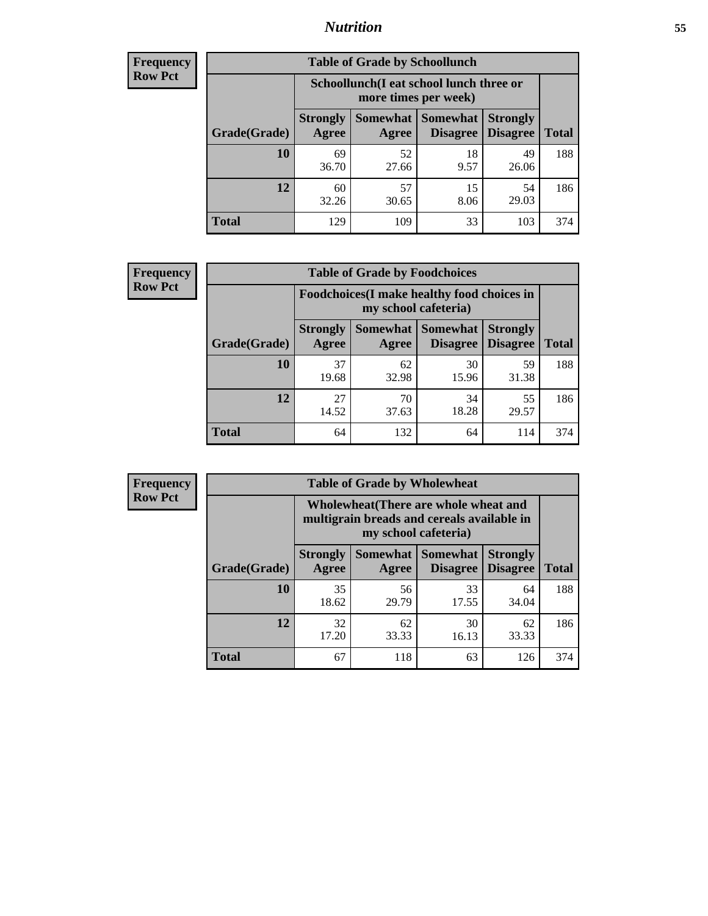**Frequency**
**Row Pct**

| Table of Grade by Schoollunch | | | | | |
|---|---|---|---|---|---|
| | Schoollunch(I eat school lunch three or more times per week) | | | | |
| Grade(Grade) | Strongly Agree | Somewhat Agree | Somewhat Disagree | Strongly Disagree | Total |
| 10 | 69<br>36.70 | 52<br>27.66 | 18<br>9.57 | 49<br>26.06 | 188 |
| 12 | 60<br>32.26 | 57<br>30.65 | 15<br>8.06 | 54<br>29.03 | 186 |
| Total | 129 | 109 | 33 | 103 | 374 |

**Frequency**
**Row Pct**

| Table of Grade by Foodchoices | | | | | |
|---|---|---|---|---|---|
| | Foodchoices(I make healthy food choices in my school cafeteria) | | | | |
| Grade(Grade) | Strongly Agree | Somewhat Agree | Somewhat Disagree | Strongly Disagree | Total |
| 10 | 37<br>19.68 | 62<br>32.98 | 30<br>15.96 | 59<br>31.38 | 188 |
| 12 | 27<br>14.52 | 70<br>37.63 | 34<br>18.28 | 55<br>29.57 | 186 |
| Total | 64 | 132 | 64 | 114 | 374 |

**Frequency**
**Row Pct**

| Table of Grade by Wholewheat | | | | | |
|---|---|---|---|---|---|
| | Wholewheat(There are whole wheat and multigrain breads and cereals available in my school cafeteria) | | | | |
| Grade(Grade) | Strongly Agree | Somewhat Agree | Somewhat Disagree | Strongly Disagree | Total |
| 10 | 35<br>18.62 | 56<br>29.79 | 33<br>17.55 | 64<br>34.04 | 188 |
| 12 | 32<br>17.20 | 62<br>33.33 | 30<br>16.13 | 62<br>33.33 | 186 |
| Total | 67 | 118 | 63 | 126 | 374 |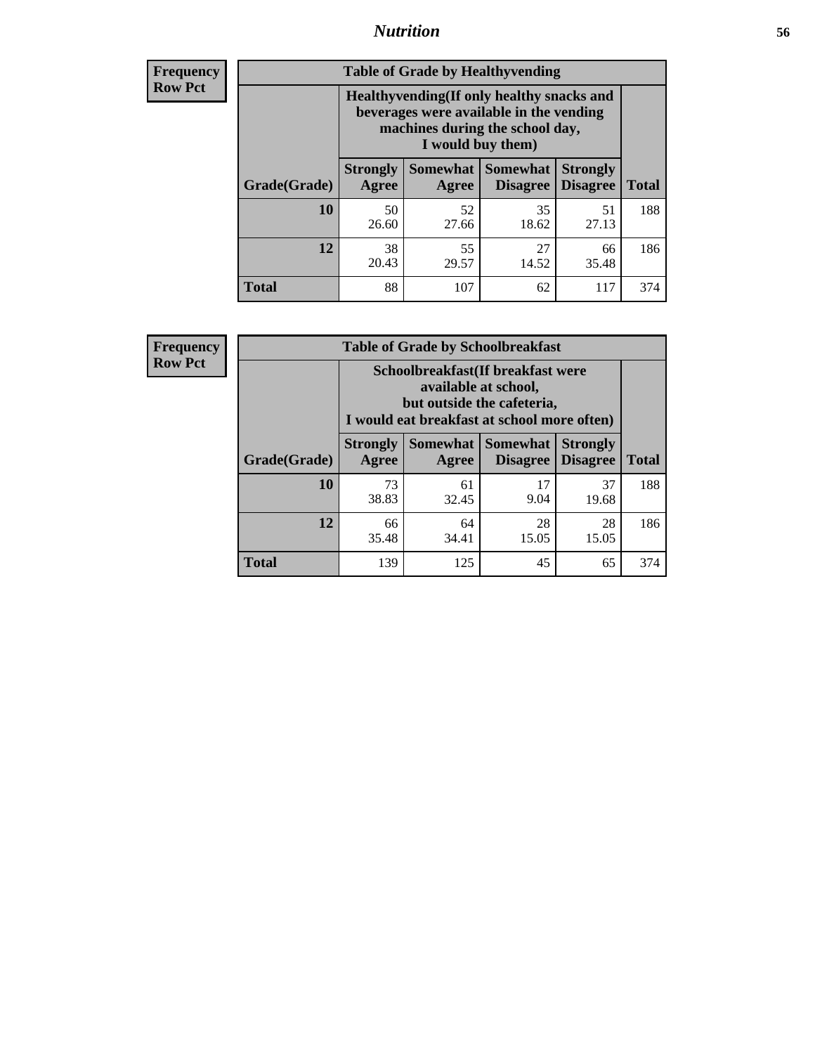| Frequency<br>Row Pct |
|---|

**Table of Grade by Healthyvending**

| Grade(Grade) | Healthyvending(If only healthy snacks and beverages were available in the vending machines during the school day, I would buy them) | | | | Total |
|---|---|---|---|---|---|
| | Strongly Agree | Somewhat Agree | Somewhat Disagree | Strongly Disagree | |
| 10 | 50<br>26.60 | 52<br>27.66 | 35<br>18.62 | 51<br>27.13 | 188 |
| 12 | 38<br>20.43 | 55<br>29.57 | 27<br>14.52 | 66<br>35.48 | 186 |
| Total | 88 | 107 | 62 | 117 | 374 |

| Frequency<br>Row Pct |
|---|

**Table of Grade by Schoolbreakfast**

| Grade(Grade) | Schoolbreakfast(If breakfast were available at school, but outside the cafeteria, I would eat breakfast at school more often) | | | | Total |
|---|---|---|---|---|---|
| | Strongly Agree | Somewhat Agree | Somewhat Disagree | Strongly Disagree | |
| 10 | 73<br>38.83 | 61<br>32.45 | 17<br>9.04 | 37<br>19.68 | 188 |
| 12 | 66<br>35.48 | 64<br>34.41 | 28<br>15.05 | 28<br>15.05 | 186 |
| Total | 139 | 125 | 45 | 65 | 374 |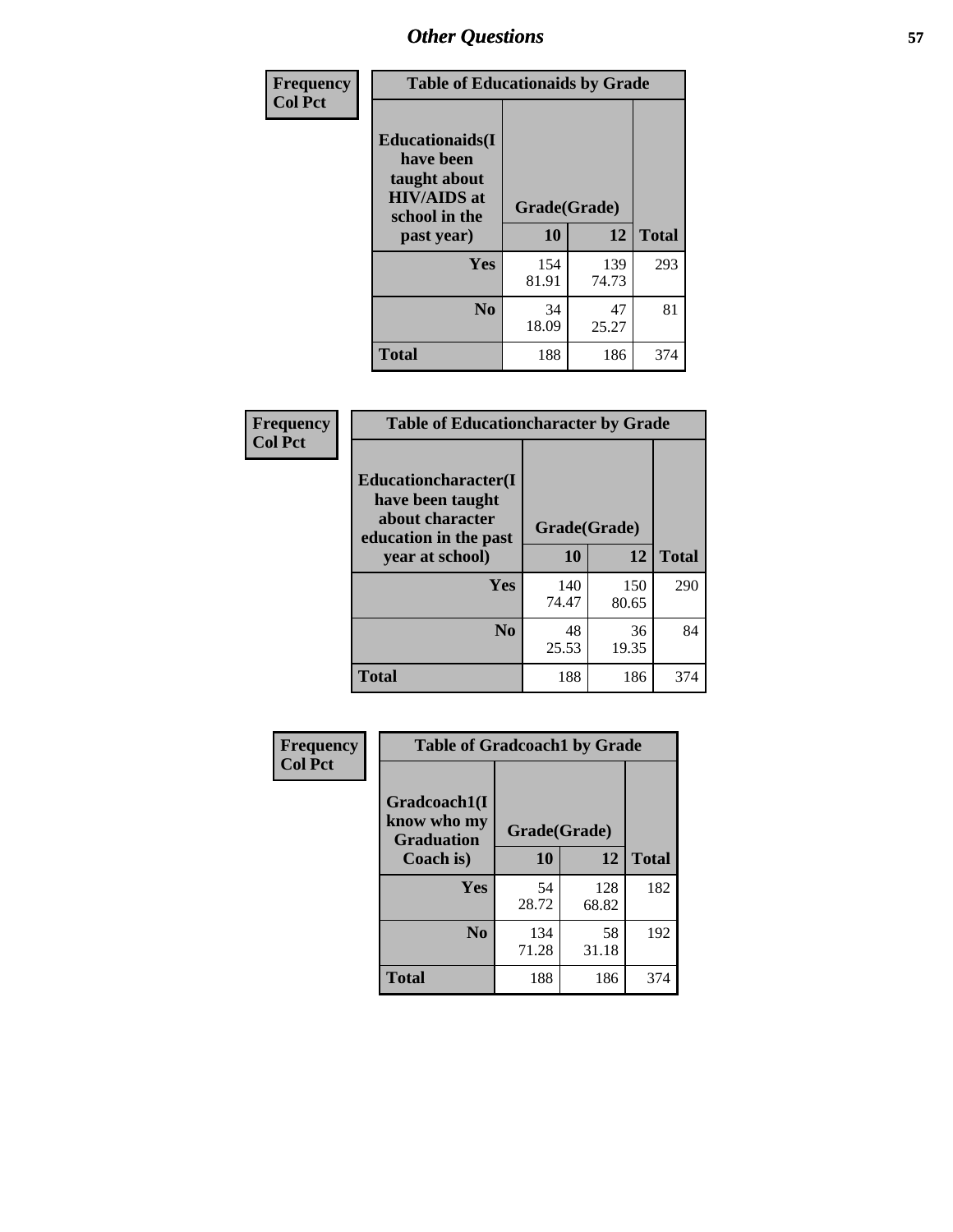## Other Questions

**Frequency**
**Col Pct**

| Table of Educationaids by Grade | | | |
|---|---|---|---|
| Educationaids(I have been taught about HIV/AIDS at school in the past year) | Grade(Grade) | | |
| | 10 | 12 | Total |
| Yes | 154<br>81.91 | 139<br>74.73 | 293 |
| No | 34<br>18.09 | 47<br>25.27 | 81 |
| Total | 188 | 186 | 374 |

**Frequency**
**Col Pct**

| Table of Educationcharacter by Grade | | | |
|---|---|---|---|
| Educationcharacter(I have been taught about character education in the past year at school) | Grade(Grade) | | |
| | 10 | 12 | Total |
| Yes | 140<br>74.47 | 150<br>80.65 | 290 |
| No | 48<br>25.53 | 36<br>19.35 | 84 |
| Total | 188 | 186 | 374 |

**Frequency**
**Col Pct**

| Table of Gradcoach1 by Grade | | | |
|---|---|---|---|
| Gradcoach1(I know who my Graduation Coach is) | Grade(Grade) | | |
| | 10 | 12 | Total |
| Yes | 54<br>28.72 | 128<br>68.82 | 182 |
| No | 134<br>71.28 | 58<br>31.18 | 192 |
| Total | 188 | 186 | 374 |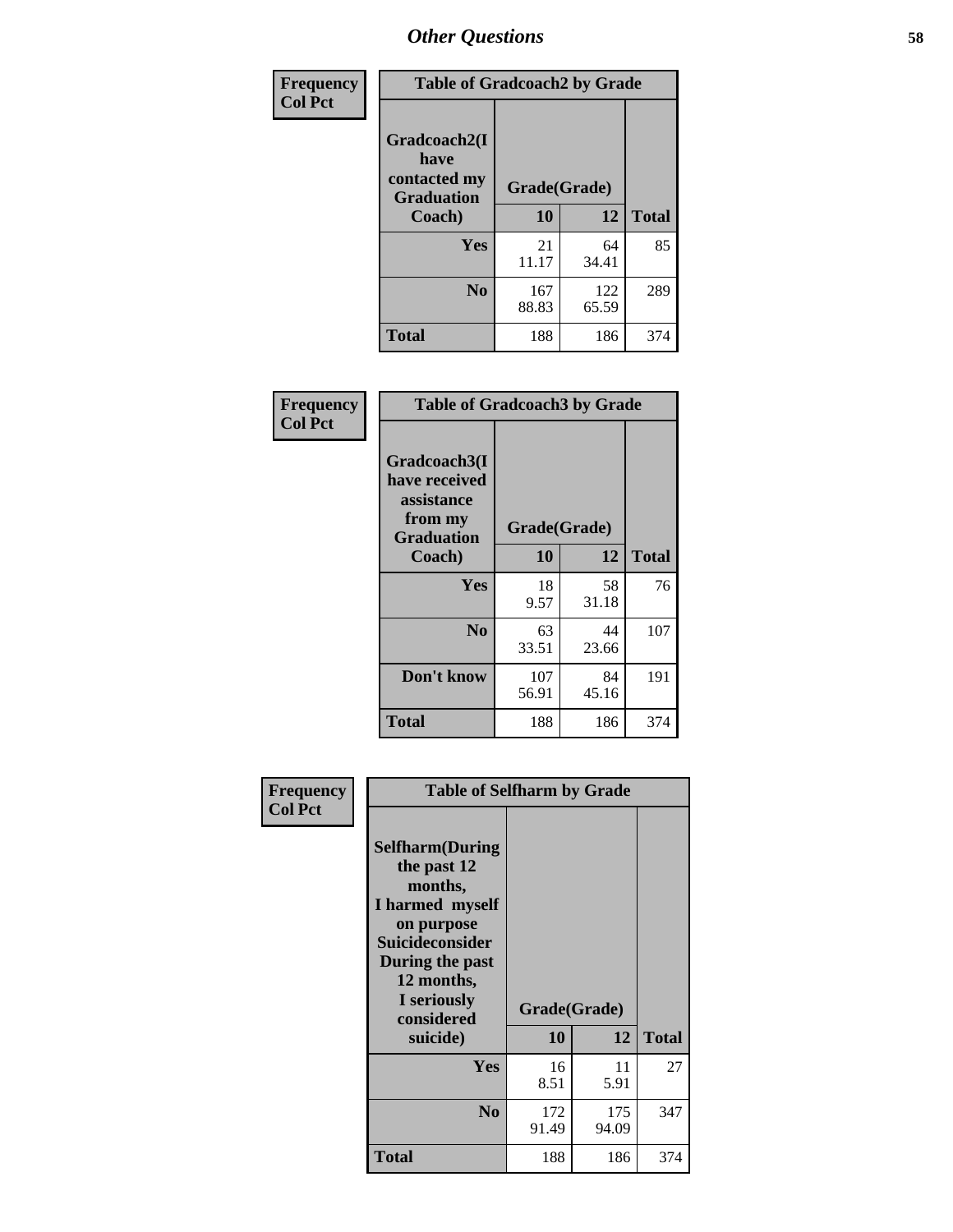# Other Questions

**Frequency**
**Col Pct**

| Table of Gradcoach2 by Grade | | | |
|---|---|---|---|
| Gradcoach2(I have contacted my Graduation Coach) | Grade(Grade) | | |
| | 10 | 12 | Total |
| Yes | 21<br>11.17 | 64<br>34.41 | 85 |
| No | 167<br>88.83 | 122<br>65.59 | 289 |
| Total | 188 | 186 | 374 |

**Frequency**
**Col Pct**

| Table of Gradcoach3 by Grade | | | |
|---|---|---|---|
| Gradcoach3(I have received assistance from my Graduation Coach) | Grade(Grade) | | |
| | 10 | 12 | Total |
| Yes | 18<br>9.57 | 58<br>31.18 | 76 |
| No | 63<br>33.51 | 44<br>23.66 | 107 |
| Don't know | 107<br>56.91 | 84<br>45.16 | 191 |
| Total | 188 | 186 | 374 |

**Frequency**
**Col Pct**

| Table of Selfharm by Grade | | | |
|---|---|---|---|
| Selfharm(During the past 12 months, I harmed myself on purpose Suicideconsider During the past 12 months, I seriously considered suicide) | Grade(Grade) | | |
| | 10 | 12 | Total |
| Yes | 16<br>8.51 | 11<br>5.91 | 27 |
| No | 172<br>91.49 | 175<br>94.09 | 347 |
| Total | 188 | 186 | 374 |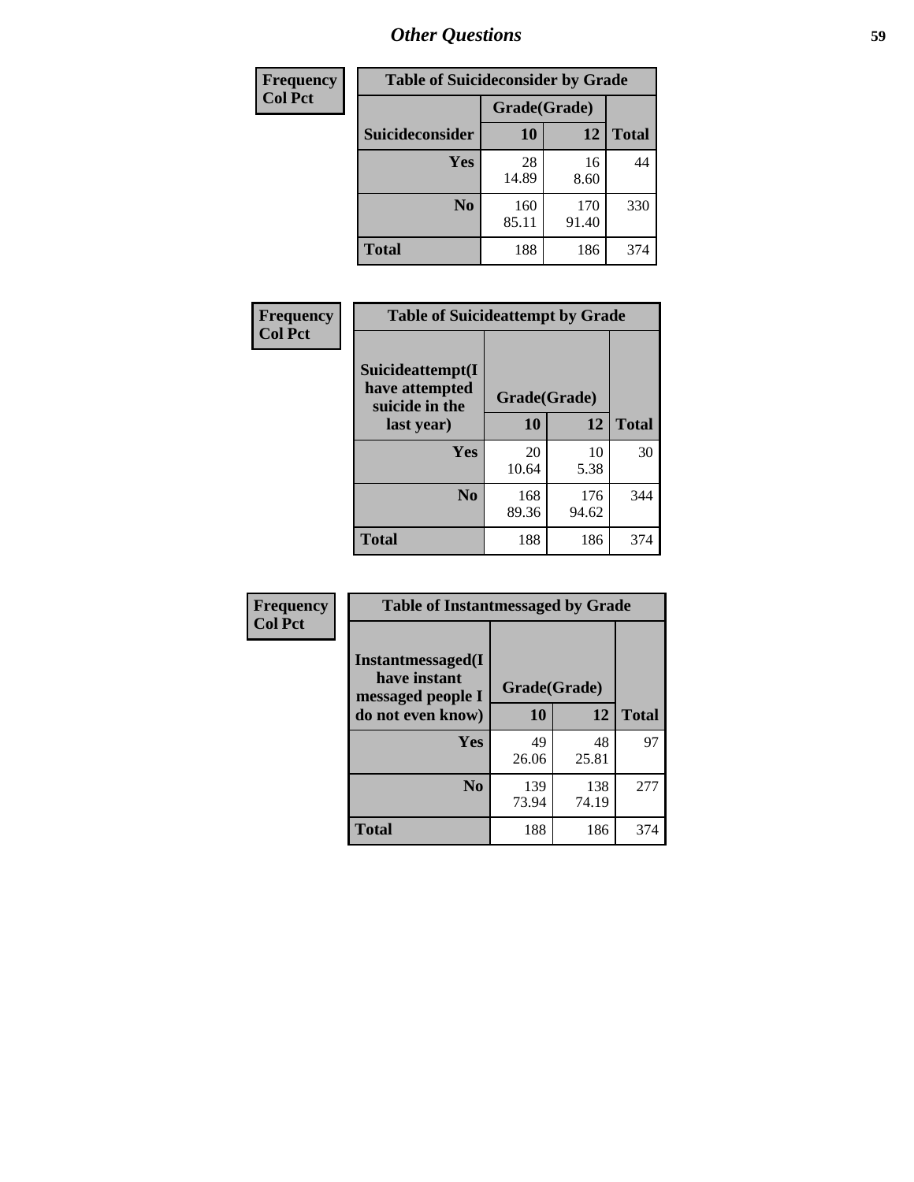## Other Questions

**Frequency**
**Col Pct**

| Table of Suicideconsider by Grade | | | |
|---|---|---|---|
| | Grade(Grade) | | |
| Suicideconsider | 10 | 12 | Total |
| Yes | 28<br>14.89 | 16<br>8.60 | 44 |
| No | 160<br>85.11 | 170<br>91.40 | 330 |
| Total | 188 | 186 | 374 |

**Frequency**
**Col Pct**

| Table of Suicideattempt by Grade | | | |
|---|---|---|---|
| Suicideattempt(I have attempted suicide in the last year) | Grade(Grade) | | |
| | 10 | 12 | Total |
| Yes | 20<br>10.64 | 10<br>5.38 | 30 |
| No | 168<br>89.36 | 176<br>94.62 | 344 |
| Total | 188 | 186 | 374 |

**Frequency**
**Col Pct**

| Table of Instantmessaged by Grade | | | |
|---|---|---|---|
| Instantmessaged(I have instant messaged people I do not even know) | Grade(Grade) | | |
| | 10 | 12 | Total |
| Yes | 49<br>26.06 | 48<br>25.81 | 97 |
| No | 139<br>73.94 | 138<br>74.19 | 277 |
| Total | 188 | 186 | 374 |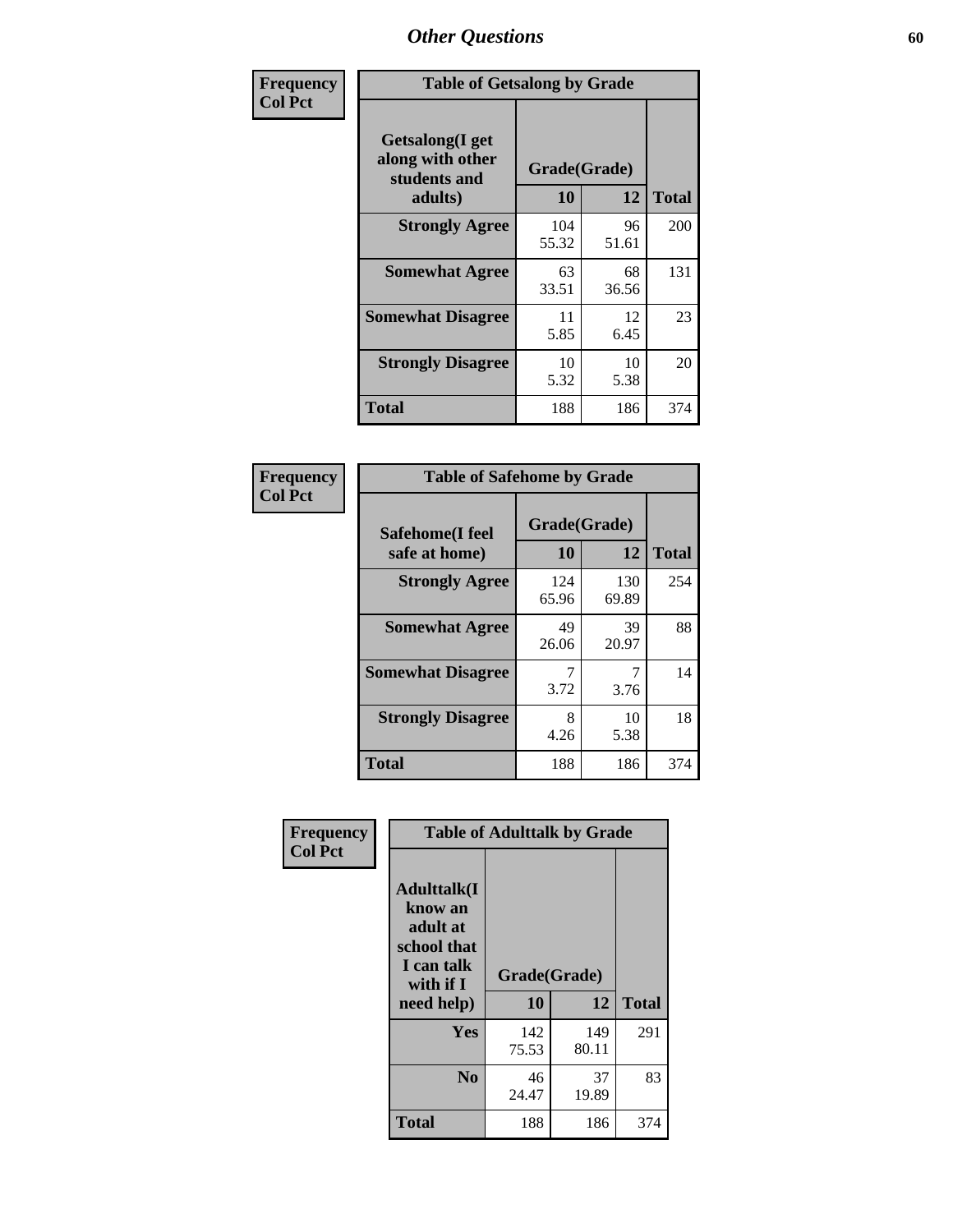# Other Questions

**Frequency**
**Col Pct**

**Table of Getsalong by Grade**

| Getsalong(I get along with other students and adults) | Grade(Grade) | | Total |
|---|---|---|---|
| | 10 | 12 | |
| Strongly Agree | 104<br>55.32 | 96<br>51.61 | 200 |
| Somewhat Agree | 63<br>33.51 | 68<br>36.56 | 131 |
| Somewhat Disagree | 11<br>5.85 | 12<br>6.45 | 23 |
| Strongly Disagree | 10<br>5.32 | 10<br>5.38 | 20 |
| Total | 188 | 186 | 374 |

**Frequency**
**Col Pct**

**Table of Safehome by Grade**

| Safehome(I feel safe at home) | Grade(Grade) | | Total |
|---|---|---|---|
| | 10 | 12 | |
| Strongly Agree | 124<br>65.96 | 130<br>69.89 | 254 |
| Somewhat Agree | 49<br>26.06 | 39<br>20.97 | 88 |
| Somewhat Disagree | 7<br>3.72 | 7<br>3.76 | 14 |
| Strongly Disagree | 8<br>4.26 | 10<br>5.38 | 18 |
| Total | 188 | 186 | 374 |

**Frequency**
**Col Pct**

**Table of Adulttalk by Grade**

| Adulttalk(I know an adult at school that I can talk with if I need help) | Grade(Grade) | | Total |
|---|---|---|---|
| | 10 | 12 | |
| Yes | 142<br>75.53 | 149<br>80.11 | 291 |
| No | 46<br>24.47 | 37<br>19.89 | 83 |
| Total | 188 | 186 | 374 |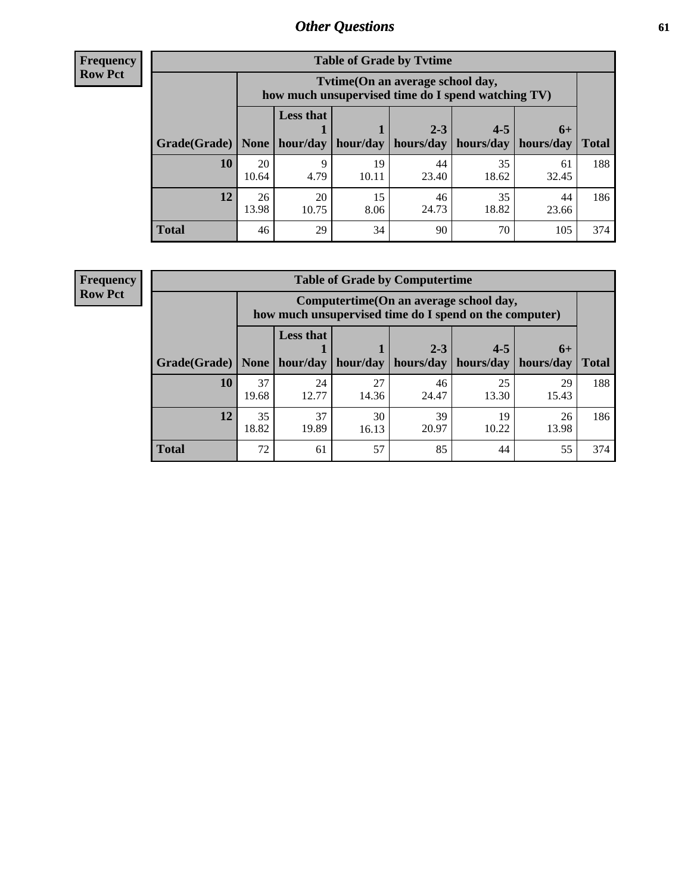**Frequency**
**Row Pct**

| Table of Grade by Tvtime | | | | | | | |
|---|---|---|---|---|---|---|---|
| | Tvtime(On an average school day, how much unsupervised time do I spend watching TV) | | | | | | |
| Grade(Grade) | None | Less that 1 hour/day | 1 hour/day | 2-3 hours/day | 4-5 hours/day | 6+ hours/day | Total |
| **10** | 20<br>10.64 | 9<br>4.79 | 19<br>10.11 | 44<br>23.40 | 35<br>18.62 | 61<br>32.45 | 188 |
| **12** | 26<br>13.98 | 20<br>10.75 | 15<br>8.06 | 46<br>24.73 | 35<br>18.82 | 44<br>23.66 | 186 |
| **Total** | 46 | 29 | 34 | 90 | 70 | 105 | 374 |

**Frequency**
**Row Pct**

| Table of Grade by Computertime | | | | | | | |
|---|---|---|---|---|---|---|---|
| | Computertime(On an average school day, how much unsupervised time do I spend on the computer) | | | | | | |
| Grade(Grade) | None | Less that 1 hour/day | 1 hour/day | 2-3 hours/day | 4-5 hours/day | 6+ hours/day | Total |
| **10** | 37<br>19.68 | 24<br>12.77 | 27<br>14.36 | 46<br>24.47 | 25<br>13.30 | 29<br>15.43 | 188 |
| **12** | 35<br>18.82 | 37<br>19.89 | 30<br>16.13 | 39<br>20.97 | 19<br>10.22 | 26<br>13.98 | 186 |
| **Total** | 72 | 61 | 57 | 85 | 44 | 55 | 374 |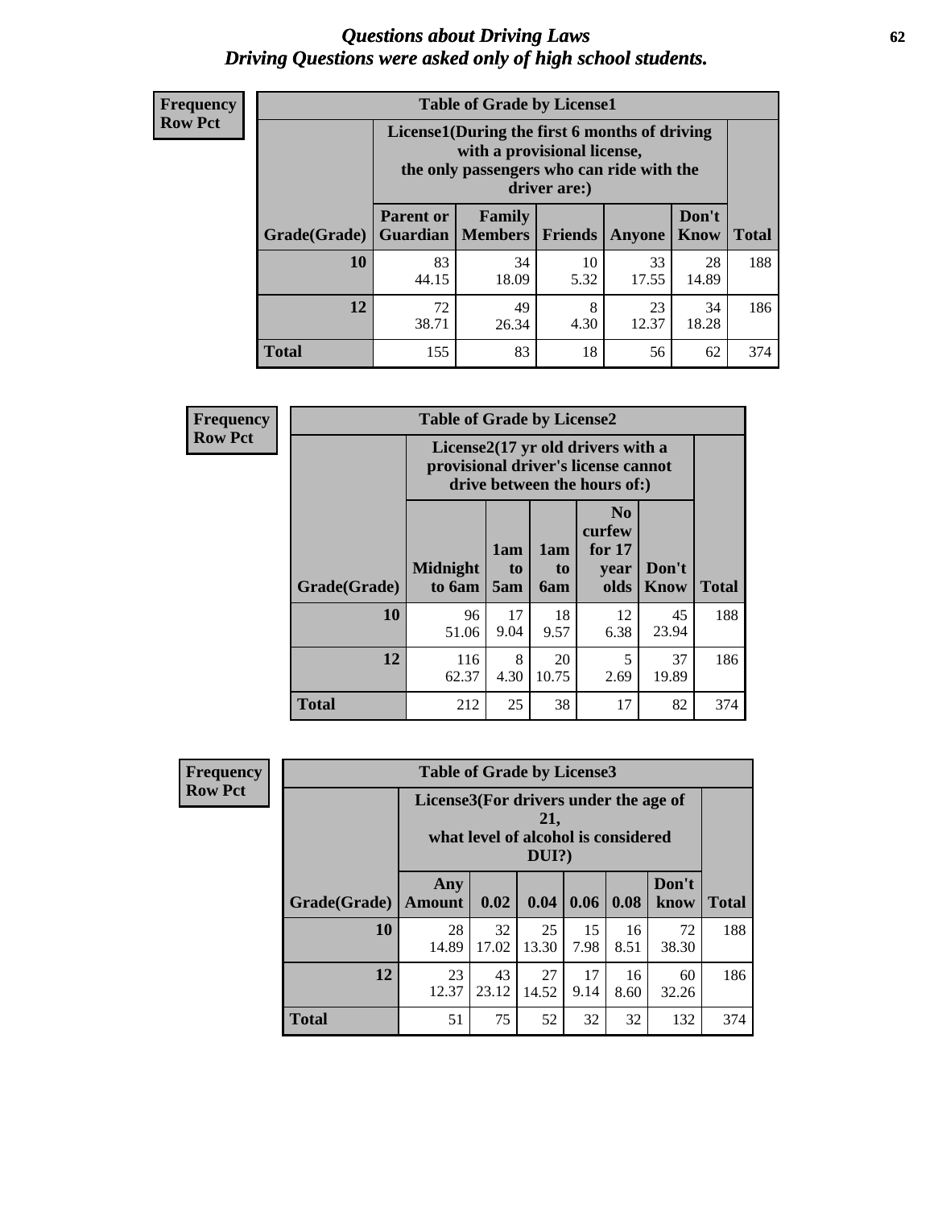# Questions about Driving Laws
## Driving Questions were asked only of high school students.

**Frequency Row Pct**

**Table of Grade by License1**

| Grade(Grade) | License1(During the first 6 months of driving with a provisional license, the only passengers who can ride with the driver are:) | | | | | Total |
|---|---|---|---|---|---|---|
| | Parent or Guardian | Family Members | Friends | Anyone | Don't Know | |
| 10 | 83<br>44.15 | 34<br>18.09 | 10<br>5.32 | 33<br>17.55 | 28<br>14.89 | 188 |
| 12 | 72<br>38.71 | 49<br>26.34 | 8<br>4.30 | 23<br>12.37 | 34<br>18.28 | 186 |
| Total | 155 | 83 | 18 | 56 | 62 | 374 |

**Frequency Row Pct**

**Table of Grade by License2**

| Grade(Grade) | License2(17 yr old drivers with a provisional driver's license cannot drive between the hours of:) | | | | | Total |
|---|---|---|---|---|---|---|
| | Midnight to 6am | 1am to 5am | 1am to 6am | No curfew for 17 year olds | Don't Know | |
| 10 | 96<br>51.06 | 17<br>9.04 | 18<br>9.57 | 12<br>6.38 | 45<br>23.94 | 188 |
| 12 | 116<br>62.37 | 8<br>4.30 | 20<br>10.75 | 5<br>2.69 | 37<br>19.89 | 186 |
| Total | 212 | 25 | 38 | 17 | 82 | 374 |

**Frequency Row Pct**

**Table of Grade by License3**

| Grade(Grade) | License3(For drivers under the age of 21, what level of alcohol is considered DUI?) | | | | | | Total |
|---|---|---|---|---|---|---|---|
| | Any Amount | 0.02 | 0.04 | 0.06 | 0.08 | Don't know | |
| 10 | 28<br>14.89 | 32<br>17.02 | 25<br>13.30 | 15<br>7.98 | 16<br>8.51 | 72<br>38.30 | 188 |
| 12 | 23<br>12.37 | 43<br>23.12 | 27<br>14.52 | 17<br>9.14 | 16<br>8.60 | 60<br>32.26 | 186 |
| Total | 51 | 75 | 52 | 32 | 32 | 132 | 374 |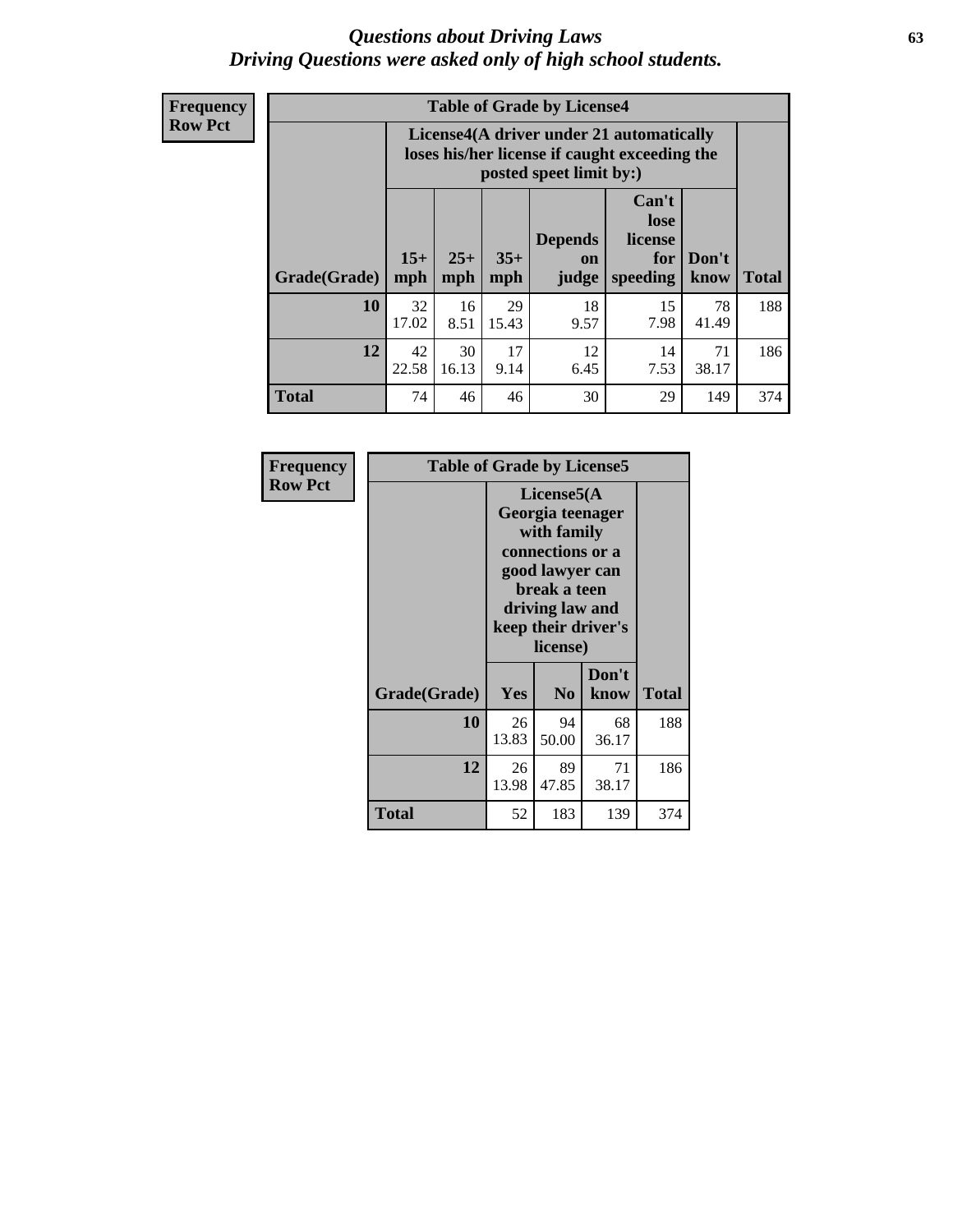# Questions about Driving Laws
## Driving Questions were asked only of high school students.

**Frequency**
**Row Pct**

**Table of Grade by License4**

| Grade(Grade) | License4(A driver under 21 automatically loses his/her license if caught exceeding the posted speet limit by:) | | | | | | Total |
|---|---|---|---|---|---|---|---|
| | 15+ mph | 25+ mph | 35+ mph | Depends on judge | Can't lose license for speeding | Don't know | |
| **10** | 32<br>17.02 | 16<br>8.51 | 29<br>15.43 | 18<br>9.57 | 15<br>7.98 | 78<br>41.49 | 188 |
| **12** | 42<br>22.58 | 30<br>16.13 | 17<br>9.14 | 12<br>6.45 | 14<br>7.53 | 71<br>38.17 | 186 |
| **Total** | 74 | 46 | 46 | 30 | 29 | 149 | 374 |

**Frequency**
**Row Pct**

**Table of Grade by License5**

| Grade(Grade) | License5(A Georgia teenager with family connections or a good lawyer can break a teen driving law and keep their driver's license) | | | Total |
|---|---|---|---|---|
| | Yes | No | Don't know | |
| **10** | 26<br>13.83 | 94<br>50.00 | 68<br>36.17 | 188 |
| **12** | 26<br>13.98 | 89<br>47.85 | 71<br>38.17 | 186 |
| **Total** | 52 | 183 | 139 | 374 |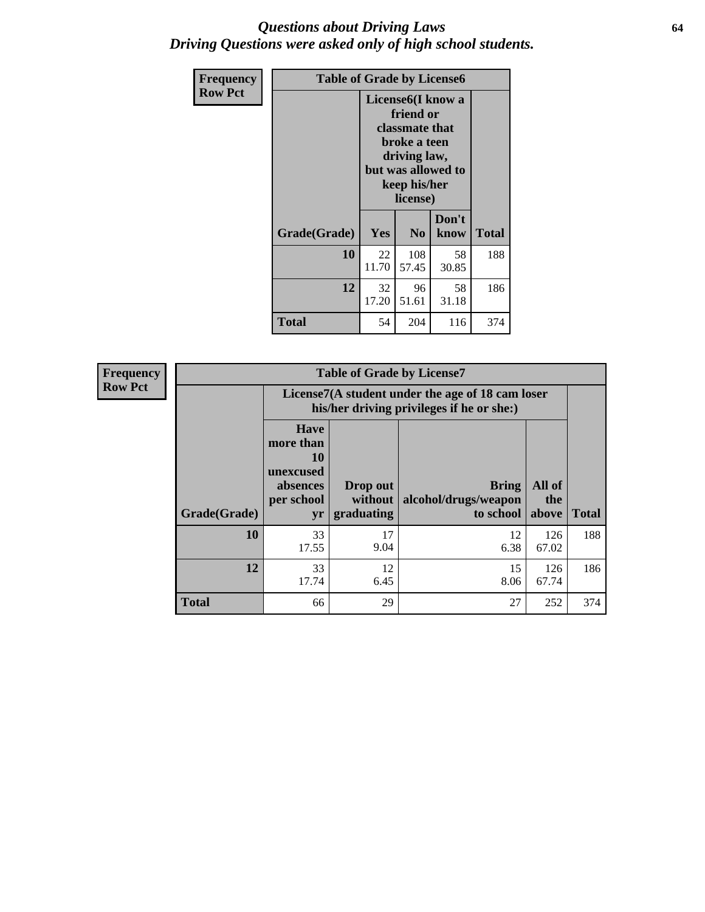*Questions about Driving Laws*
*Driving Questions were asked only of high school students.*

**Frequency**
**Row Pct**

| Table of Grade by License6 | | | | |
|---|---|---|---|---|
| | License6(I know a friend or classmate that broke a teen driving law, but was allowed to keep his/her license) | | | |
| Grade(Grade) | Yes | No | Don't know | Total |
| **10** | 22<br>11.70 | 108<br>57.45 | 58<br>30.85 | 188 |
| **12** | 32<br>17.20 | 96<br>51.61 | 58<br>31.18 | 186 |
| **Total** | 54 | 204 | 116 | 374 |

**Frequency**
**Row Pct**

| Table of Grade by License7 | | | | | |
|---|---|---|---|---|---|
| | License7(A student under the age of 18 cam loser his/her driving privileges if he or she:) | | | | |
| Grade(Grade) | Have more than 10 unexcused absences per school yr | Drop out without graduating | Bring alcohol/drugs/weapon to school | All of the above | Total |
| **10** | 33<br>17.55 | 17<br>9.04 | 12<br>6.38 | 126<br>67.02 | 188 |
| **12** | 33<br>17.74 | 12<br>6.45 | 15<br>8.06 | 126<br>67.74 | 186 |
| **Total** | 66 | 29 | 27 | 252 | 374 |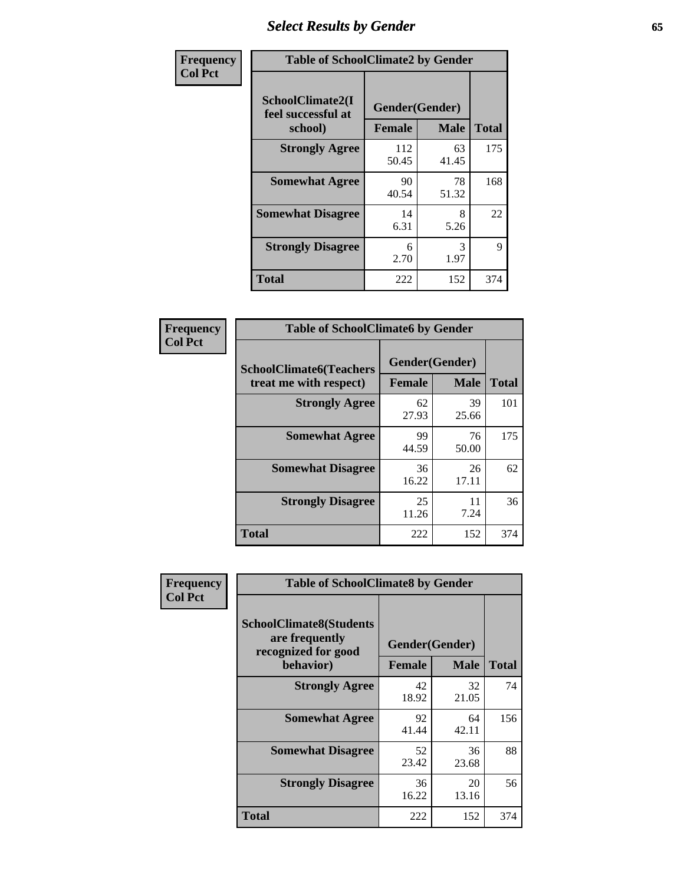# Select Results by Gender

| Frequency<br>Col Pct |
|---|

**Table of SchoolClimate2 by Gender**

| SchoolClimate2(I feel successful at school) | Gender(Gender) | | Total |
|---|---|---|---|
| | Female | Male | |
| Strongly Agree | 112<br>50.45 | 63<br>41.45 | 175 |
| Somewhat Agree | 90<br>40.54 | 78<br>51.32 | 168 |
| Somewhat Disagree | 14<br>6.31 | 8<br>5.26 | 22 |
| Strongly Disagree | 6<br>2.70 | 3<br>1.97 | 9 |
| Total | 222 | 152 | 374 |

| Frequency<br>Col Pct |
|---|

**Table of SchoolClimate6 by Gender**

| SchoolClimate6(Teachers treat me with respect) | Gender(Gender) | | Total |
|---|---|---|---|
| | Female | Male | |
| Strongly Agree | 62<br>27.93 | 39<br>25.66 | 101 |
| Somewhat Agree | 99<br>44.59 | 76<br>50.00 | 175 |
| Somewhat Disagree | 36<br>16.22 | 26<br>17.11 | 62 |
| Strongly Disagree | 25<br>11.26 | 11<br>7.24 | 36 |
| Total | 222 | 152 | 374 |

| Frequency<br>Col Pct |
|---|

**Table of SchoolClimate8 by Gender**

| SchoolClimate8(Students are frequently recognized for good behavior) | Gender(Gender) | | Total |
|---|---|---|---|
| | Female | Male | |
| Strongly Agree | 42<br>18.92 | 32<br>21.05 | 74 |
| Somewhat Agree | 92<br>41.44 | 64<br>42.11 | 156 |
| Somewhat Disagree | 52<br>23.42 | 36<br>23.68 | 88 |
| Strongly Disagree | 36<br>16.22 | 20<br>13.16 | 56 |
| Total | 222 | 152 | 374 |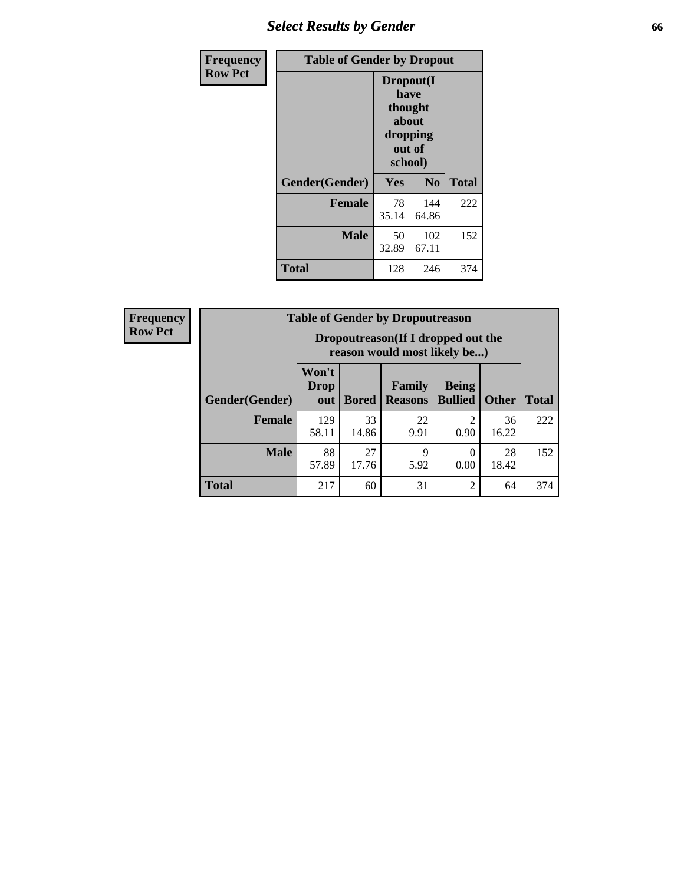## Select Results by Gender

**Frequency**
**Row Pct**

| Table of Gender by Dropout | | | |
|---|---|---|---|
| | Dropout(I have thought about dropping out of school) | | |
| Gender(Gender) | Yes | No | Total |
| **Female** | 78<br>35.14 | 144<br>64.86 | 222 |
| **Male** | 50<br>32.89 | 102<br>67.11 | 152 |
| **Total** | 128 | 246 | 374 |

**Frequency**
**Row Pct**

| Table of Gender by Dropoutreason | | | | | | |
|---|---|---|---|---|---|---|
| | Dropoutreason(If I dropped out the reason would most likely be...) | | | | | |
| Gender(Gender) | Won't Drop out | Bored | Family Reasons | Being Bullied | Other | Total |
| **Female** | 129<br>58.11 | 33<br>14.86 | 22<br>9.91 | 2<br>0.90 | 36<br>16.22 | 222 |
| **Male** | 88<br>57.89 | 27<br>17.76 | 9<br>5.92 | 0<br>0.00 | 28<br>18.42 | 152 |
| **Total** | 217 | 60 | 31 | 2 | 64 | 374 |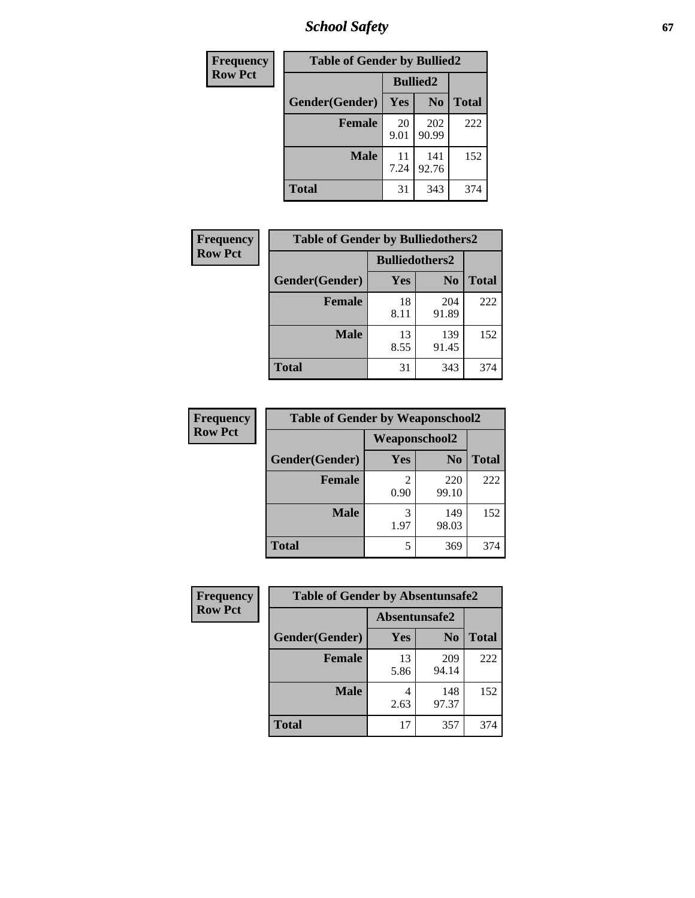# School Safety

| Frequency Row Pct |
|---|

| Table of Gender by Bullied2 | | | |
|---|---|---|---|
| | Bullied2 | | |
| Gender(Gender) | Yes | No | Total |
| Female | 20<br>9.01 | 202<br>90.99 | 222 |
| Male | 11<br>7.24 | 141<br>92.76 | 152 |
| Total | 31 | 343 | 374 |

| Frequency Row Pct |
|---|

| Table of Gender by Bulliedothers2 | | | |
|---|---|---|---|
| | Bulliedothers2 | | |
| Gender(Gender) | Yes | No | Total |
| Female | 18<br>8.11 | 204<br>91.89 | 222 |
| Male | 13<br>8.55 | 139<br>91.45 | 152 |
| Total | 31 | 343 | 374 |

| Frequency Row Pct |
|---|

| Table of Gender by Weaponschool2 | | | |
|---|---|---|---|
| | Weaponschool2 | | |
| Gender(Gender) | Yes | No | Total |
| Female | 2<br>0.90 | 220<br>99.10 | 222 |
| Male | 3<br>1.97 | 149<br>98.03 | 152 |
| Total | 5 | 369 | 374 |

| Frequency Row Pct |
|---|

| Table of Gender by Absentunsafe2 | | | |
|---|---|---|---|
| | Absentunsafe2 | | |
| Gender(Gender) | Yes | No | Total |
| Female | 13<br>5.86 | 209<br>94.14 | 222 |
| Male | 4<br>2.63 | 148<br>97.37 | 152 |
| Total | 17 | 357 | 374 |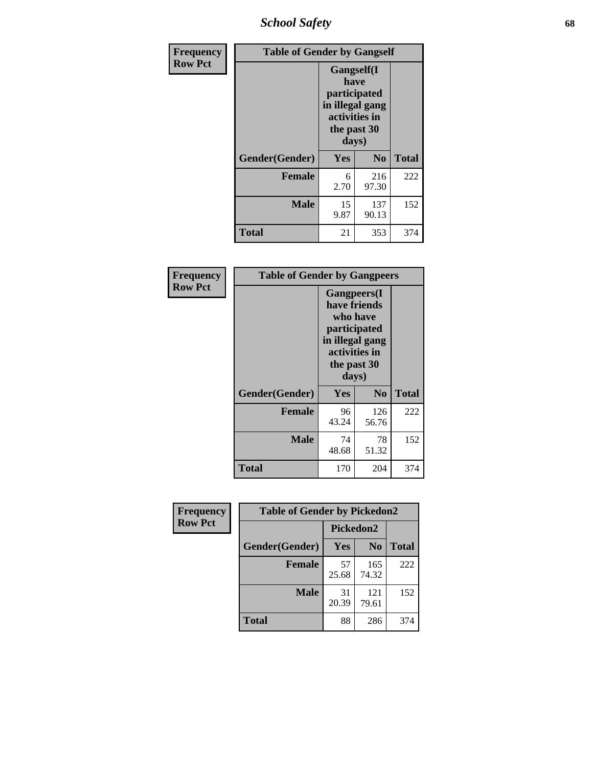| Frequency<br>Row Pct |
|---|

| Table of Gender by Gangself | | | |
|---|---|---|---|
| | Gangself(I have participated in illegal gang activities in the past 30 days) | | |
| Gender(Gender) | Yes | No | Total |
| Female | 6<br>2.70 | 216<br>97.30 | 222 |
| Male | 15<br>9.87 | 137<br>90.13 | 152 |
| Total | 21 | 353 | 374 |

| Frequency<br>Row Pct |
|---|

| Table of Gender by Gangpeers | | | |
|---|---|---|---|
| | Gangpeers(I have friends who have participated in illegal gang activities in the past 30 days) | | |
| Gender(Gender) | Yes | No | Total |
| Female | 96<br>43.24 | 126<br>56.76 | 222 |
| Male | 74<br>48.68 | 78<br>51.32 | 152 |
| Total | 170 | 204 | 374 |

| Frequency<br>Row Pct |
|---|

| Table of Gender by Pickedon2 | | | |
|---|---|---|---|
| | Pickedon2 | | |
| Gender(Gender) | Yes | No | Total |
| Female | 57<br>25.68 | 165<br>74.32 | 222 |
| Male | 31<br>20.39 | 121<br>79.61 | 152 |
| Total | 88 | 286 | 374 |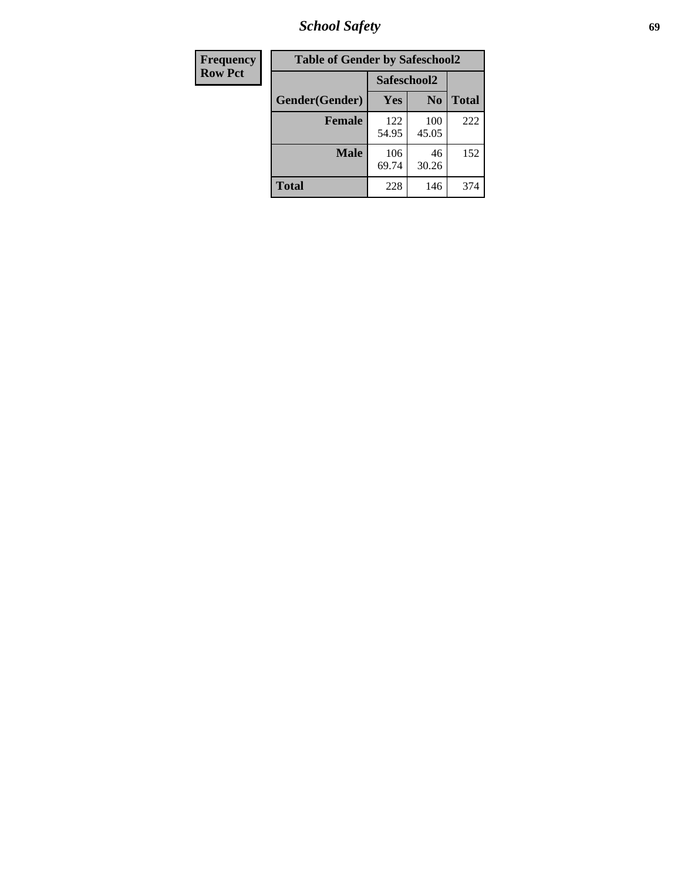| Frequency Row Pct |
|---|

**Table of Gender by Safeschool2**

| Gender(Gender) | Safeschool2 | | Total |
|---|---|---|---|
| | Yes | No | |
| **Female** | 122<br>54.95 | 100<br>45.05 | 222 |
| **Male** | 106<br>69.74 | 46<br>30.26 | 152 |
| **Total** | 228 | 146 | 374 |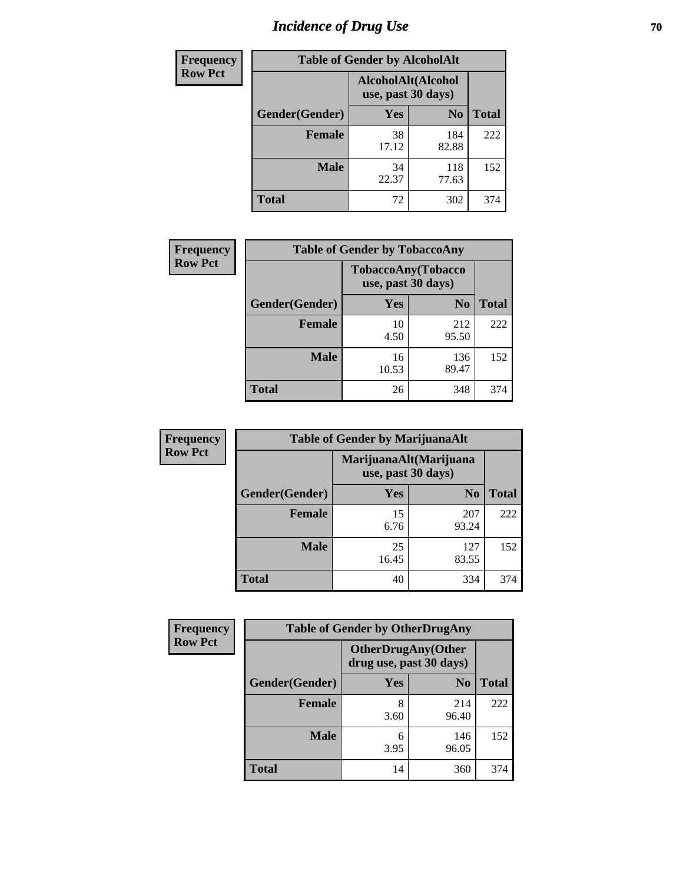# Incidence of Drug Use

| Frequency Row Pct | Table of Gender by AlcoholAlt | | |
|---|---|---|---|
| | AlcoholAlt(Alcohol use, past 30 days) | | |
| Gender(Gender) | Yes | No | Total |
| Female | 38<br>17.12 | 184<br>82.88 | 222 |
| Male | 34<br>22.37 | 118<br>77.63 | 152 |
| Total | 72 | 302 | 374 |

| Frequency Row Pct | Table of Gender by TobaccoAny | | |
|---|---|---|---|
| | TobaccoAny(Tobacco use, past 30 days) | | |
| Gender(Gender) | Yes | No | Total |
| Female | 10<br>4.50 | 212<br>95.50 | 222 |
| Male | 16<br>10.53 | 136<br>89.47 | 152 |
| Total | 26 | 348 | 374 |

| Frequency Row Pct | Table of Gender by MarijuanaAlt | | |
|---|---|---|---|
| | MarijuanaAlt(Marijuana use, past 30 days) | | |
| Gender(Gender) | Yes | No | Total |
| Female | 15<br>6.76 | 207<br>93.24 | 222 |
| Male | 25<br>16.45 | 127<br>83.55 | 152 |
| Total | 40 | 334 | 374 |

| Frequency Row Pct | Table of Gender by OtherDrugAny | | |
|---|---|---|---|
| | OtherDrugAny(Other drug use, past 30 days) | | |
| Gender(Gender) | Yes | No | Total |
| Female | 8<br>3.60 | 214<br>96.40 | 222 |
| Male | 6<br>3.95 | 146<br>96.05 | 152 |
| Total | 14 | 360 | 374 |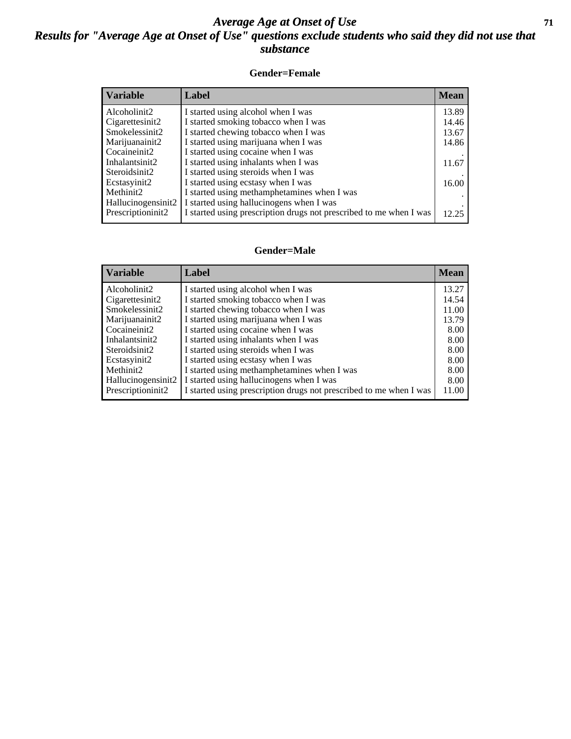# *Average Age at Onset of Use*
## *Results for "Average Age at Onset of Use" questions exclude students who said they did not use that substance*

### Gender=Female

| Variable | Label | Mean |
|---|---|---|
| Alcoholinit2 | I started using alcohol when I was | 13.89 |
| Cigarettesinit2 | I started smoking tobacco when I was | 14.46 |
| Smokelessinit2 | I started chewing tobacco when I was | 13.67 |
| Marijuanainit2 | I started using marijuana when I was | 14.86 |
| Cocaineinit2 | I started using cocaine when I was | . |
| Inhalantsinit2 | I started using inhalants when I was | 11.67 |
| Steroidsinit2 | I started using steroids when I was | . |
| Ecstasyinit2 | I started using ecstasy when I was | 16.00 |
| Methinit2 | I started using methamphetamines when I was | . |
| Hallucinogensinit2 | I started using hallucinogens when I was | . |
| Prescriptioninit2 | I started using prescription drugs not prescribed to me when I was | 12.25 |

### Gender=Male

| Variable | Label | Mean |
|---|---|---|
| Alcoholinit2 | I started using alcohol when I was | 13.27 |
| Cigarettesinit2 | I started smoking tobacco when I was | 14.54 |
| Smokelessinit2 | I started chewing tobacco when I was | 11.00 |
| Marijuanainit2 | I started using marijuana when I was | 13.79 |
| Cocaineinit2 | I started using cocaine when I was | 8.00 |
| Inhalantsinit2 | I started using inhalants when I was | 8.00 |
| Steroidsinit2 | I started using steroids when I was | 8.00 |
| Ecstasyinit2 | I started using ecstasy when I was | 8.00 |
| Methinit2 | I started using methamphetamines when I was | 8.00 |
| Hallucinogensinit2 | I started using hallucinogens when I was | 8.00 |
| Prescriptioninit2 | I started using prescription drugs not prescribed to me when I was | 11.00 |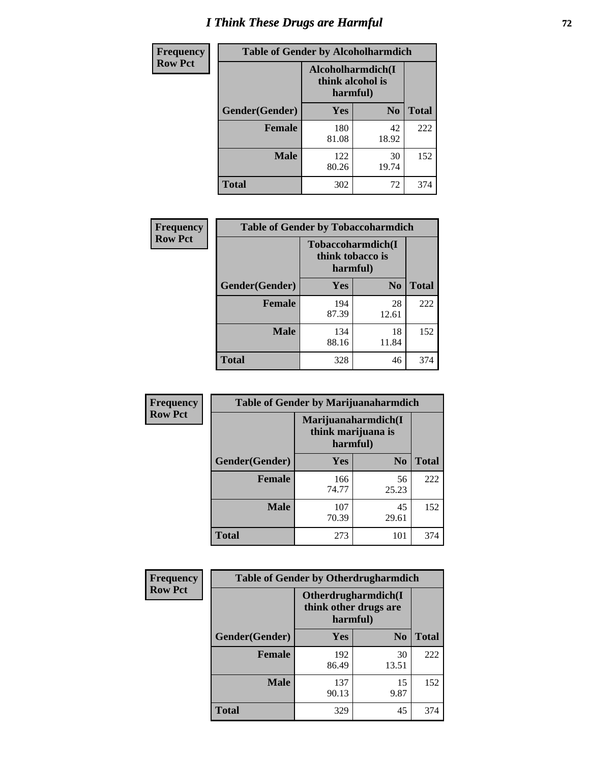# I Think These Drugs are Harmful

| Frequency<br>Row Pct | Table of Gender by Alcoholharmdich | | |
|---|---|---|---|
| | Alcoholharmdich(I think alcohol is harmful) | | |
| Gender(Gender) | Yes | No | Total |
| Female | 180<br>81.08 | 42<br>18.92 | 222 |
| Male | 122<br>80.26 | 30<br>19.74 | 152 |
| Total | 302 | 72 | 374 |

| Frequency<br>Row Pct | Table of Gender by Tobaccoharmdich | | |
|---|---|---|---|
| | Tobaccoharmdich(I think tobacco is harmful) | | |
| Gender(Gender) | Yes | No | Total |
| Female | 194<br>87.39 | 28<br>12.61 | 222 |
| Male | 134<br>88.16 | 18<br>11.84 | 152 |
| Total | 328 | 46 | 374 |

| Frequency<br>Row Pct | Table of Gender by Marijuanaharmdich | | |
|---|---|---|---|
| | Marijuanaharmdich(I think marijuana is harmful) | | |
| Gender(Gender) | Yes | No | Total |
| Female | 166<br>74.77 | 56<br>25.23 | 222 |
| Male | 107<br>70.39 | 45<br>29.61 | 152 |
| Total | 273 | 101 | 374 |

| Frequency<br>Row Pct | Table of Gender by Otherdrugharmdich | | |
|---|---|---|---|
| | Otherdrugharmdich(I think other drugs are harmful) | | |
| Gender(Gender) | Yes | No | Total |
| Female | 192<br>86.49 | 30<br>13.51 | 222 |
| Male | 137<br>90.13 | 15<br>9.87 | 152 |
| Total | 329 | 45 | 374 |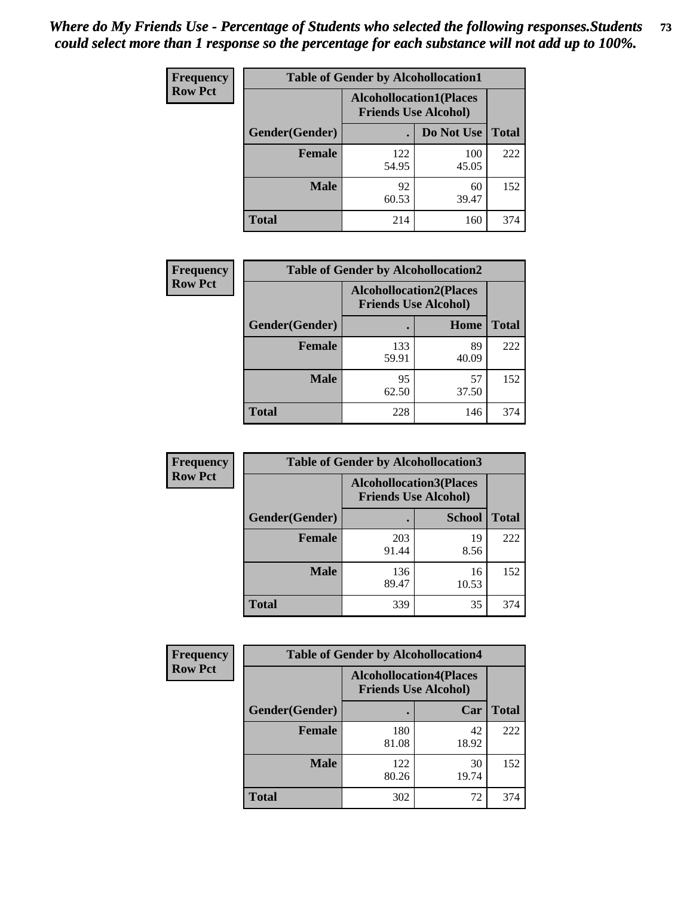*Where do My Friends Use - Percentage of Students who selected the following responses.Students could select more than 1 response so the percentage for each substance will not add up to 100%.*

**Frequency**
**Row Pct**

| Table of Gender by Alcohollocation1 | | | |
|---|---|---|---|
| | Alcohollocation1(Places Friends Use Alcohol) | | |
| Gender(Gender) | . | Do Not Use | Total |
| **Female** | 122<br>54.95 | 100<br>45.05 | 222 |
| **Male** | 92<br>60.53 | 60<br>39.47 | 152 |
| **Total** | 214 | 160 | 374 |

**Frequency**
**Row Pct**

| Table of Gender by Alcohollocation2 | | | |
|---|---|---|---|
| | Alcohollocation2(Places Friends Use Alcohol) | | |
| Gender(Gender) | . | Home | Total |
| **Female** | 133<br>59.91 | 89<br>40.09 | 222 |
| **Male** | 95<br>62.50 | 57<br>37.50 | 152 |
| **Total** | 228 | 146 | 374 |

**Frequency**
**Row Pct**

| Table of Gender by Alcohollocation3 | | | |
|---|---|---|---|
| | Alcohollocation3(Places Friends Use Alcohol) | | |
| Gender(Gender) | . | School | Total |
| **Female** | 203<br>91.44 | 19<br>8.56 | 222 |
| **Male** | 136<br>89.47 | 16<br>10.53 | 152 |
| **Total** | 339 | 35 | 374 |

**Frequency**
**Row Pct**

| Table of Gender by Alcohollocation4 | | | |
|---|---|---|---|
| | Alcohollocation4(Places Friends Use Alcohol) | | |
| Gender(Gender) | . | Car | Total |
| **Female** | 180<br>81.08 | 42<br>18.92 | 222 |
| **Male** | 122<br>80.26 | 30<br>19.74 | 152 |
| **Total** | 302 | 72 | 374 |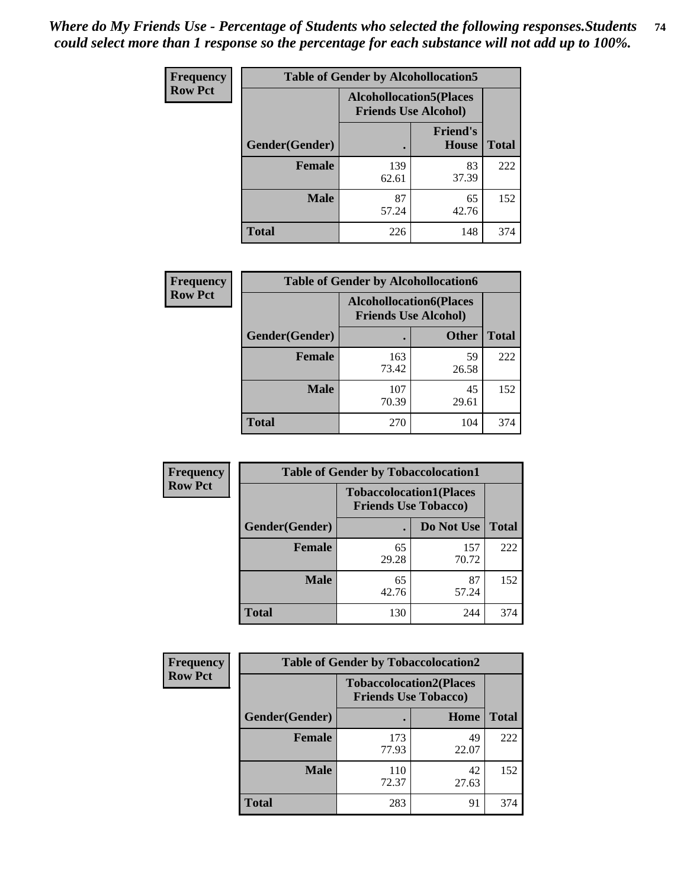*Where do My Friends Use - Percentage of Students who selected the following responses.Students could select more than 1 response so the percentage for each substance will not add up to 100%.*

**Frequency**
**Row Pct**

| Table of Gender by Alcohollocation5 | | | |
|---|---|---|---|
| | Alcohollocation5(Places Friends Use Alcohol) | | |
| Gender(Gender) | . | Friend's House | Total |
| **Female** | 139<br>62.61 | 83<br>37.39 | 222 |
| **Male** | 87<br>57.24 | 65<br>42.76 | 152 |
| **Total** | 226 | 148 | 374 |

**Frequency**
**Row Pct**

| Table of Gender by Alcohollocation6 | | | |
|---|---|---|---|
| | Alcohollocation6(Places Friends Use Alcohol) | | |
| Gender(Gender) | . | Other | Total |
| **Female** | 163<br>73.42 | 59<br>26.58 | 222 |
| **Male** | 107<br>70.39 | 45<br>29.61 | 152 |
| **Total** | 270 | 104 | 374 |

**Frequency**
**Row Pct**

| Table of Gender by Tobaccolocation1 | | | |
|---|---|---|---|
| | Tobaccolocation1(Places Friends Use Tobacco) | | |
| Gender(Gender) | . | Do Not Use | Total |
| **Female** | 65<br>29.28 | 157<br>70.72 | 222 |
| **Male** | 65<br>42.76 | 87<br>57.24 | 152 |
| **Total** | 130 | 244 | 374 |

**Frequency**
**Row Pct**

| Table of Gender by Tobaccolocation2 | | | |
|---|---|---|---|
| | Tobaccolocation2(Places Friends Use Tobacco) | | |
| Gender(Gender) | . | Home | Total |
| **Female** | 173<br>77.93 | 49<br>22.07 | 222 |
| **Male** | 110<br>72.37 | 42<br>27.63 | 152 |
| **Total** | 283 | 91 | 374 |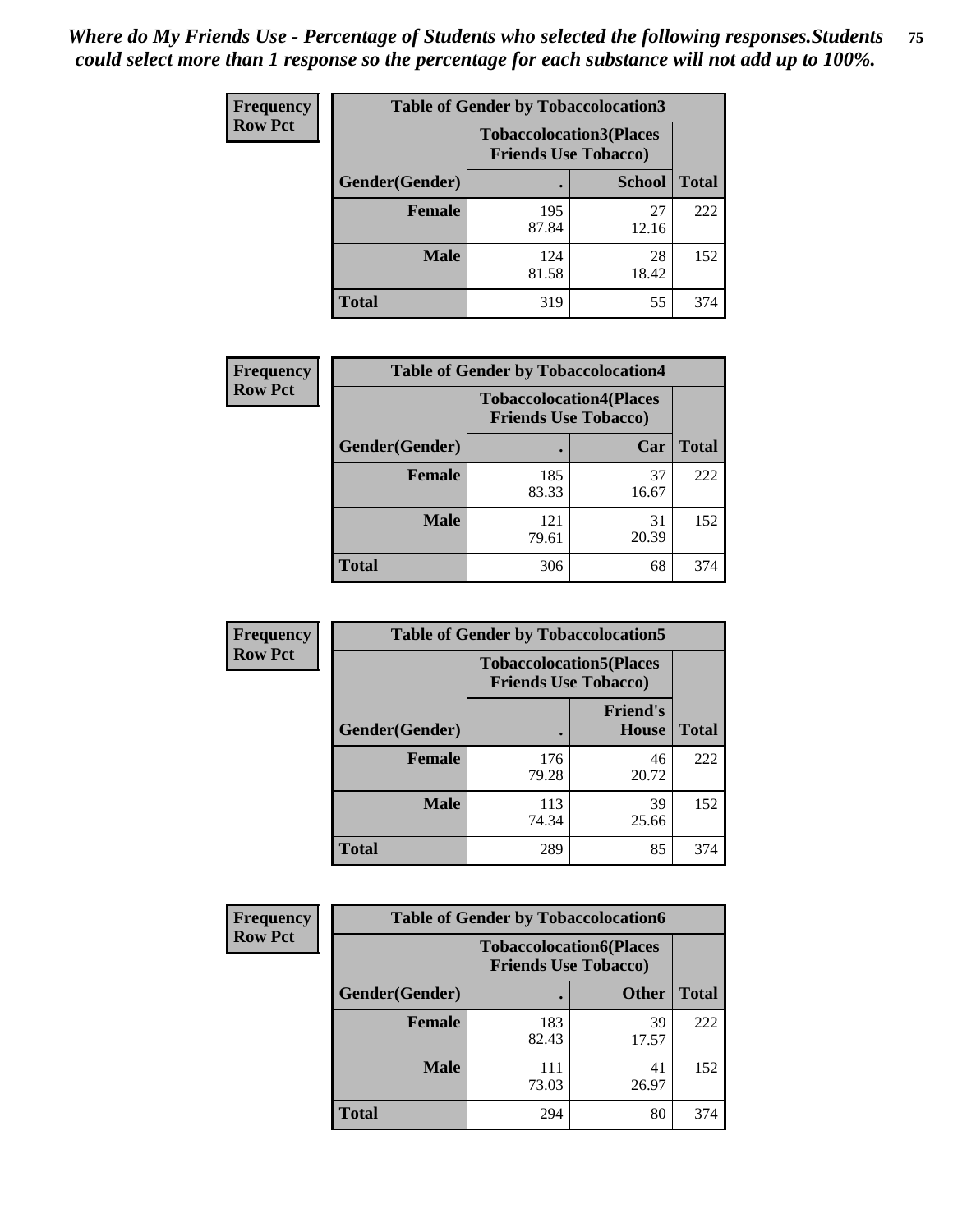*Where do My Friends Use - Percentage of Students who selected the following responses.Students could select more than 1 response so the percentage for each substance will not add up to 100%.*

**Frequency**
**Row Pct**

| Table of Gender by Tobaccolocation3 | | | |
|---|---|---|---|
| | Tobaccolocation3(Places Friends Use Tobacco) | | |
| Gender(Gender) | . | School | Total |
| Female | 195<br>87.84 | 27<br>12.16 | 222 |
| Male | 124<br>81.58 | 28<br>18.42 | 152 |
| Total | 319 | 55 | 374 |

**Frequency**
**Row Pct**

| Table of Gender by Tobaccolocation4 | | | |
|---|---|---|---|
| | Tobaccolocation4(Places Friends Use Tobacco) | | |
| Gender(Gender) | . | Car | Total |
| Female | 185<br>83.33 | 37<br>16.67 | 222 |
| Male | 121<br>79.61 | 31<br>20.39 | 152 |
| Total | 306 | 68 | 374 |

**Frequency**
**Row Pct**

| Table of Gender by Tobaccolocation5 | | | |
|---|---|---|---|
| | Tobaccolocation5(Places Friends Use Tobacco) | | |
| Gender(Gender) | . | Friend's House | Total |
| Female | 176<br>79.28 | 46<br>20.72 | 222 |
| Male | 113<br>74.34 | 39<br>25.66 | 152 |
| Total | 289 | 85 | 374 |

**Frequency**
**Row Pct**

| Table of Gender by Tobaccolocation6 | | | |
|---|---|---|---|
| | Tobaccolocation6(Places Friends Use Tobacco) | | |
| Gender(Gender) | . | Other | Total |
| Female | 183<br>82.43 | 39<br>17.57 | 222 |
| Male | 111<br>73.03 | 41<br>26.97 | 152 |
| Total | 294 | 80 | 374 |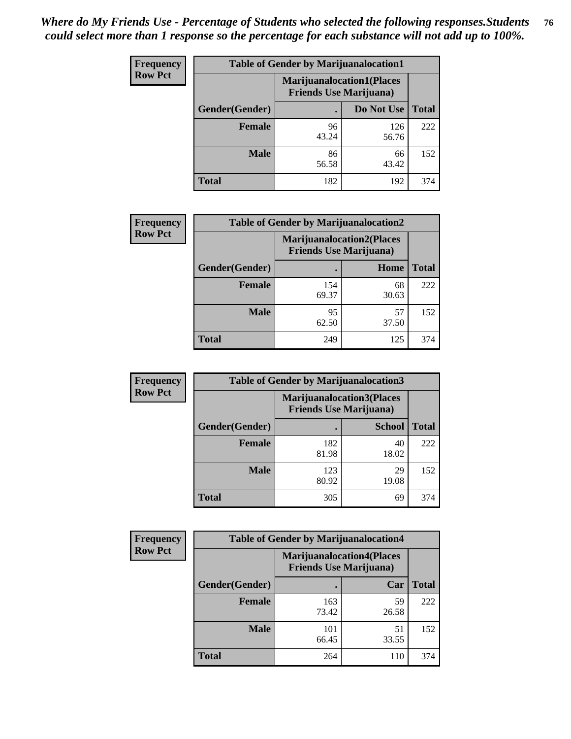*Where do My Friends Use - Percentage of Students who selected the following responses.Students could select more than 1 response so the percentage for each substance will not add up to 100%.*

**Frequency**
**Row Pct**

| Table of Gender by Marijuanalocation1 | | | |
|---|---|---|---|
| | Marijuanalocation1(Places Friends Use Marijuana) | | |
| Gender(Gender) | . | Do Not Use | Total |
| **Female** | 96<br>43.24 | 126<br>56.76 | 222 |
| **Male** | 86<br>56.58 | 66<br>43.42 | 152 |
| **Total** | 182 | 192 | 374 |

**Frequency**
**Row Pct**

| Table of Gender by Marijuanalocation2 | | | |
|---|---|---|---|
| | Marijuanalocation2(Places Friends Use Marijuana) | | |
| Gender(Gender) | . | Home | Total |
| **Female** | 154<br>69.37 | 68<br>30.63 | 222 |
| **Male** | 95<br>62.50 | 57<br>37.50 | 152 |
| **Total** | 249 | 125 | 374 |

**Frequency**
**Row Pct**

| Table of Gender by Marijuanalocation3 | | | |
|---|---|---|---|
| | Marijuanalocation3(Places Friends Use Marijuana) | | |
| Gender(Gender) | . | School | Total |
| **Female** | 182<br>81.98 | 40<br>18.02 | 222 |
| **Male** | 123<br>80.92 | 29<br>19.08 | 152 |
| **Total** | 305 | 69 | 374 |

**Frequency**
**Row Pct**

| Table of Gender by Marijuanalocation4 | | | |
|---|---|---|---|
| | Marijuanalocation4(Places Friends Use Marijuana) | | |
| Gender(Gender) | . | Car | Total |
| **Female** | 163<br>73.42 | 59<br>26.58 | 222 |
| **Male** | 101<br>66.45 | 51<br>33.55 | 152 |
| **Total** | 264 | 110 | 374 |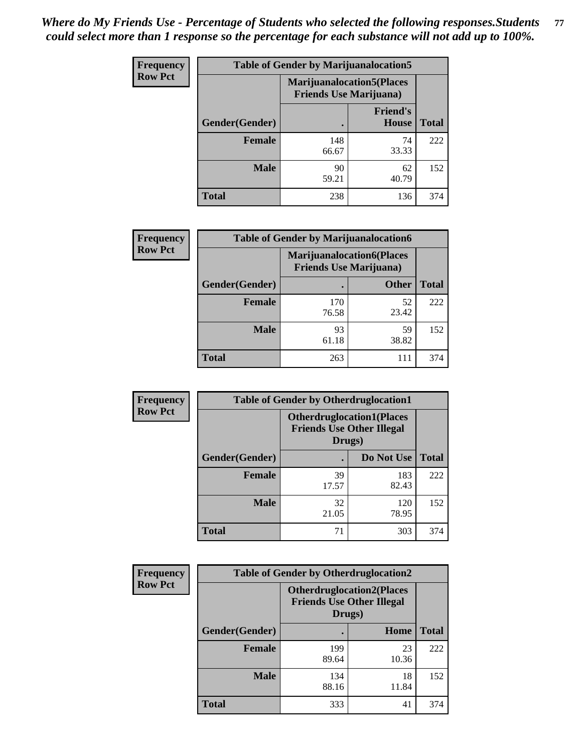*Where do My Friends Use - Percentage of Students who selected the following responses.Students could select more than 1 response so the percentage for each substance will not add up to 100%.*

**Frequency**
**Row Pct**

| Table of Gender by Marijuanalocation5 | | | |
|---|---|---|---|
| | Marijuanalocation5(Places Friends Use Marijuana) | | |
| Gender(Gender) | . | Friend's House | Total |
| **Female** | 148<br>66.67 | 74<br>33.33 | 222 |
| **Male** | 90<br>59.21 | 62<br>40.79 | 152 |
| **Total** | 238 | 136 | 374 |

**Frequency**
**Row Pct**

| Table of Gender by Marijuanalocation6 | | | |
|---|---|---|---|
| | Marijuanalocation6(Places Friends Use Marijuana) | | |
| Gender(Gender) | . | Other | Total |
| **Female** | 170<br>76.58 | 52<br>23.42 | 222 |
| **Male** | 93<br>61.18 | 59<br>38.82 | 152 |
| **Total** | 263 | 111 | 374 |

**Frequency**
**Row Pct**

| Table of Gender by Otherdruglocation1 | | | |
|---|---|---|---|
| | Otherdruglocation1(Places Friends Use Other Illegal Drugs) | | |
| Gender(Gender) | . | Do Not Use | Total |
| **Female** | 39<br>17.57 | 183<br>82.43 | 222 |
| **Male** | 32<br>21.05 | 120<br>78.95 | 152 |
| **Total** | 71 | 303 | 374 |

**Frequency**
**Row Pct**

| Table of Gender by Otherdruglocation2 | | | |
|---|---|---|---|
| | Otherdruglocation2(Places Friends Use Other Illegal Drugs) | | |
| Gender(Gender) | . | Home | Total |
| **Female** | 199<br>89.64 | 23<br>10.36 | 222 |
| **Male** | 134<br>88.16 | 18<br>11.84 | 152 |
| **Total** | 333 | 41 | 374 |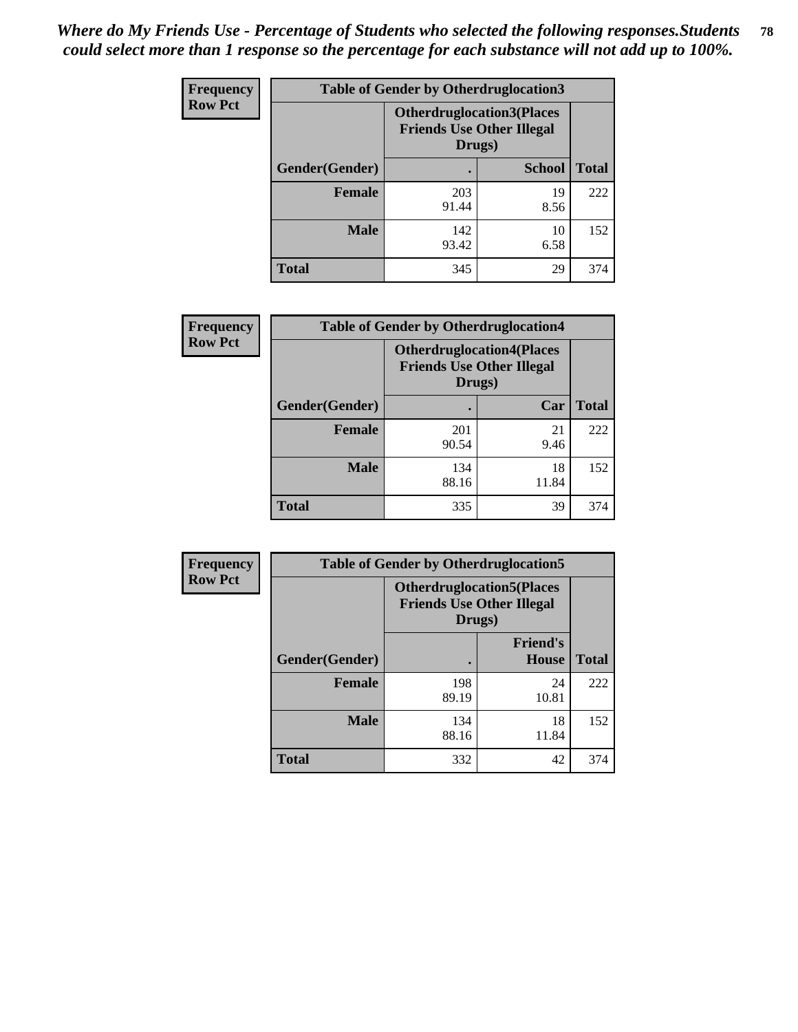*Where do My Friends Use - Percentage of Students who selected the following responses.Students could select more than 1 response so the percentage for each substance will not add up to 100%.*

**Frequency**
**Row Pct**

| Table of Gender by Otherdruglocation3 | | | |
|---|---|---|---|
| | Otherdruglocation3(Places Friends Use Other Illegal Drugs) | | |
| Gender(Gender) | . | School | Total |
| Female | 203<br>91.44 | 19<br>8.56 | 222 |
| Male | 142<br>93.42 | 10<br>6.58 | 152 |
| Total | 345 | 29 | 374 |

**Frequency**
**Row Pct**

| Table of Gender by Otherdruglocation4 | | | |
|---|---|---|---|
| | Otherdruglocation4(Places Friends Use Other Illegal Drugs) | | |
| Gender(Gender) | . | Car | Total |
| Female | 201<br>90.54 | 21<br>9.46 | 222 |
| Male | 134<br>88.16 | 18<br>11.84 | 152 |
| Total | 335 | 39 | 374 |

**Frequency**
**Row Pct**

| Table of Gender by Otherdruglocation5 | | | |
|---|---|---|---|
| | Otherdruglocation5(Places Friends Use Other Illegal Drugs) | | |
| Gender(Gender) | . | Friend's House | Total |
| Female | 198<br>89.19 | 24<br>10.81 | 222 |
| Male | 134<br>88.16 | 18<br>11.84 | 152 |
| Total | 332 | 42 | 374 |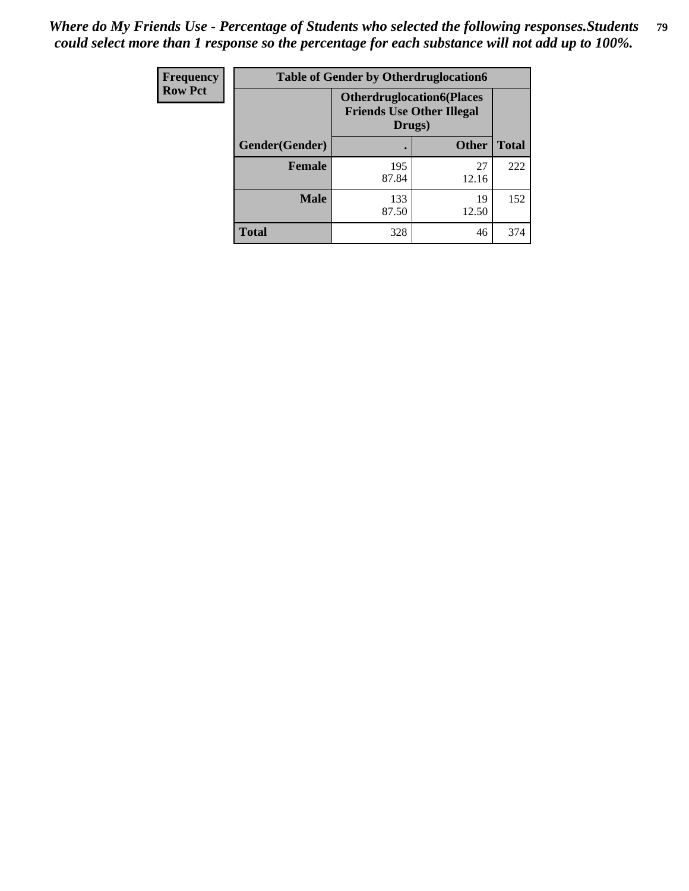*Where do My Friends Use - Percentage of Students who selected the following responses.Students could select more than 1 response so the percentage for each substance will not add up to 100%.*

| Frequency<br>Row Pct | Table of Gender by Otherdruglocation6 | | |
|---|---|---|---|
| | Otherdruglocation6(Places Friends Use Other Illegal Drugs) | | |
| Gender(Gender) | . | Other | Total |
| Female | 195<br>87.84 | 27<br>12.16 | 222 |
| Male | 133<br>87.50 | 19<br>12.50 | 152 |
| Total | 328 | 46 | 374 |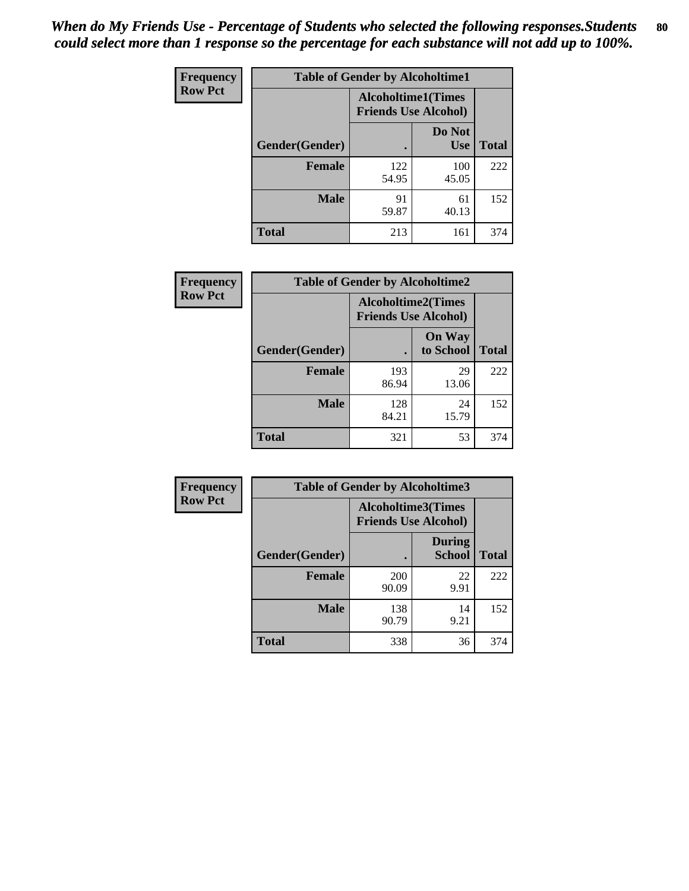*When do My Friends Use - Percentage of Students who selected the following responses.Students could select more than 1 response so the percentage for each substance will not add up to 100%.*

**Frequency**
**Row Pct**

| Table of Gender by Alcoholtime1 | | | |
|---|---|---|---|
| | Alcoholtime1(Times Friends Use Alcohol) | | |
| Gender(Gender) | . | Do Not Use | Total |
| **Female** | 122<br>54.95 | 100<br>45.05 | 222 |
| **Male** | 91<br>59.87 | 61<br>40.13 | 152 |
| **Total** | 213 | 161 | 374 |

**Frequency**
**Row Pct**

| Table of Gender by Alcoholtime2 | | | |
|---|---|---|---|
| | Alcoholtime2(Times Friends Use Alcohol) | | |
| Gender(Gender) | . | On Way to School | Total |
| **Female** | 193<br>86.94 | 29<br>13.06 | 222 |
| **Male** | 128<br>84.21 | 24<br>15.79 | 152 |
| **Total** | 321 | 53 | 374 |

**Frequency**
**Row Pct**

| Table of Gender by Alcoholtime3 | | | |
|---|---|---|---|
| | Alcoholtime3(Times Friends Use Alcohol) | | |
| Gender(Gender) | . | During School | Total |
| **Female** | 200<br>90.09 | 22<br>9.91 | 222 |
| **Male** | 138<br>90.79 | 14<br>9.21 | 152 |
| **Total** | 338 | 36 | 374 |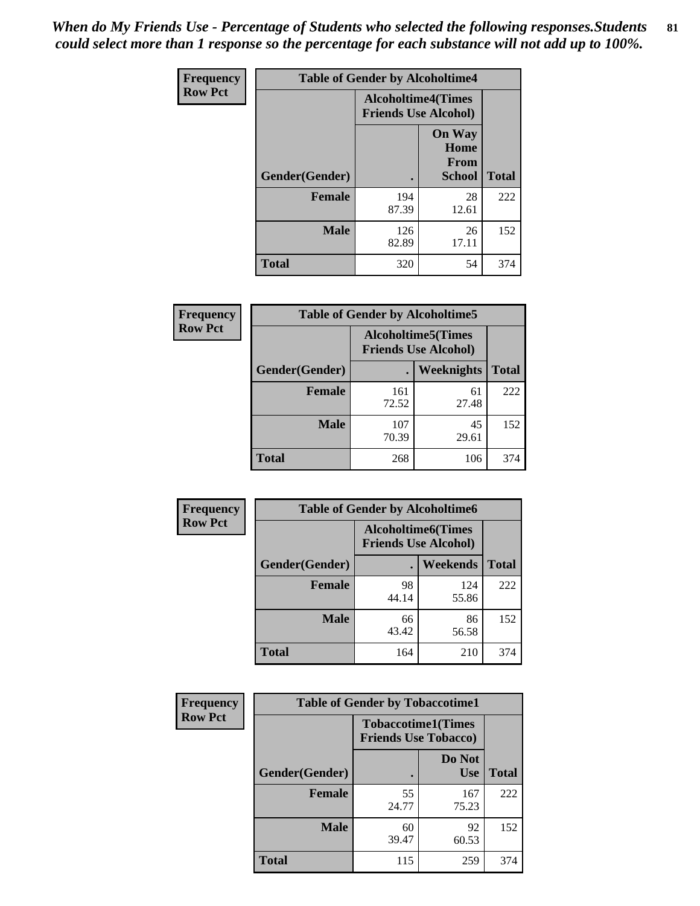*When do My Friends Use - Percentage of Students who selected the following responses.Students could select more than 1 response so the percentage for each substance will not add up to 100%.*

**Frequency**
**Row Pct**

| Table of Gender by Alcoholtime4 | | | |
|---|---|---|---|
| | Alcoholtime4(Times Friends Use Alcohol) | | |
| Gender(Gender) | . | On Way Home From School | Total |
| **Female** | 194<br>87.39 | 28<br>12.61 | 222 |
| **Male** | 126<br>82.89 | 26<br>17.11 | 152 |
| **Total** | 320 | 54 | 374 |

**Frequency**
**Row Pct**

| Table of Gender by Alcoholtime5 | | | |
|---|---|---|---|
| | Alcoholtime5(Times Friends Use Alcohol) | | |
| Gender(Gender) | . | Weeknights | Total |
| **Female** | 161<br>72.52 | 61<br>27.48 | 222 |
| **Male** | 107<br>70.39 | 45<br>29.61 | 152 |
| **Total** | 268 | 106 | 374 |

**Frequency**
**Row Pct**

| Table of Gender by Alcoholtime6 | | | |
|---|---|---|---|
| | Alcoholtime6(Times Friends Use Alcohol) | | |
| Gender(Gender) | . | Weekends | Total |
| **Female** | 98<br>44.14 | 124<br>55.86 | 222 |
| **Male** | 66<br>43.42 | 86<br>56.58 | 152 |
| **Total** | 164 | 210 | 374 |

**Frequency**
**Row Pct**

| Table of Gender by Tobaccotime1 | | | |
|---|---|---|---|
| | Tobaccotime1(Times Friends Use Tobacco) | | |
| Gender(Gender) | . | Do Not Use | Total |
| **Female** | 55<br>24.77 | 167<br>75.23 | 222 |
| **Male** | 60<br>39.47 | 92<br>60.53 | 152 |
| **Total** | 115 | 259 | 374 |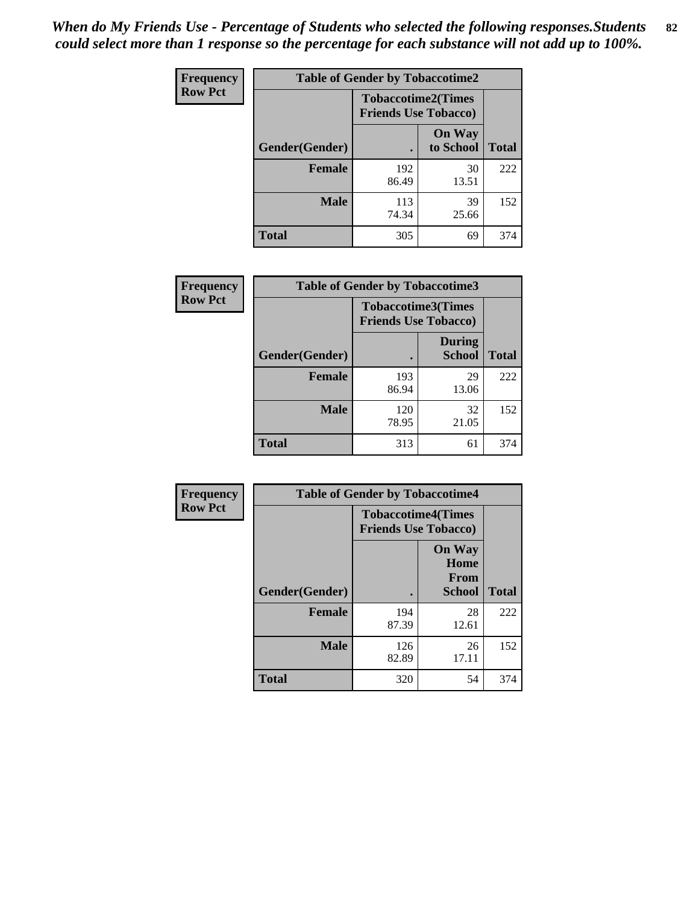*When do My Friends Use - Percentage of Students who selected the following responses.Students could select more than 1 response so the percentage for each substance will not add up to 100%.*

**Frequency**
**Row Pct**

| Table of Gender by Tobaccotime2 | | | |
|---|---|---|---|
| | Tobaccotime2(Times Friends Use Tobacco) | | |
| Gender(Gender) | . | On Way to School | Total |
| **Female** | 192<br>86.49 | 30<br>13.51 | 222 |
| **Male** | 113<br>74.34 | 39<br>25.66 | 152 |
| **Total** | 305 | 69 | 374 |

**Frequency**
**Row Pct**

| Table of Gender by Tobaccotime3 | | | |
|---|---|---|---|
| | Tobaccotime3(Times Friends Use Tobacco) | | |
| Gender(Gender) | . | During School | Total |
| **Female** | 193<br>86.94 | 29<br>13.06 | 222 |
| **Male** | 120<br>78.95 | 32<br>21.05 | 152 |
| **Total** | 313 | 61 | 374 |

**Frequency**
**Row Pct**

| Table of Gender by Tobaccotime4 | | | |
|---|---|---|---|
| | Tobaccotime4(Times Friends Use Tobacco) | | |
| Gender(Gender) | . | On Way Home From School | Total |
| **Female** | 194<br>87.39 | 28<br>12.61 | 222 |
| **Male** | 126<br>82.89 | 26<br>17.11 | 152 |
| **Total** | 320 | 54 | 374 |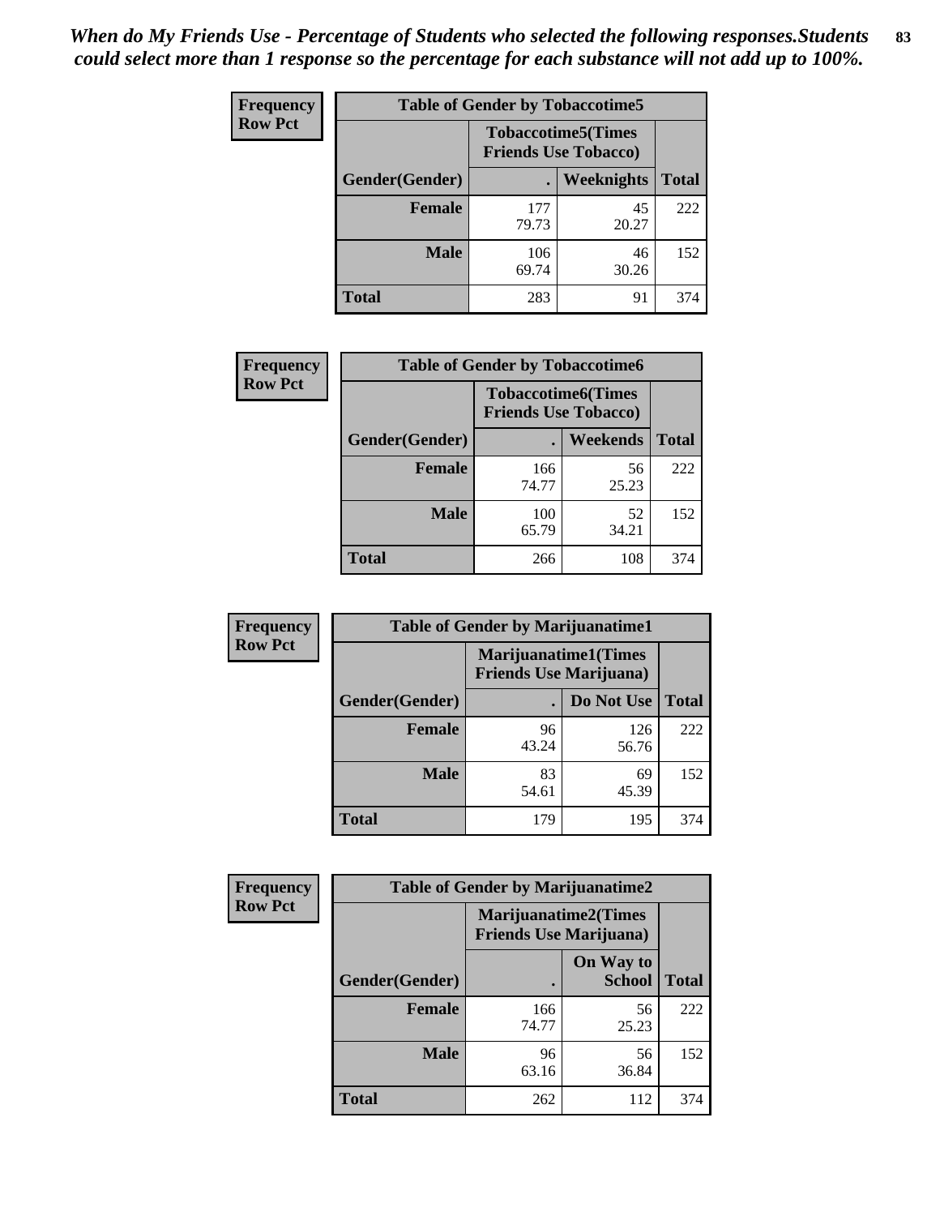*When do My Friends Use - Percentage of Students who selected the following responses.Students could select more than 1 response so the percentage for each substance will not add up to 100%.*

**Frequency**
**Row Pct**

| Table of Gender by Tobaccotime5 | | | |
|---|---|---|---|
| | Tobaccotime5(Times Friends Use Tobacco) | | |
| Gender(Gender) | . | Weeknights | Total |
| **Female** | 177<br>79.73 | 45<br>20.27 | 222 |
| **Male** | 106<br>69.74 | 46<br>30.26 | 152 |
| **Total** | 283 | 91 | 374 |

**Frequency**
**Row Pct**

| Table of Gender by Tobaccotime6 | | | |
|---|---|---|---|
| | Tobaccotime6(Times Friends Use Tobacco) | | |
| Gender(Gender) | . | Weekends | Total |
| **Female** | 166<br>74.77 | 56<br>25.23 | 222 |
| **Male** | 100<br>65.79 | 52<br>34.21 | 152 |
| **Total** | 266 | 108 | 374 |

**Frequency**
**Row Pct**

| Table of Gender by Marijuanatime1 | | | |
|---|---|---|---|
| | Marijuanatime1(Times Friends Use Marijuana) | | |
| Gender(Gender) | . | Do Not Use | Total |
| **Female** | 96<br>43.24 | 126<br>56.76 | 222 |
| **Male** | 83<br>54.61 | 69<br>45.39 | 152 |
| **Total** | 179 | 195 | 374 |

**Frequency**
**Row Pct**

| Table of Gender by Marijuanatime2 | | | |
|---|---|---|---|
| | Marijuanatime2(Times Friends Use Marijuana) | | |
| Gender(Gender) | . | On Way to School | Total |
| **Female** | 166<br>74.77 | 56<br>25.23 | 222 |
| **Male** | 96<br>63.16 | 56<br>36.84 | 152 |
| **Total** | 262 | 112 | 374 |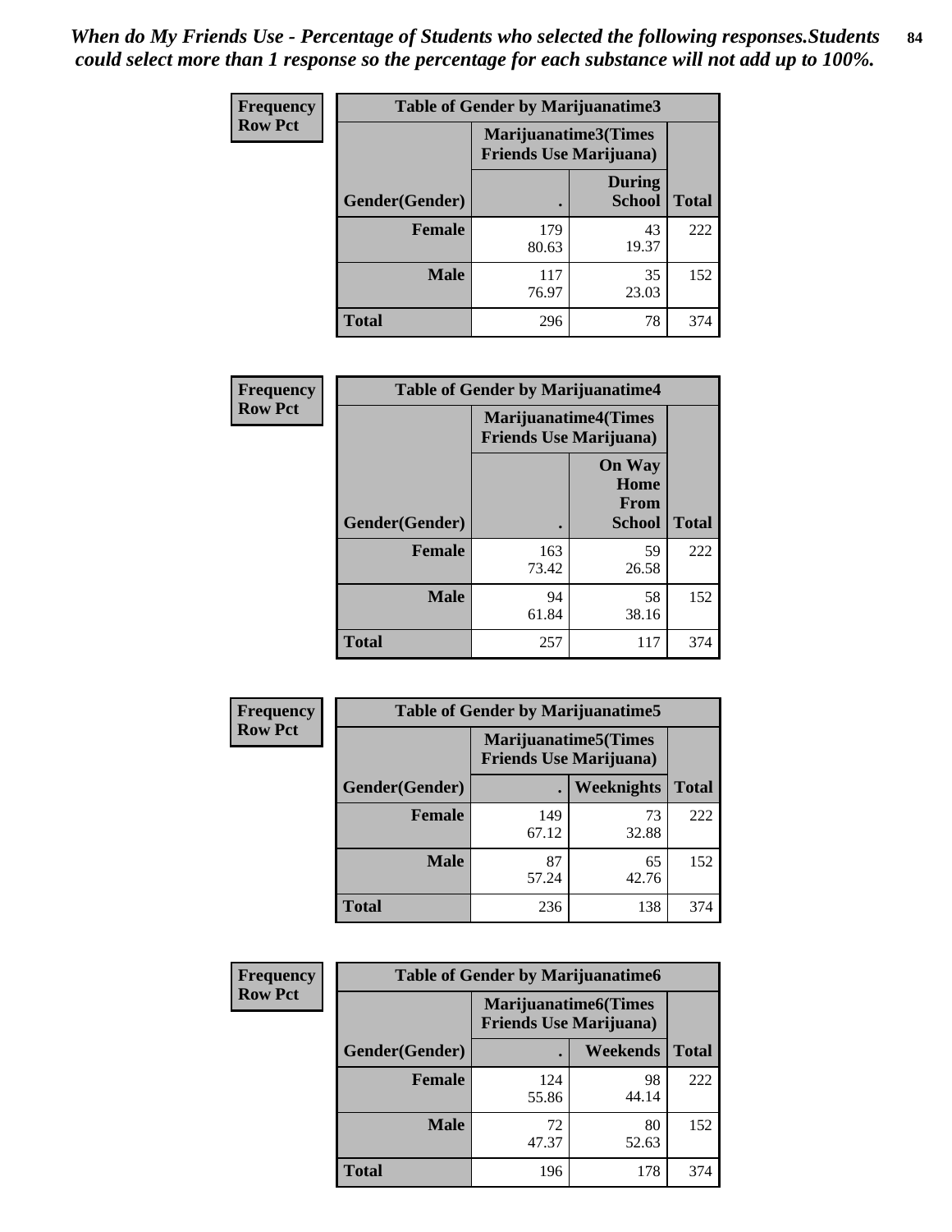*When do My Friends Use - Percentage of Students who selected the following responses.Students could select more than 1 response so the percentage for each substance will not add up to 100%.*

**Frequency**
**Row Pct**

| Table of Gender by Marijuanatime3 | | | |
|---|---|---|---|
| | Marijuanatime3(Times Friends Use Marijuana) | | |
| Gender(Gender) | . | During School | Total |
| **Female** | 179<br>80.63 | 43<br>19.37 | 222 |
| **Male** | 117<br>76.97 | 35<br>23.03 | 152 |
| **Total** | 296 | 78 | 374 |

**Frequency**
**Row Pct**

| Table of Gender by Marijuanatime4 | | | |
|---|---|---|---|
| | Marijuanatime4(Times Friends Use Marijuana) | | |
| Gender(Gender) | . | On Way Home From School | Total |
| **Female** | 163<br>73.42 | 59<br>26.58 | 222 |
| **Male** | 94<br>61.84 | 58<br>38.16 | 152 |
| **Total** | 257 | 117 | 374 |

**Frequency**
**Row Pct**

| Table of Gender by Marijuanatime5 | | | |
|---|---|---|---|
| | Marijuanatime5(Times Friends Use Marijuana) | | |
| Gender(Gender) | . | Weeknights | Total |
| **Female** | 149<br>67.12 | 73<br>32.88 | 222 |
| **Male** | 87<br>57.24 | 65<br>42.76 | 152 |
| **Total** | 236 | 138 | 374 |

**Frequency**
**Row Pct**

| Table of Gender by Marijuanatime6 | | | |
|---|---|---|---|
| | Marijuanatime6(Times Friends Use Marijuana) | | |
| Gender(Gender) | . | Weekends | Total |
| **Female** | 124<br>55.86 | 98<br>44.14 | 222 |
| **Male** | 72<br>47.37 | 80<br>52.63 | 152 |
| **Total** | 196 | 178 | 374 |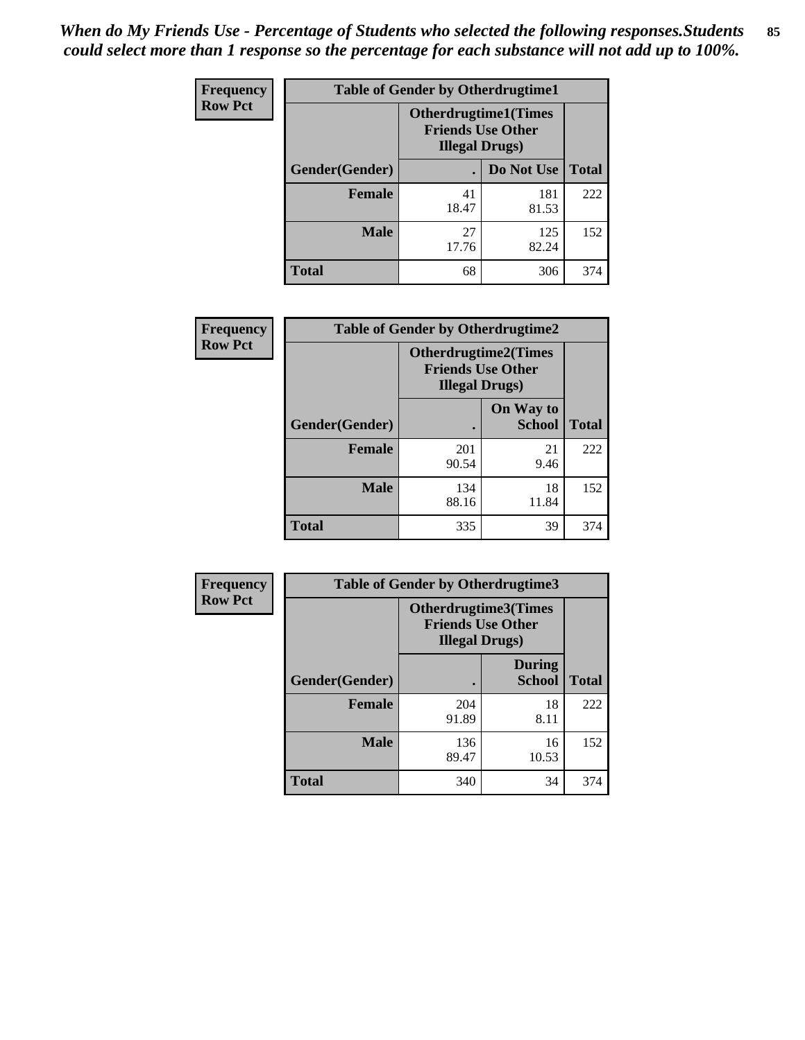*When do My Friends Use - Percentage of Students who selected the following responses.Students could select more than 1 response so the percentage for each substance will not add up to 100%.*

**Frequency**
**Row Pct**

**Table of Gender by Otherdrugtime1**

| Gender(Gender) | Otherdrugtime1(Times Friends Use Other Illegal Drugs) . | Do Not Use | Total |
|---|---|---|---|
| **Female** | 41<br>18.47 | 181<br>81.53 | 222 |
| **Male** | 27<br>17.76 | 125<br>82.24 | 152 |
| **Total** | 68 | 306 | 374 |

**Frequency**
**Row Pct**

**Table of Gender by Otherdrugtime2**

| Gender(Gender) | Otherdrugtime2(Times Friends Use Other Illegal Drugs) . | On Way to School | Total |
|---|---|---|---|
| **Female** | 201<br>90.54 | 21<br>9.46 | 222 |
| **Male** | 134<br>88.16 | 18<br>11.84 | 152 |
| **Total** | 335 | 39 | 374 |

**Frequency**
**Row Pct**

**Table of Gender by Otherdrugtime3**

| Gender(Gender) | Otherdrugtime3(Times Friends Use Other Illegal Drugs) . | During School | Total |
|---|---|---|---|
| **Female** | 204<br>91.89 | 18<br>8.11 | 222 |
| **Male** | 136<br>89.47 | 16<br>10.53 | 152 |
| **Total** | 340 | 34 | 374 |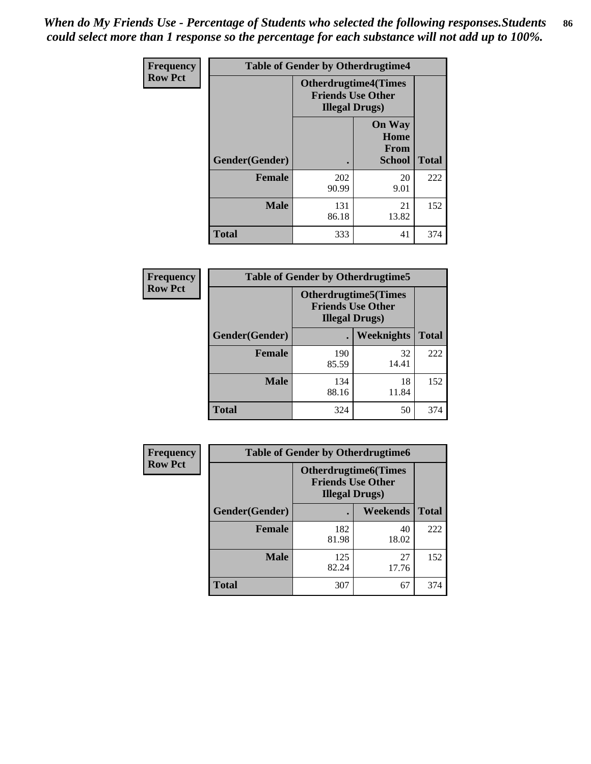*When do My Friends Use - Percentage of Students who selected the following responses.Students could select more than 1 response so the percentage for each substance will not add up to 100%.*

**Frequency**
**Row Pct**

| Table of Gender by Otherdrugtime4 | | | |
|---|---|---|---|
| | Otherdrugtime4(Times Friends Use Other Illegal Drugs) | | |
| Gender(Gender) | . | On Way Home From School | Total |
| Female | 202<br>90.99 | 20<br>9.01 | 222 |
| Male | 131<br>86.18 | 21<br>13.82 | 152 |
| Total | 333 | 41 | 374 |

**Frequency**
**Row Pct**

| Table of Gender by Otherdrugtime5 | | | |
|---|---|---|---|
| | Otherdrugtime5(Times Friends Use Other Illegal Drugs) | | |
| Gender(Gender) | . | Weeknights | Total |
| Female | 190<br>85.59 | 32<br>14.41 | 222 |
| Male | 134<br>88.16 | 18<br>11.84 | 152 |
| Total | 324 | 50 | 374 |

**Frequency**
**Row Pct**

| Table of Gender by Otherdrugtime6 | | | |
|---|---|---|---|
| | Otherdrugtime6(Times Friends Use Other Illegal Drugs) | | |
| Gender(Gender) | . | Weekends | Total |
| Female | 182<br>81.98 | 40<br>18.02 | 222 |
| Male | 125<br>82.24 | 27<br>17.76 | 152 |
| Total | 307 | 67 | 374 |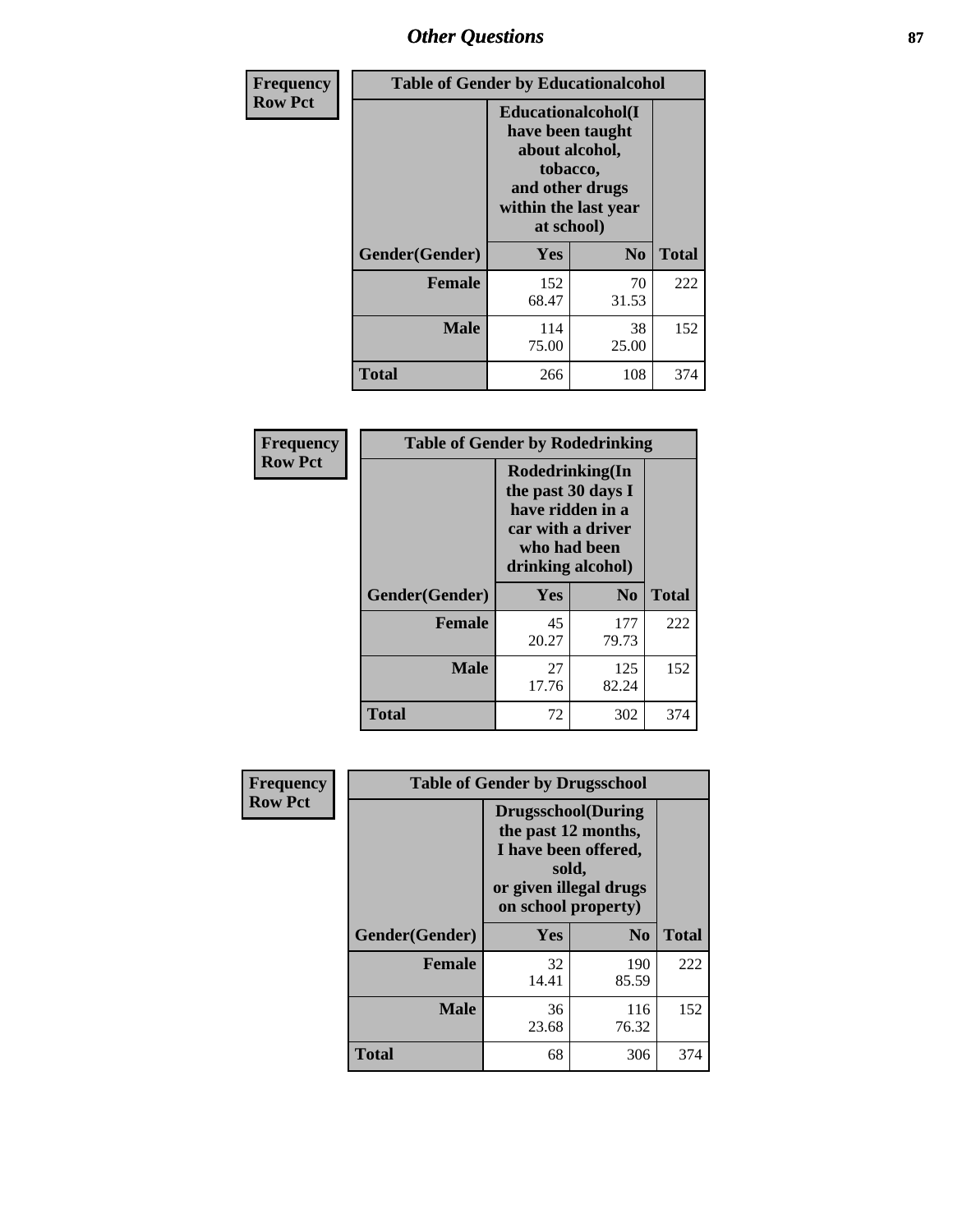## Other Questions

**Frequency**
**Row Pct**

| Table of Gender by Educationalcohol | | | |
|---|---|---|---|
| | Educationalcohol(I have been taught about alcohol, tobacco, and other drugs within the last year at school) | | |
| Gender(Gender) | Yes | No | Total |
| Female | 152<br>68.47 | 70<br>31.53 | 222 |
| Male | 114<br>75.00 | 38<br>25.00 | 152 |
| Total | 266 | 108 | 374 |

**Frequency**
**Row Pct**

| Table of Gender by Rodedrinking | | | |
|---|---|---|---|
| | Rodedrinking(In the past 30 days I have ridden in a car with a driver who had been drinking alcohol) | | |
| Gender(Gender) | Yes | No | Total |
| Female | 45<br>20.27 | 177<br>79.73 | 222 |
| Male | 27<br>17.76 | 125<br>82.24 | 152 |
| Total | 72 | 302 | 374 |

**Frequency**
**Row Pct**

| Table of Gender by Drugsschool | | | |
|---|---|---|---|
| | Drugsschool(During the past 12 months, I have been offered, sold, or given illegal drugs on school property) | | |
| Gender(Gender) | Yes | No | Total |
| Female | 32<br>14.41 | 190<br>85.59 | 222 |
| Male | 36<br>23.68 | 116<br>76.32 | 152 |
| Total | 68 | 306 | 374 |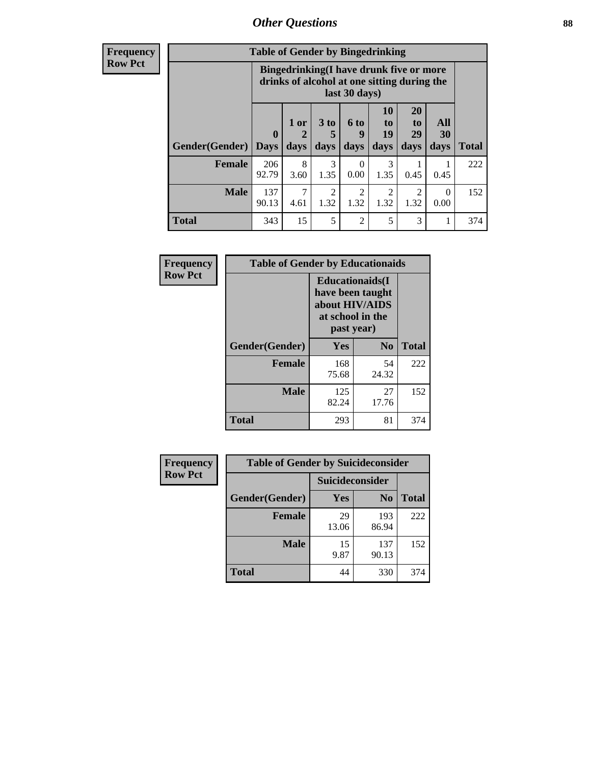## Other Questions

**Frequency**
**Row Pct**

| Table of Gender by Bingedrinking | | | | | | | | |
|---|---|---|---|---|---|---|---|---|
| | Bingedrinking(I have drunk five or more drinks of alcohol at one sitting during the last 30 days) | | | | | | | |
| Gender(Gender) | 0 Days | 1 or 2 days | 3 to 5 days | 6 to 9 days | 10 to 19 days | 20 to 29 days | All 30 days | Total |
| **Female** | 206<br>92.79 | 8<br>3.60 | 3<br>1.35 | 0<br>0.00 | 3<br>1.35 | 1<br>0.45 | 1<br>0.45 | 222 |
| **Male** | 137<br>90.13 | 7<br>4.61 | 2<br>1.32 | 2<br>1.32 | 2<br>1.32 | 2<br>1.32 | 0<br>0.00 | 152 |
| **Total** | 343 | 15 | 5 | 2 | 5 | 3 | 1 | 374 |

**Frequency**
**Row Pct**

| Table of Gender by Educationaids | | | |
|---|---|---|---|
| | Educationaids(I have been taught about HIV/AIDS at school in the past year) | | |
| Gender(Gender) | Yes | No | Total |
| **Female** | 168<br>75.68 | 54<br>24.32 | 222 |
| **Male** | 125<br>82.24 | 27<br>17.76 | 152 |
| **Total** | 293 | 81 | 374 |

**Frequency**
**Row Pct**

| Table of Gender by Suicideconsider | | | |
|---|---|---|---|
| | Suicideconsider | | |
| Gender(Gender) | Yes | No | Total |
| **Female** | 29<br>13.06 | 193<br>86.94 | 222 |
| **Male** | 15<br>9.87 | 137<br>90.13 | 152 |
| **Total** | 44 | 330 | 374 |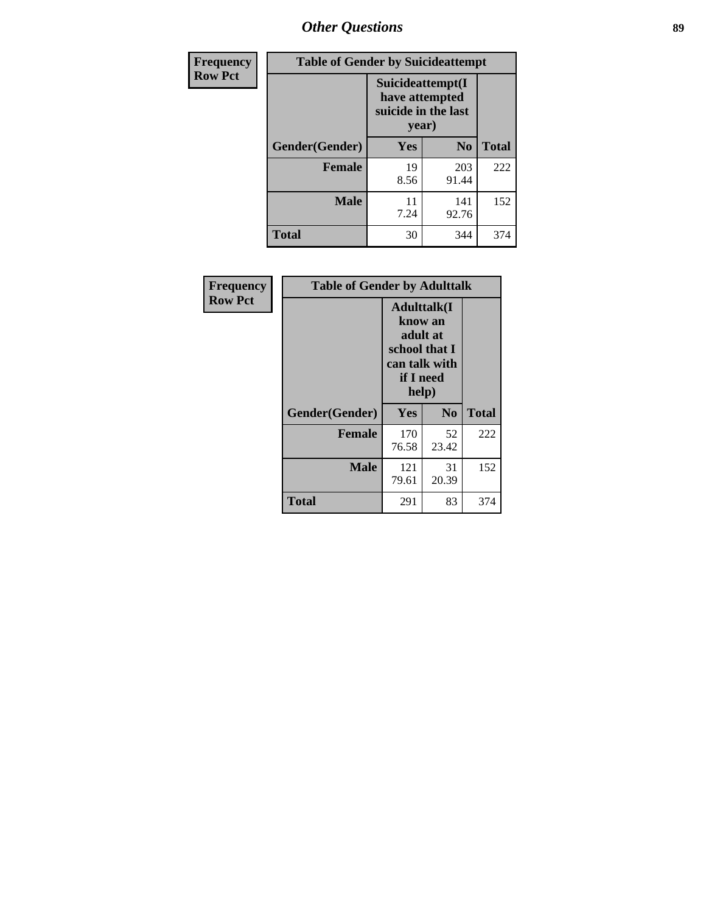| Frequency<br>Row Pct | Table of Gender by Suicideattempt | | |
|---|---|---|---|
| | Suicideattempt(I have attempted suicide in the last year) | | |
| Gender(Gender) | Yes | No | Total |
| Female | 19<br>8.56 | 203<br>91.44 | 222 |
| Male | 11<br>7.24 | 141<br>92.76 | 152 |
| Total | 30 | 344 | 374 |

| Frequency<br>Row Pct | Table of Gender by Adulttalk | | |
|---|---|---|---|
| | Adulttalk(I know an adult at school that I can talk with if I need help) | | |
| Gender(Gender) | Yes | No | Total |
| Female | 170<br>76.58 | 52<br>23.42 | 222 |
| Male | 121<br>79.61 | 31<br>20.39 | 152 |
| Total | 291 | 83 | 374 |